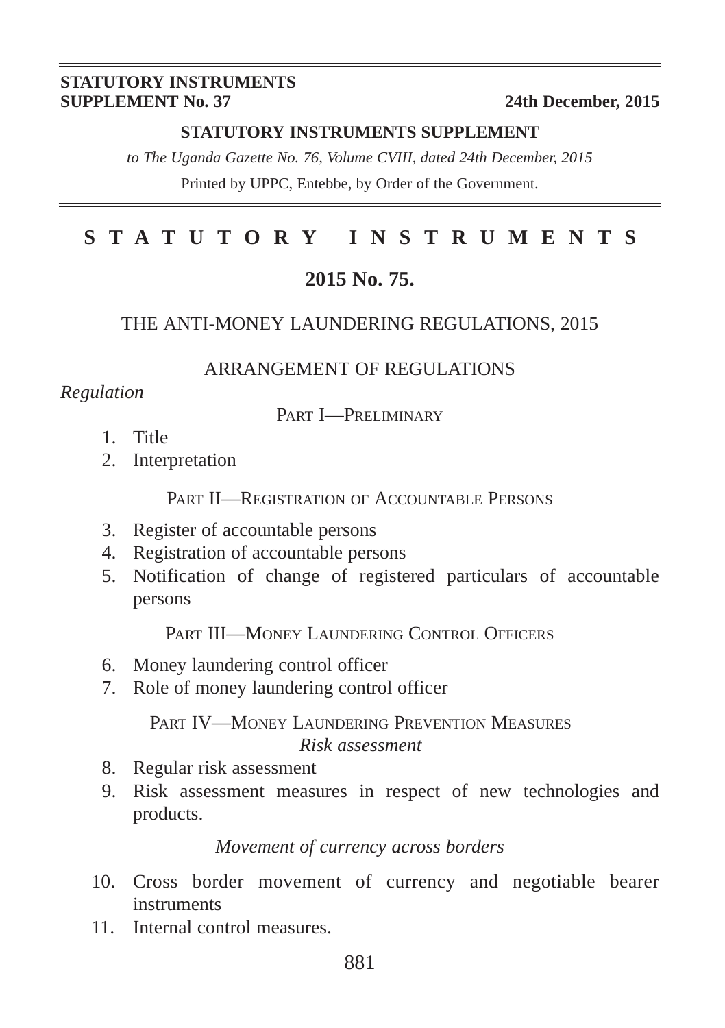**STATUTORY INSTRUMENTS**
**SUPPLEMENT No. 37** **24th December, 2015**

**STATUTORY INSTRUMENTS SUPPLEMENT**

*to The Uganda Gazette No. 76, Volume CVIII, dated 24th December, 2015*

Printed by UPPC, Entebbe, by Order of the Government.

# STATUTORY INSTRUMENTS

## 2015 No. 75.

### THE ANTI-MONEY LAUNDERING REGULATIONS, 2015

### ARRANGEMENT OF REGULATIONS

*Regulation*

PART I—PRELIMINARY

1. Title
2. Interpretation

PART II—REGISTRATION OF ACCOUNTABLE PERSONS

3. Register of accountable persons
4. Registration of accountable persons
5. Notification of change of registered particulars of accountable persons

PART III—MONEY LAUNDERING CONTROL OFFICERS

6. Money laundering control officer
7. Role of money laundering control officer

PART IV—MONEY LAUNDERING PREVENTION MEASURES

*Risk assessment*

8. Regular risk assessment
9. Risk assessment measures in respect of new technologies and products.

*Movement of currency across borders*

10. Cross border movement of currency and negotiable bearer instruments
11. Internal control measures.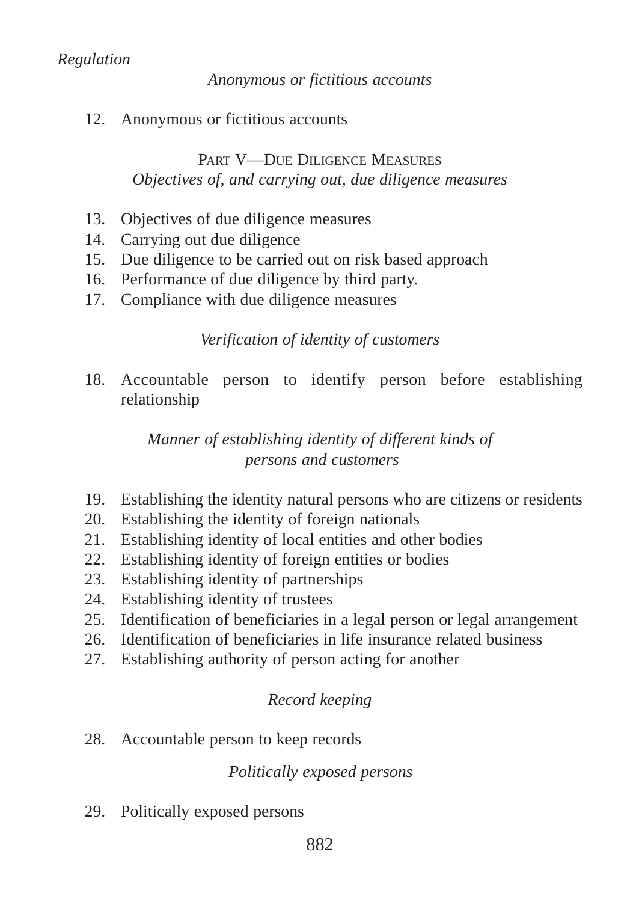*Regulation*

*Anonymous or fictitious accounts*

12. Anonymous or fictitious accounts

PART V—DUE DILIGENCE MEASURES

*Objectives of, and carrying out, due diligence measures*

13. Objectives of due diligence measures
14. Carrying out due diligence
15. Due diligence to be carried out on risk based approach
16. Performance of due diligence by third party.
17. Compliance with due diligence measures

*Verification of identity of customers*

18. Accountable person to identify person before establishing relationship

*Manner of establishing identity of different kinds of persons and customers*

19. Establishing the identity natural persons who are citizens or residents
20. Establishing the identity of foreign nationals
21. Establishing identity of local entities and other bodies
22. Establishing identity of foreign entities or bodies
23. Establishing identity of partnerships
24. Establishing identity of trustees
25. Identification of beneficiaries in a legal person or legal arrangement
26. Identification of beneficiaries in life insurance related business
27. Establishing authority of person acting for another

*Record keeping*

28. Accountable person to keep records

*Politically exposed persons*

29. Politically exposed persons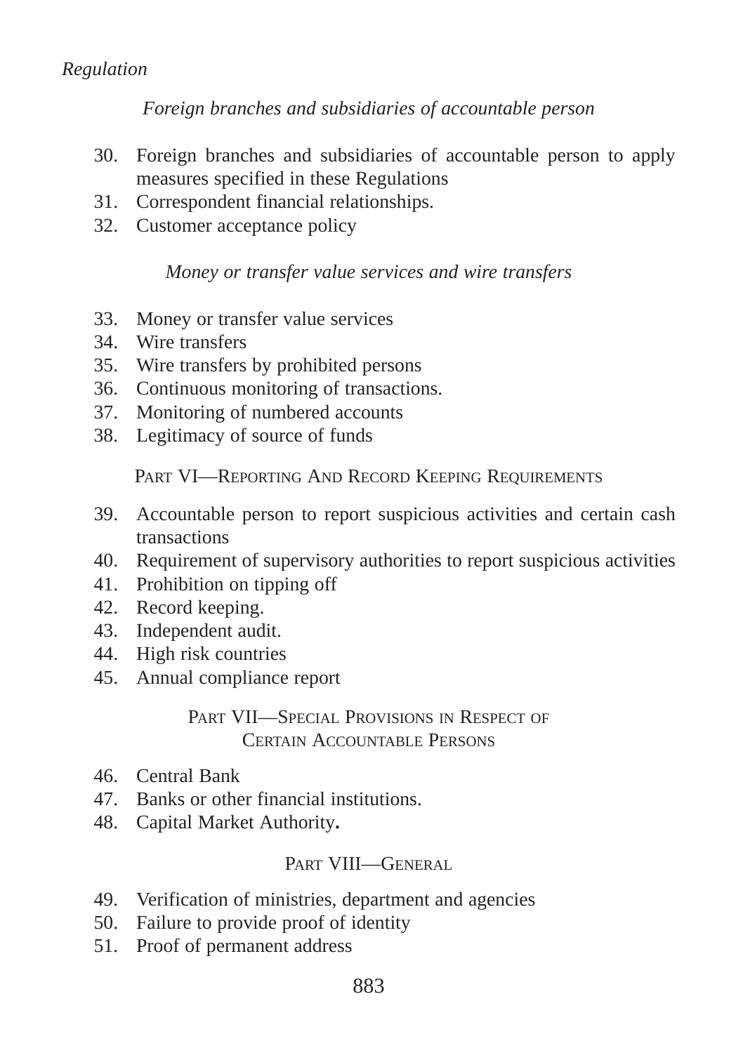*Regulation*

*Foreign branches and subsidiaries of accountable person*

30. Foreign branches and subsidiaries of accountable person to apply measures specified in these Regulations
31. Correspondent financial relationships.
32. Customer acceptance policy

*Money or transfer value services and wire transfers*

33. Money or transfer value services
34. Wire transfers
35. Wire transfers by prohibited persons
36. Continuous monitoring of transactions.
37. Monitoring of numbered accounts
38. Legitimacy of source of funds

## PART VI—REPORTING AND RECORD KEEPING REQUIREMENTS

39. Accountable person to report suspicious activities and certain cash transactions
40. Requirement of supervisory authorities to report suspicious activities
41. Prohibition on tipping off
42. Record keeping.
43. Independent audit.
44. High risk countries
45. Annual compliance report

## PART VII—SPECIAL PROVISIONS IN RESPECT OF CERTAIN ACCOUNTABLE PERSONS

46. Central Bank
47. Banks or other financial institutions.
48. Capital Market Authority**.**

## PART VIII—GENERAL

49. Verification of ministries, department and agencies
50. Failure to provide proof of identity
51. Proof of permanent address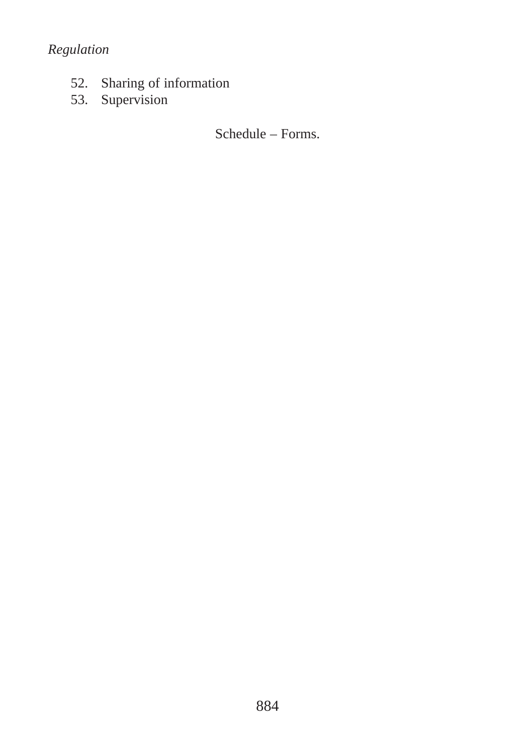*Regulation*

52. Sharing of information
53. Supervision

Schedule – Forms.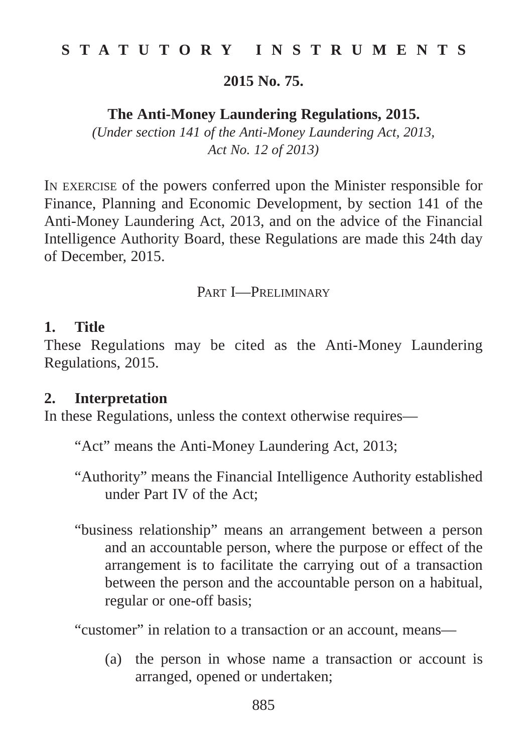**STATUTORY INSTRUMENTS**

**2015 No. 75.**

**The Anti-Money Laundering Regulations, 2015.**

*(Under section 141 of the Anti-Money Laundering Act, 2013, Act No. 12 of 2013)*

IN EXERCISE of the powers conferred upon the Minister responsible for Finance, Planning and Economic Development, by section 141 of the Anti-Money Laundering Act, 2013, and on the advice of the Financial Intelligence Authority Board, these Regulations are made this 24th day of December, 2015.

PART I—PRELIMINARY

**1. Title**

These Regulations may be cited as the Anti-Money Laundering Regulations, 2015.

**2. Interpretation**

In these Regulations, unless the context otherwise requires—

"Act" means the Anti-Money Laundering Act, 2013;

"Authority" means the Financial Intelligence Authority established under Part IV of the Act;

"business relationship" means an arrangement between a person and an accountable person, where the purpose or effect of the arrangement is to facilitate the carrying out of a transaction between the person and the accountable person on a habitual, regular or one-off basis;

"customer" in relation to a transaction or an account, means—

(a) the person in whose name a transaction or account is arranged, opened or undertaken;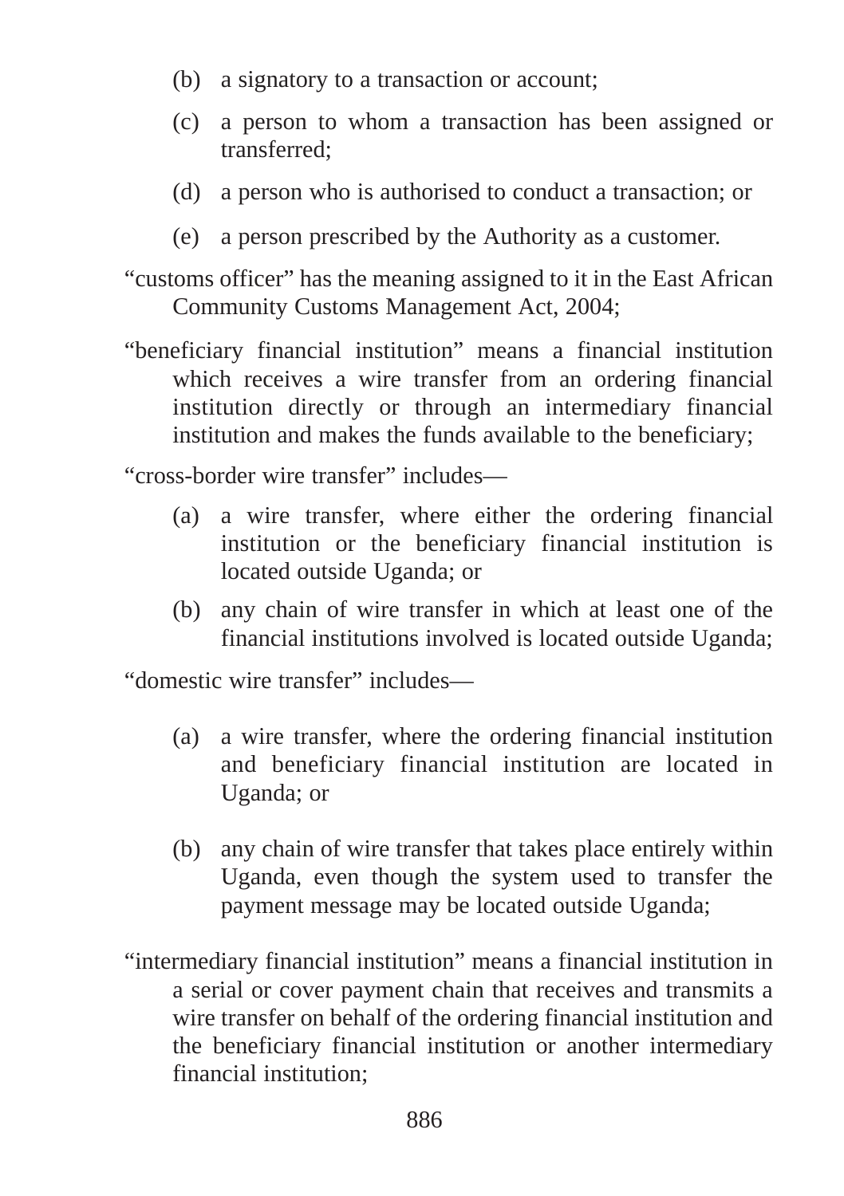(b) a signatory to a transaction or account;

(c) a person to whom a transaction has been assigned or transferred;

(d) a person who is authorised to conduct a transaction; or

(e) a person prescribed by the Authority as a customer.

"customs officer" has the meaning assigned to it in the East African Community Customs Management Act, 2004;

"beneficiary financial institution" means a financial institution which receives a wire transfer from an ordering financial institution directly or through an intermediary financial institution and makes the funds available to the beneficiary;

"cross-border wire transfer" includes—

(a) a wire transfer, where either the ordering financial institution or the beneficiary financial institution is located outside Uganda; or

(b) any chain of wire transfer in which at least one of the financial institutions involved is located outside Uganda;

"domestic wire transfer" includes—

(a) a wire transfer, where the ordering financial institution and beneficiary financial institution are located in Uganda; or

(b) any chain of wire transfer that takes place entirely within Uganda, even though the system used to transfer the payment message may be located outside Uganda;

"intermediary financial institution" means a financial institution in a serial or cover payment chain that receives and transmits a wire transfer on behalf of the ordering financial institution and the beneficiary financial institution or another intermediary financial institution;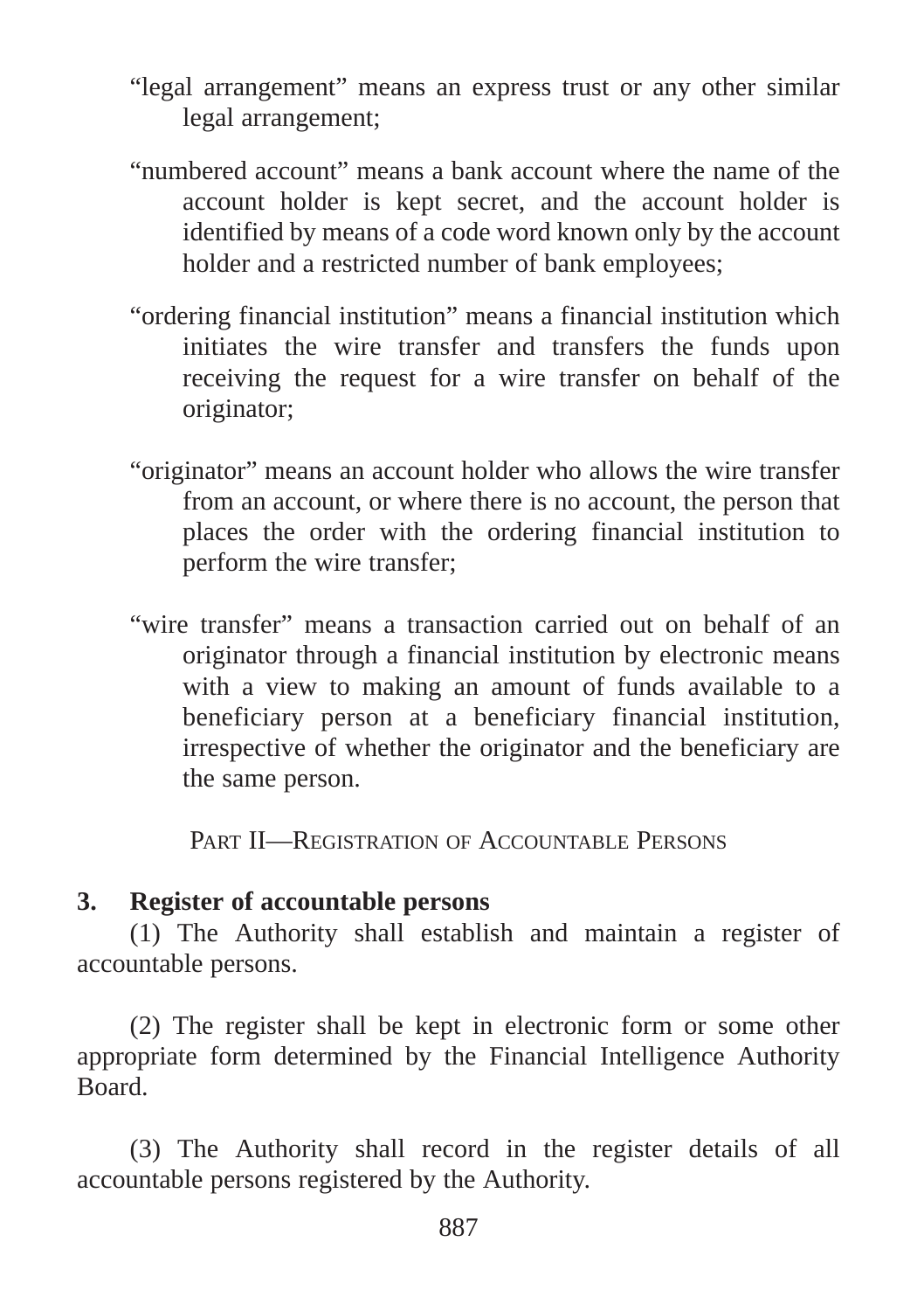"legal arrangement" means an express trust or any other similar legal arrangement;

"numbered account" means a bank account where the name of the account holder is kept secret, and the account holder is identified by means of a code word known only by the account holder and a restricted number of bank employees;

"ordering financial institution" means a financial institution which initiates the wire transfer and transfers the funds upon receiving the request for a wire transfer on behalf of the originator;

"originator" means an account holder who allows the wire transfer from an account, or where there is no account, the person that places the order with the ordering financial institution to perform the wire transfer;

"wire transfer" means a transaction carried out on behalf of an originator through a financial institution by electronic means with a view to making an amount of funds available to a beneficiary person at a beneficiary financial institution, irrespective of whether the originator and the beneficiary are the same person.

## Part II—Registration of Accountable Persons

### 3. Register of accountable persons

(1) The Authority shall establish and maintain a register of accountable persons.

(2) The register shall be kept in electronic form or some other appropriate form determined by the Financial Intelligence Authority Board.

(3) The Authority shall record in the register details of all accountable persons registered by the Authority.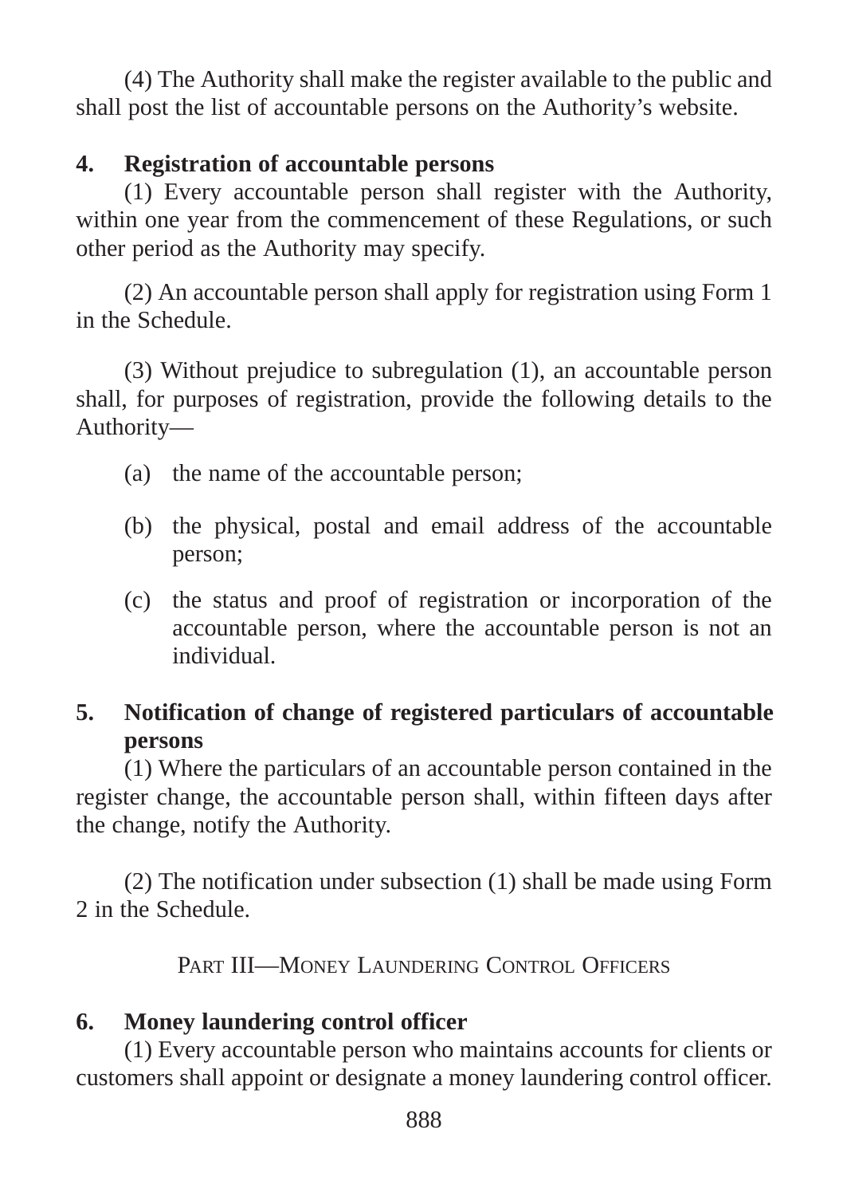(4) The Authority shall make the register available to the public and shall post the list of accountable persons on the Authority's website.

**4. Registration of accountable persons**

(1) Every accountable person shall register with the Authority, within one year from the commencement of these Regulations, or such other period as the Authority may specify.

(2) An accountable person shall apply for registration using Form 1 in the Schedule.

(3) Without prejudice to subregulation (1), an accountable person shall, for purposes of registration, provide the following details to the Authority—

(a) the name of the accountable person;

(b) the physical, postal and email address of the accountable person;

(c) the status and proof of registration or incorporation of the accountable person, where the accountable person is not an individual.

**5. Notification of change of registered particulars of accountable persons**

(1) Where the particulars of an accountable person contained in the register change, the accountable person shall, within fifteen days after the change, notify the Authority.

(2) The notification under subsection (1) shall be made using Form 2 in the Schedule.

## PART III—MONEY LAUNDERING CONTROL OFFICERS

**6. Money laundering control officer**

(1) Every accountable person who maintains accounts for clients or customers shall appoint or designate a money laundering control officer.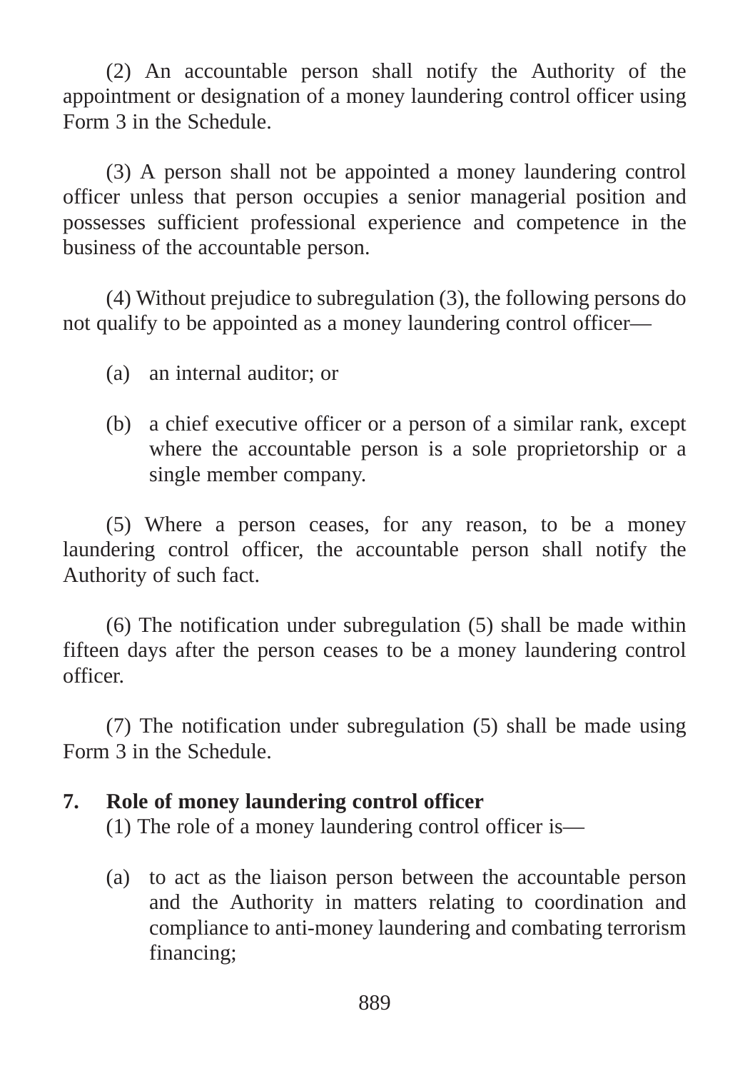(2) An accountable person shall notify the Authority of the appointment or designation of a money laundering control officer using Form 3 in the Schedule.

(3) A person shall not be appointed a money laundering control officer unless that person occupies a senior managerial position and possesses sufficient professional experience and competence in the business of the accountable person.

(4) Without prejudice to subregulation (3), the following persons do not qualify to be appointed as a money laundering control officer—

(a) an internal auditor; or

(b) a chief executive officer or a person of a similar rank, except where the accountable person is a sole proprietorship or a single member company.

(5) Where a person ceases, for any reason, to be a money laundering control officer, the accountable person shall notify the Authority of such fact.

(6) The notification under subregulation (5) shall be made within fifteen days after the person ceases to be a money laundering control officer.

(7) The notification under subregulation (5) shall be made using Form 3 in the Schedule.

**7. Role of money laundering control officer**

(1) The role of a money laundering control officer is—

(a) to act as the liaison person between the accountable person and the Authority in matters relating to coordination and compliance to anti-money laundering and combating terrorism financing;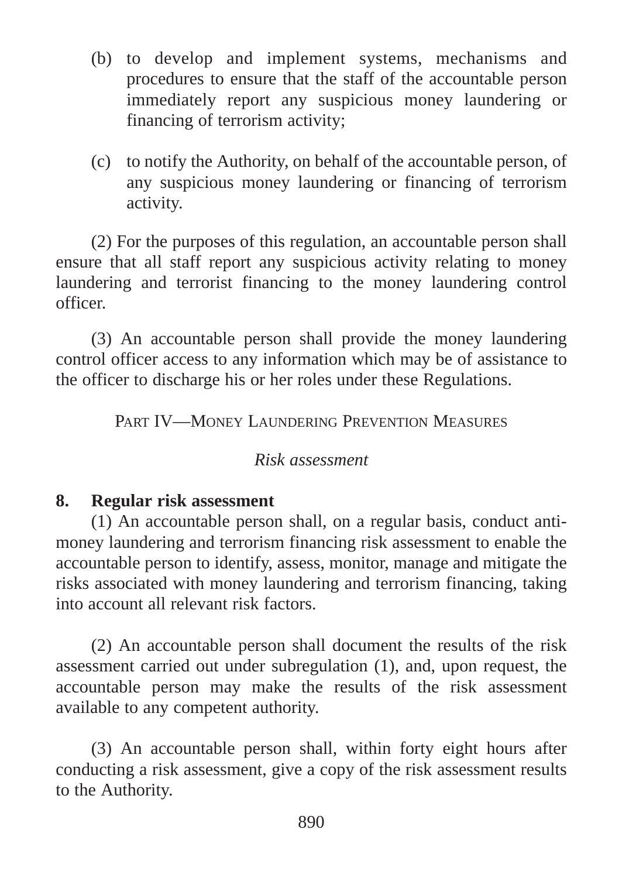(b) to develop and implement systems, mechanisms and procedures to ensure that the staff of the accountable person immediately report any suspicious money laundering or financing of terrorism activity;

(c) to notify the Authority, on behalf of the accountable person, of any suspicious money laundering or financing of terrorism activity.

(2) For the purposes of this regulation, an accountable person shall ensure that all staff report any suspicious activity relating to money laundering and terrorist financing to the money laundering control officer.

(3) An accountable person shall provide the money laundering control officer access to any information which may be of assistance to the officer to discharge his or her roles under these Regulations.

## PART IV—MONEY LAUNDERING PREVENTION MEASURES

*Risk assessment*

### 8. Regular risk assessment

(1) An accountable person shall, on a regular basis, conduct anti-money laundering and terrorism financing risk assessment to enable the accountable person to identify, assess, monitor, manage and mitigate the risks associated with money laundering and terrorism financing, taking into account all relevant risk factors.

(2) An accountable person shall document the results of the risk assessment carried out under subregulation (1), and, upon request, the accountable person may make the results of the risk assessment available to any competent authority.

(3) An accountable person shall, within forty eight hours after conducting a risk assessment, give a copy of the risk assessment results to the Authority.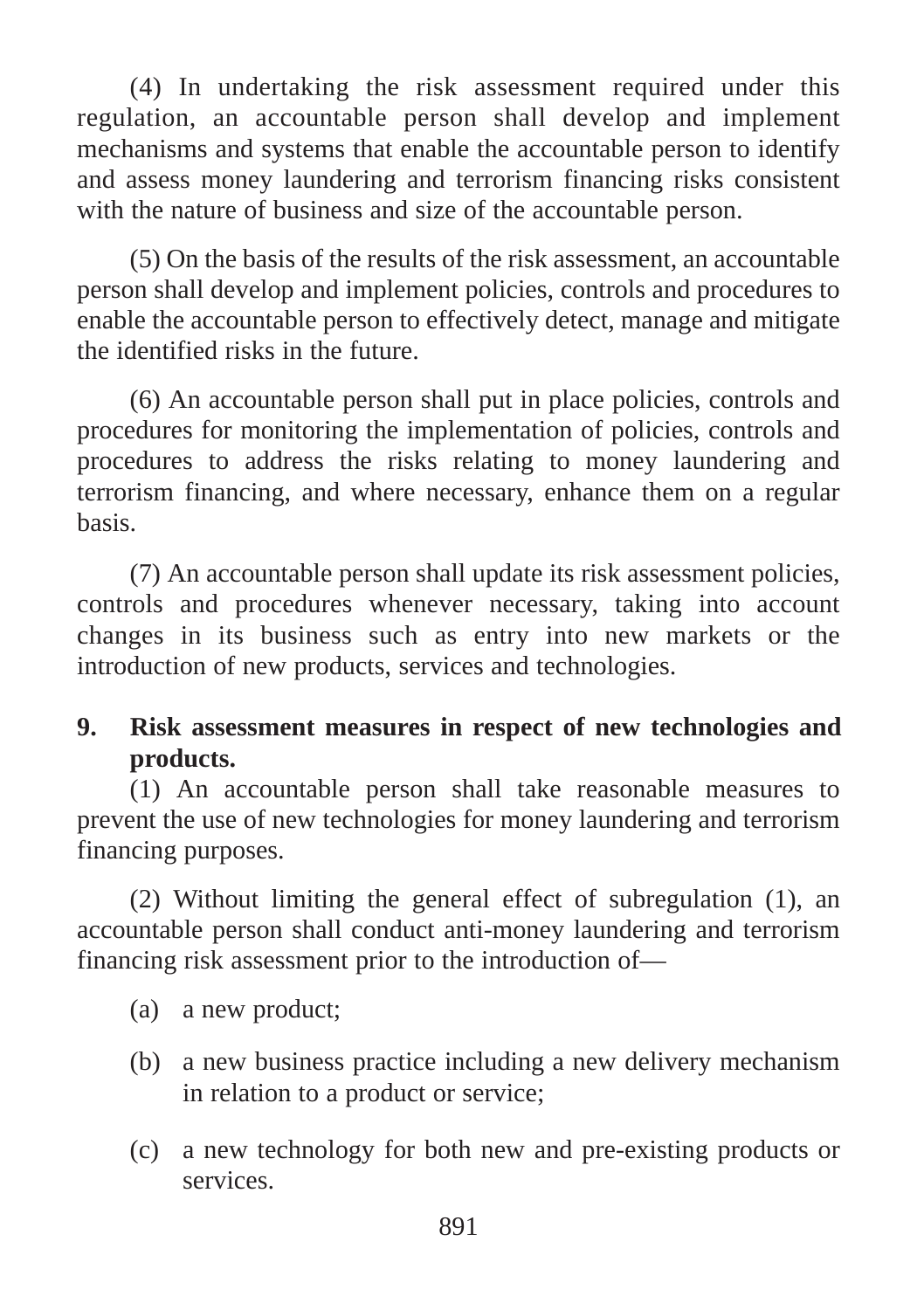(4) In undertaking the risk assessment required under this regulation, an accountable person shall develop and implement mechanisms and systems that enable the accountable person to identify and assess money laundering and terrorism financing risks consistent with the nature of business and size of the accountable person.

(5) On the basis of the results of the risk assessment, an accountable person shall develop and implement policies, controls and procedures to enable the accountable person to effectively detect, manage and mitigate the identified risks in the future.

(6) An accountable person shall put in place policies, controls and procedures for monitoring the implementation of policies, controls and procedures to address the risks relating to money laundering and terrorism financing, and where necessary, enhance them on a regular basis.

(7) An accountable person shall update its risk assessment policies, controls and procedures whenever necessary, taking into account changes in its business such as entry into new markets or the introduction of new products, services and technologies.

**9. Risk assessment measures in respect of new technologies and products.**

(1) An accountable person shall take reasonable measures to prevent the use of new technologies for money laundering and terrorism financing purposes.

(2) Without limiting the general effect of subregulation (1), an accountable person shall conduct anti-money laundering and terrorism financing risk assessment prior to the introduction of—

(a) a new product;

(b) a new business practice including a new delivery mechanism in relation to a product or service;

(c) a new technology for both new and pre-existing products or services.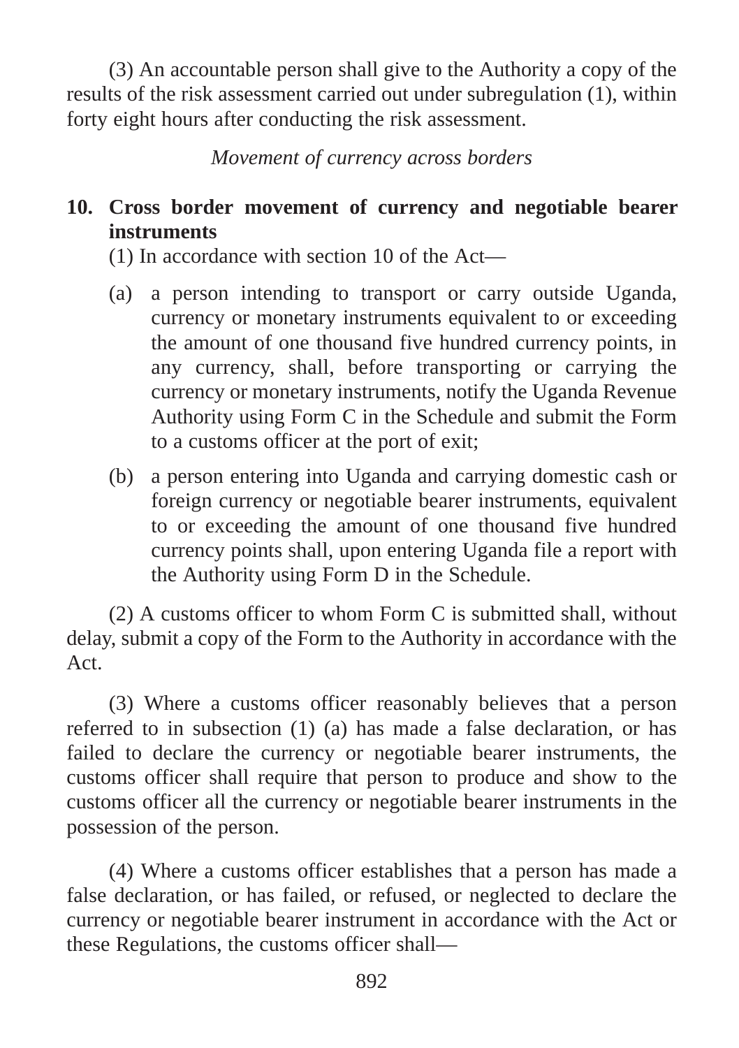(3) An accountable person shall give to the Authority a copy of the results of the risk assessment carried out under subregulation (1), within forty eight hours after conducting the risk assessment.

*Movement of currency across borders*

**10. Cross border movement of currency and negotiable bearer instruments**

(1) In accordance with section 10 of the Act—

(a) a person intending to transport or carry outside Uganda, currency or monetary instruments equivalent to or exceeding the amount of one thousand five hundred currency points, in any currency, shall, before transporting or carrying the currency or monetary instruments, notify the Uganda Revenue Authority using Form C in the Schedule and submit the Form to a customs officer at the port of exit;

(b) a person entering into Uganda and carrying domestic cash or foreign currency or negotiable bearer instruments, equivalent to or exceeding the amount of one thousand five hundred currency points shall, upon entering Uganda file a report with the Authority using Form D in the Schedule.

(2) A customs officer to whom Form C is submitted shall, without delay, submit a copy of the Form to the Authority in accordance with the Act.

(3) Where a customs officer reasonably believes that a person referred to in subsection (1) (a) has made a false declaration, or has failed to declare the currency or negotiable bearer instruments, the customs officer shall require that person to produce and show to the customs officer all the currency or negotiable bearer instruments in the possession of the person.

(4) Where a customs officer establishes that a person has made a false declaration, or has failed, or refused, or neglected to declare the currency or negotiable bearer instrument in accordance with the Act or these Regulations, the customs officer shall—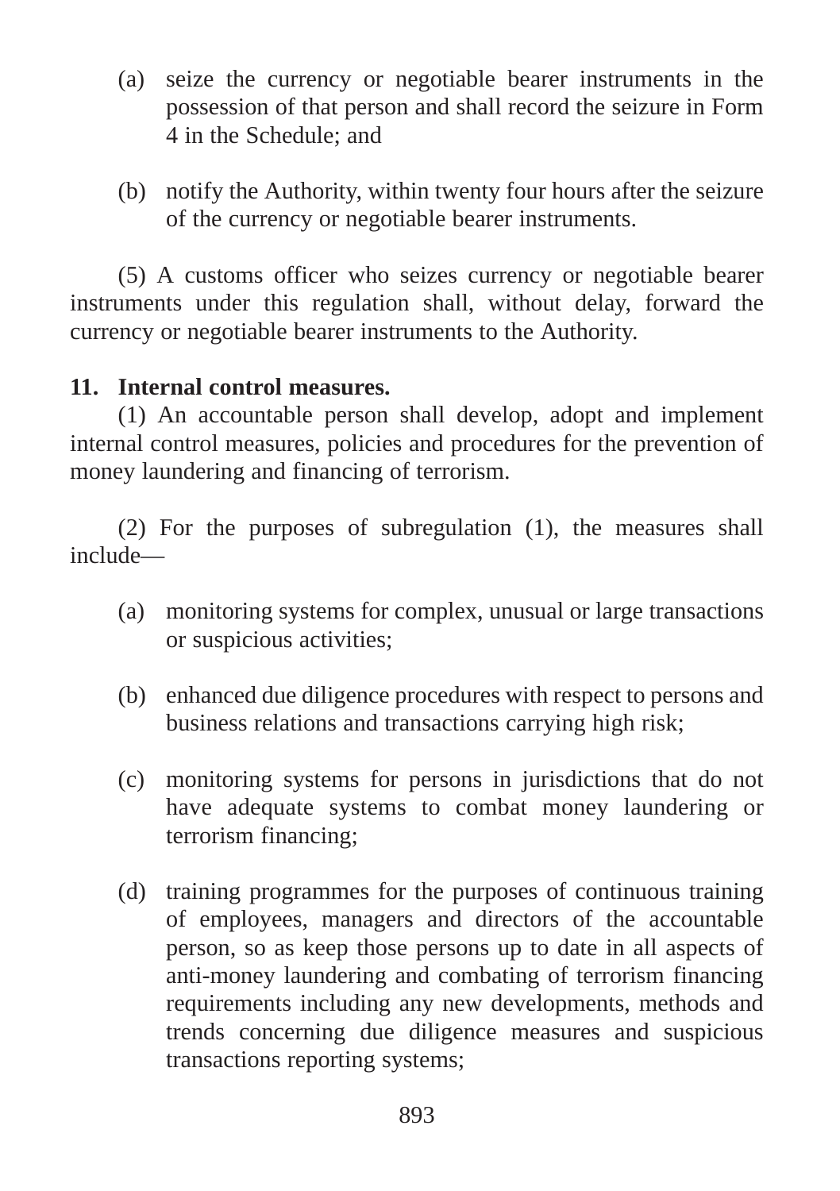(a) seize the currency or negotiable bearer instruments in the possession of that person and shall record the seizure in Form 4 in the Schedule; and

(b) notify the Authority, within twenty four hours after the seizure of the currency or negotiable bearer instruments.

(5) A customs officer who seizes currency or negotiable bearer instruments under this regulation shall, without delay, forward the currency or negotiable bearer instruments to the Authority.

**11. Internal control measures.**

(1) An accountable person shall develop, adopt and implement internal control measures, policies and procedures for the prevention of money laundering and financing of terrorism.

(2) For the purposes of subregulation (1), the measures shall include—

(a) monitoring systems for complex, unusual or large transactions or suspicious activities;

(b) enhanced due diligence procedures with respect to persons and business relations and transactions carrying high risk;

(c) monitoring systems for persons in jurisdictions that do not have adequate systems to combat money laundering or terrorism financing;

(d) training programmes for the purposes of continuous training of employees, managers and directors of the accountable person, so as keep those persons up to date in all aspects of anti-money laundering and combating of terrorism financing requirements including any new developments, methods and trends concerning due diligence measures and suspicious transactions reporting systems;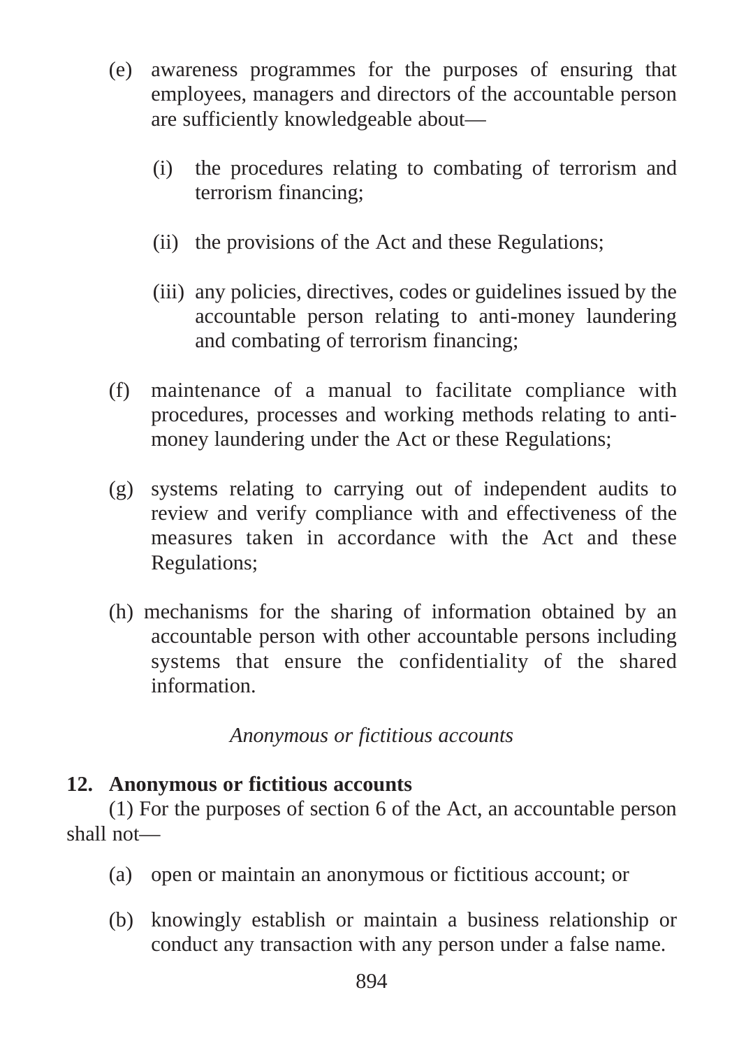(e) awareness programmes for the purposes of ensuring that employees, managers and directors of the accountable person are sufficiently knowledgeable about—

   (i) the procedures relating to combating of terrorism and terrorism financing;

   (ii) the provisions of the Act and these Regulations;

   (iii) any policies, directives, codes or guidelines issued by the accountable person relating to anti-money laundering and combating of terrorism financing;

(f) maintenance of a manual to facilitate compliance with procedures, processes and working methods relating to anti-money laundering under the Act or these Regulations;

(g) systems relating to carrying out of independent audits to review and verify compliance with and effectiveness of the measures taken in accordance with the Act and these Regulations;

(h) mechanisms for the sharing of information obtained by an accountable person with other accountable persons including systems that ensure the confidentiality of the shared information.

*Anonymous or fictitious accounts*

**12. Anonymous or fictitious accounts**

(1) For the purposes of section 6 of the Act, an accountable person shall not—

(a) open or maintain an anonymous or fictitious account; or

(b) knowingly establish or maintain a business relationship or conduct any transaction with any person under a false name.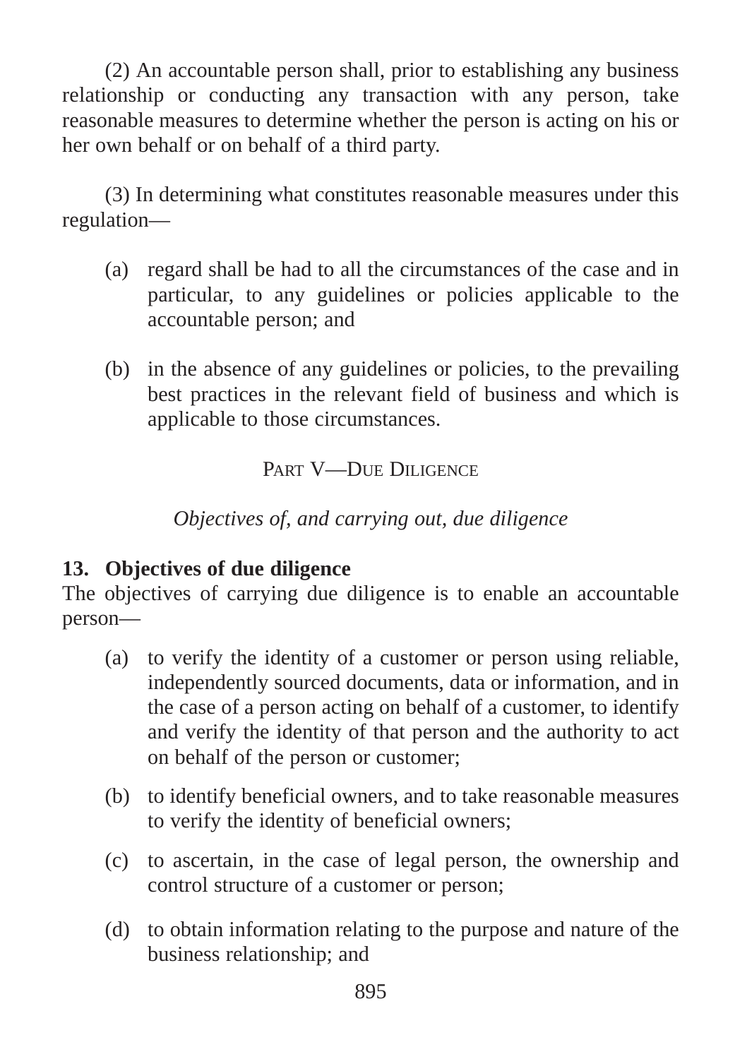(2) An accountable person shall, prior to establishing any business relationship or conducting any transaction with any person, take reasonable measures to determine whether the person is acting on his or her own behalf or on behalf of a third party.

(3) In determining what constitutes reasonable measures under this regulation—

(a) regard shall be had to all the circumstances of the case and in particular, to any guidelines or policies applicable to the accountable person; and

(b) in the absence of any guidelines or policies, to the prevailing best practices in the relevant field of business and which is applicable to those circumstances.

## PART V—DUE DILIGENCE

*Objectives of, and carrying out, due diligence*

### 13. Objectives of due diligence

The objectives of carrying due diligence is to enable an accountable person—

(a) to verify the identity of a customer or person using reliable, independently sourced documents, data or information, and in the case of a person acting on behalf of a customer, to identify and verify the identity of that person and the authority to act on behalf of the person or customer;

(b) to identify beneficial owners, and to take reasonable measures to verify the identity of beneficial owners;

(c) to ascertain, in the case of legal person, the ownership and control structure of a customer or person;

(d) to obtain information relating to the purpose and nature of the business relationship; and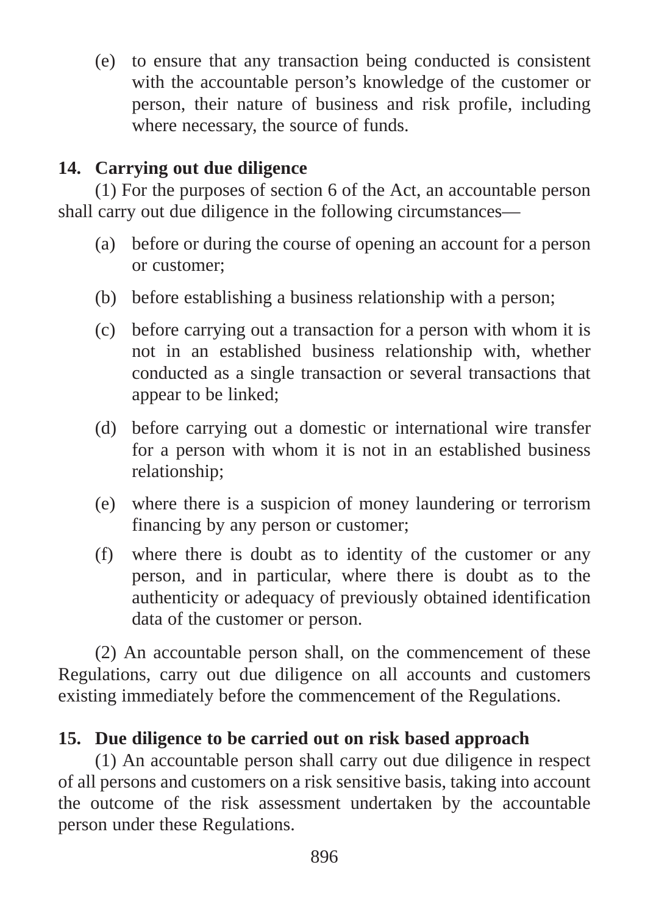(e) to ensure that any transaction being conducted is consistent with the accountable person's knowledge of the customer or person, their nature of business and risk profile, including where necessary, the source of funds.

**14. Carrying out due diligence**

(1) For the purposes of section 6 of the Act, an accountable person shall carry out due diligence in the following circumstances—

(a) before or during the course of opening an account for a person or customer;

(b) before establishing a business relationship with a person;

(c) before carrying out a transaction for a person with whom it is not in an established business relationship with, whether conducted as a single transaction or several transactions that appear to be linked;

(d) before carrying out a domestic or international wire transfer for a person with whom it is not in an established business relationship;

(e) where there is a suspicion of money laundering or terrorism financing by any person or customer;

(f) where there is doubt as to identity of the customer or any person, and in particular, where there is doubt as to the authenticity or adequacy of previously obtained identification data of the customer or person.

(2) An accountable person shall, on the commencement of these Regulations, carry out due diligence on all accounts and customers existing immediately before the commencement of the Regulations.

**15. Due diligence to be carried out on risk based approach**

(1) An accountable person shall carry out due diligence in respect of all persons and customers on a risk sensitive basis, taking into account the outcome of the risk assessment undertaken by the accountable person under these Regulations.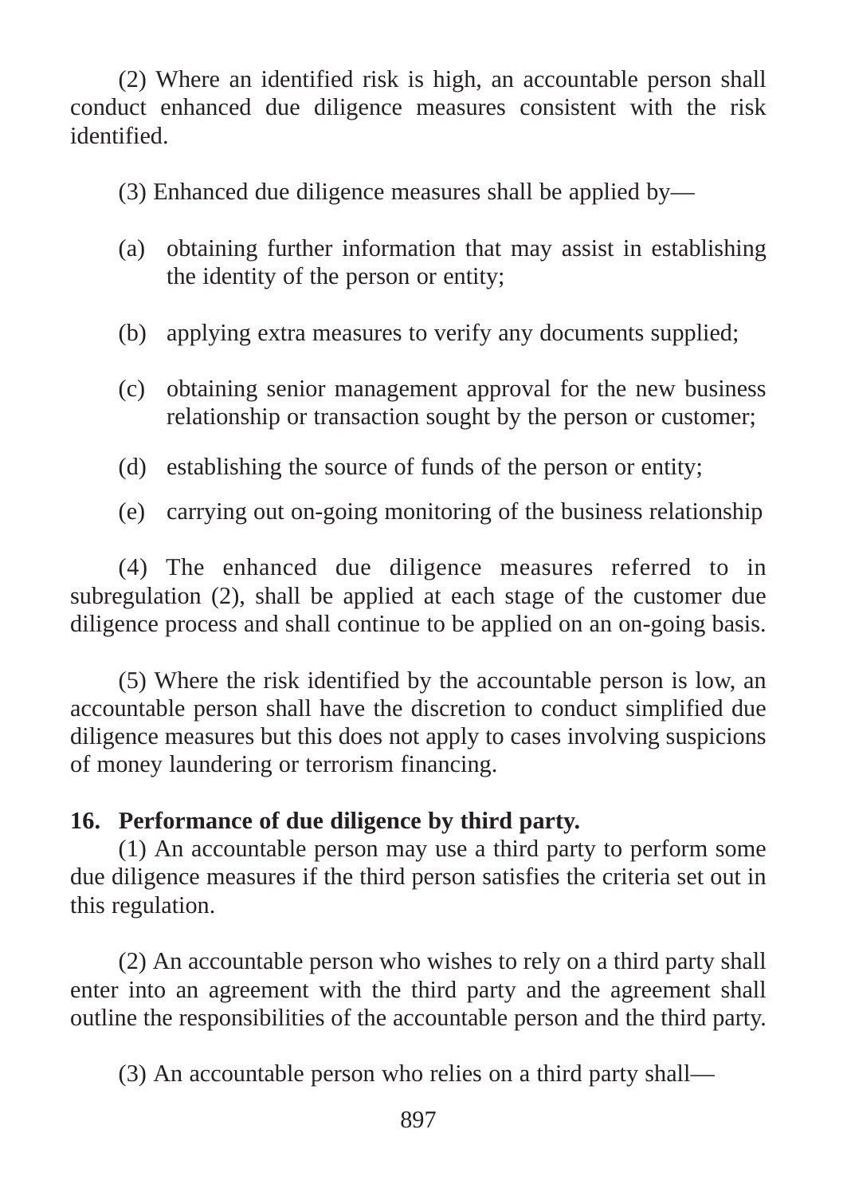(2) Where an identified risk is high, an accountable person shall conduct enhanced due diligence measures consistent with the risk identified.

(3) Enhanced due diligence measures shall be applied by—

(a) obtaining further information that may assist in establishing the identity of the person or entity;

(b) applying extra measures to verify any documents supplied;

(c) obtaining senior management approval for the new business relationship or transaction sought by the person or customer;

(d) establishing the source of funds of the person or entity;

(e) carrying out on-going monitoring of the business relationship

(4) The enhanced due diligence measures referred to in subregulation (2), shall be applied at each stage of the customer due diligence process and shall continue to be applied on an on-going basis.

(5) Where the risk identified by the accountable person is low, an accountable person shall have the discretion to conduct simplified due diligence measures but this does not apply to cases involving suspicions of money laundering or terrorism financing.

**16. Performance of due diligence by third party.**

(1) An accountable person may use a third party to perform some due diligence measures if the third person satisfies the criteria set out in this regulation.

(2) An accountable person who wishes to rely on a third party shall enter into an agreement with the third party and the agreement shall outline the responsibilities of the accountable person and the third party.

(3) An accountable person who relies on a third party shall—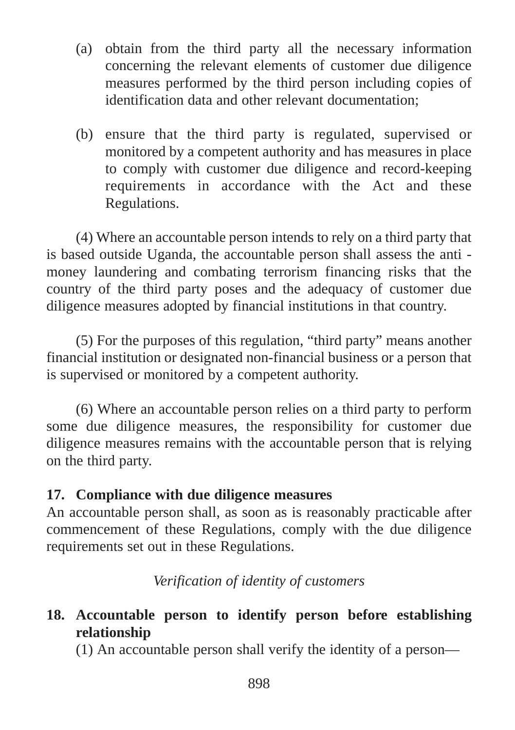(a) obtain from the third party all the necessary information concerning the relevant elements of customer due diligence measures performed by the third person including copies of identification data and other relevant documentation;

(b) ensure that the third party is regulated, supervised or monitored by a competent authority and has measures in place to comply with customer due diligence and record-keeping requirements in accordance with the Act and these Regulations.

(4) Where an accountable person intends to rely on a third party that is based outside Uganda, the accountable person shall assess the anti - money laundering and combating terrorism financing risks that the country of the third party poses and the adequacy of customer due diligence measures adopted by financial institutions in that country.

(5) For the purposes of this regulation, “third party” means another financial institution or designated non-financial business or a person that is supervised or monitored by a competent authority.

(6) Where an accountable person relies on a third party to perform some due diligence measures, the responsibility for customer due diligence measures remains with the accountable person that is relying on the third party.

**17. Compliance with due diligence measures**

An accountable person shall, as soon as is reasonably practicable after commencement of these Regulations, comply with the due diligence requirements set out in these Regulations.

*Verification of identity of customers*

**18. Accountable person to identify person before establishing relationship**

(1) An accountable person shall verify the identity of a person—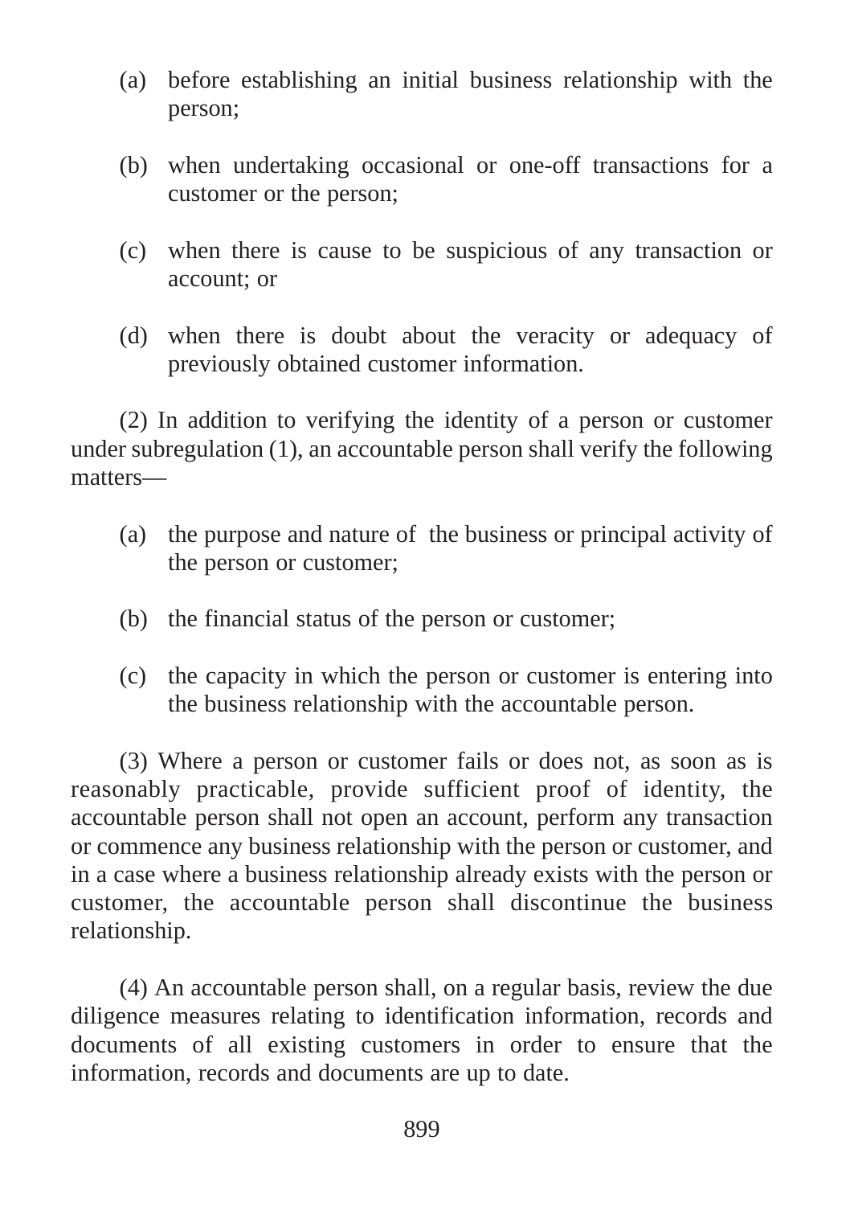(a) before establishing an initial business relationship with the person;

(b) when undertaking occasional or one-off transactions for a customer or the person;

(c) when there is cause to be suspicious of any transaction or account; or

(d) when there is doubt about the veracity or adequacy of previously obtained customer information.

(2) In addition to verifying the identity of a person or customer under subregulation (1), an accountable person shall verify the following matters—

(a) the purpose and nature of the business or principal activity of the person or customer;

(b) the financial status of the person or customer;

(c) the capacity in which the person or customer is entering into the business relationship with the accountable person.

(3) Where a person or customer fails or does not, as soon as is reasonably practicable, provide sufficient proof of identity, the accountable person shall not open an account, perform any transaction or commence any business relationship with the person or customer, and in a case where a business relationship already exists with the person or customer, the accountable person shall discontinue the business relationship.

(4) An accountable person shall, on a regular basis, review the due diligence measures relating to identification information, records and documents of all existing customers in order to ensure that the information, records and documents are up to date.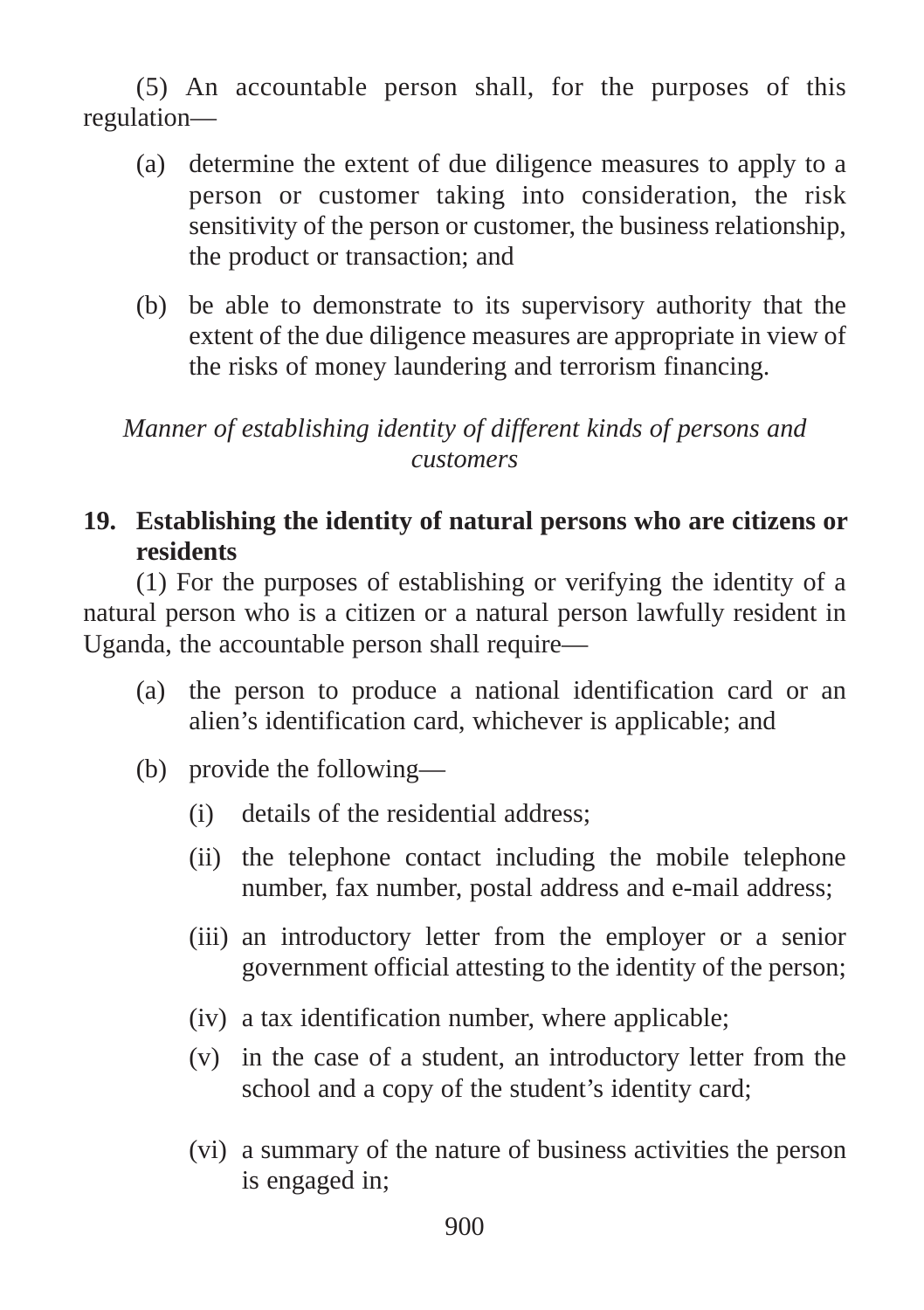(5) An accountable person shall, for the purposes of this regulation—

(a) determine the extent of due diligence measures to apply to a person or customer taking into consideration, the risk sensitivity of the person or customer, the business relationship, the product or transaction; and

(b) be able to demonstrate to its supervisory authority that the extent of the due diligence measures are appropriate in view of the risks of money laundering and terrorism financing.

*Manner of establishing identity of different kinds of persons and customers*

**19. Establishing the identity of natural persons who are citizens or residents**

(1) For the purposes of establishing or verifying the identity of a natural person who is a citizen or a natural person lawfully resident in Uganda, the accountable person shall require—

(a) the person to produce a national identification card or an alien's identification card, whichever is applicable; and

(b) provide the following—

(i) details of the residential address;

(ii) the telephone contact including the mobile telephone number, fax number, postal address and e-mail address;

(iii) an introductory letter from the employer or a senior government official attesting to the identity of the person;

(iv) a tax identification number, where applicable;

(v) in the case of a student, an introductory letter from the school and a copy of the student's identity card;

(vi) a summary of the nature of business activities the person is engaged in;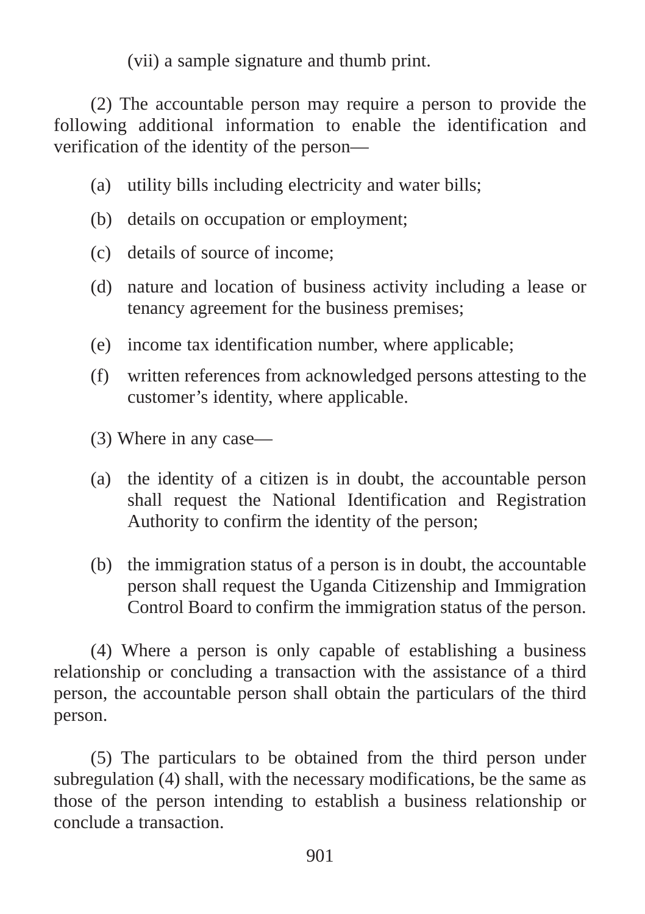(vii) a sample signature and thumb print.

(2) The accountable person may require a person to provide the following additional information to enable the identification and verification of the identity of the person—

(a) utility bills including electricity and water bills;

(b) details on occupation or employment;

(c) details of source of income;

(d) nature and location of business activity including a lease or tenancy agreement for the business premises;

(e) income tax identification number, where applicable;

(f) written references from acknowledged persons attesting to the customer's identity, where applicable.

(3) Where in any case—

(a) the identity of a citizen is in doubt, the accountable person shall request the National Identification and Registration Authority to confirm the identity of the person;

(b) the immigration status of a person is in doubt, the accountable person shall request the Uganda Citizenship and Immigration Control Board to confirm the immigration status of the person.

(4) Where a person is only capable of establishing a business relationship or concluding a transaction with the assistance of a third person, the accountable person shall obtain the particulars of the third person.

(5) The particulars to be obtained from the third person under subregulation (4) shall, with the necessary modifications, be the same as those of the person intending to establish a business relationship or conclude a transaction.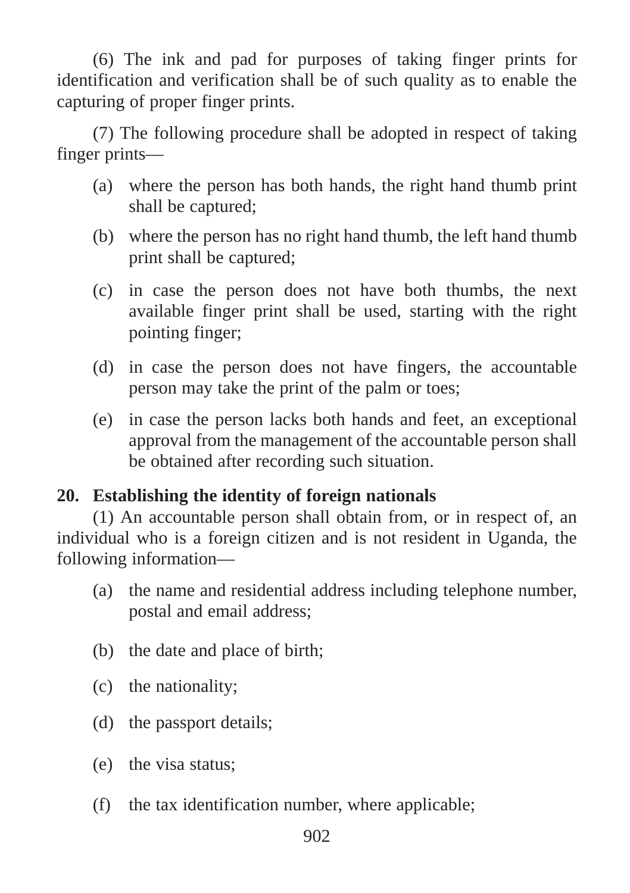(6) The ink and pad for purposes of taking finger prints for identification and verification shall be of such quality as to enable the capturing of proper finger prints.

(7) The following procedure shall be adopted in respect of taking finger prints—

- (a) where the person has both hands, the right hand thumb print shall be captured;
- (b) where the person has no right hand thumb, the left hand thumb print shall be captured;
- (c) in case the person does not have both thumbs, the next available finger print shall be used, starting with the right pointing finger;
- (d) in case the person does not have fingers, the accountable person may take the print of the palm or toes;
- (e) in case the person lacks both hands and feet, an exceptional approval from the management of the accountable person shall be obtained after recording such situation.

**20. Establishing the identity of foreign nationals**

(1) An accountable person shall obtain from, or in respect of, an individual who is a foreign citizen and is not resident in Uganda, the following information—

- (a) the name and residential address including telephone number, postal and email address;
- (b) the date and place of birth;
- (c) the nationality;
- (d) the passport details;
- (e) the visa status;
- (f) the tax identification number, where applicable;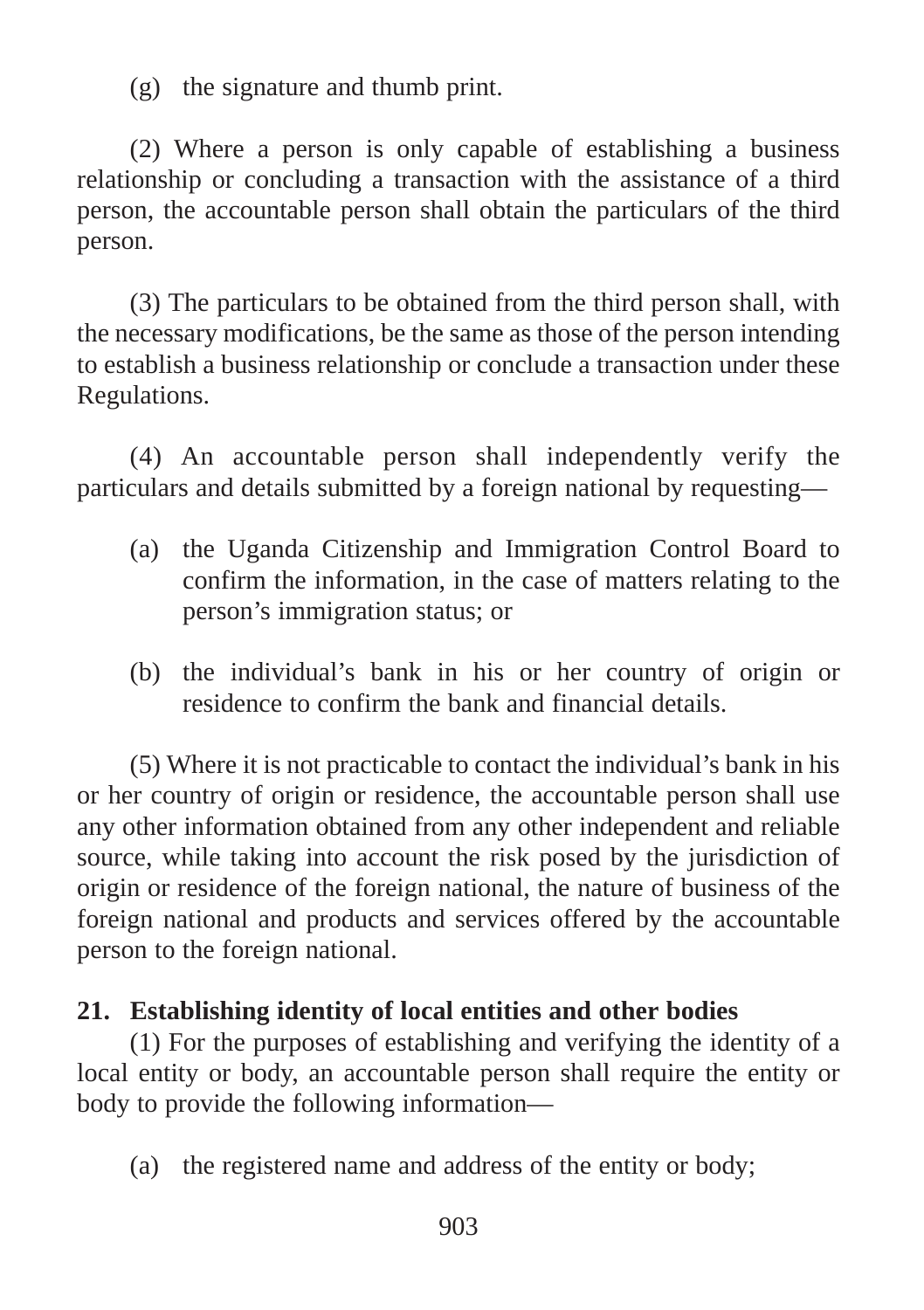(g) the signature and thumb print.

(2) Where a person is only capable of establishing a business relationship or concluding a transaction with the assistance of a third person, the accountable person shall obtain the particulars of the third person.

(3) The particulars to be obtained from the third person shall, with the necessary modifications, be the same as those of the person intending to establish a business relationship or conclude a transaction under these Regulations.

(4) An accountable person shall independently verify the particulars and details submitted by a foreign national by requesting—

(a) the Uganda Citizenship and Immigration Control Board to confirm the information, in the case of matters relating to the person's immigration status; or

(b) the individual's bank in his or her country of origin or residence to confirm the bank and financial details.

(5) Where it is not practicable to contact the individual's bank in his or her country of origin or residence, the accountable person shall use any other information obtained from any other independent and reliable source, while taking into account the risk posed by the jurisdiction of origin or residence of the foreign national, the nature of business of the foreign national and products and services offered by the accountable person to the foreign national.

**21. Establishing identity of local entities and other bodies**

(1) For the purposes of establishing and verifying the identity of a local entity or body, an accountable person shall require the entity or body to provide the following information—

(a) the registered name and address of the entity or body;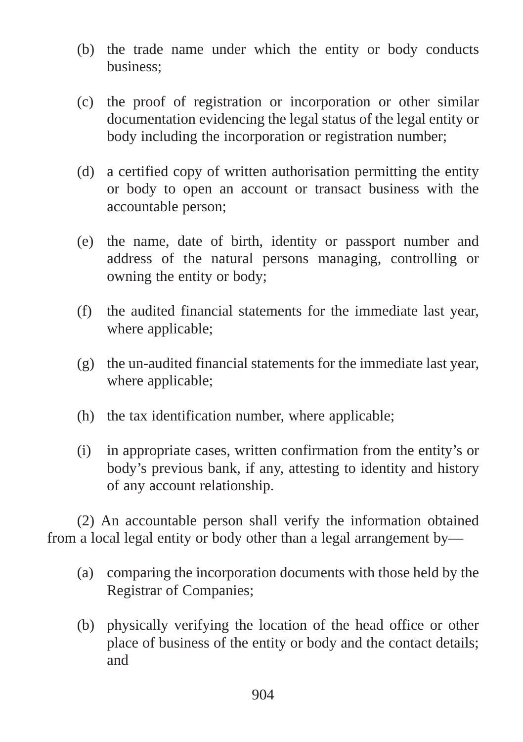(b) the trade name under which the entity or body conducts business;

(c) the proof of registration or incorporation or other similar documentation evidencing the legal status of the legal entity or body including the incorporation or registration number;

(d) a certified copy of written authorisation permitting the entity or body to open an account or transact business with the accountable person;

(e) the name, date of birth, identity or passport number and address of the natural persons managing, controlling or owning the entity or body;

(f) the audited financial statements for the immediate last year, where applicable;

(g) the un-audited financial statements for the immediate last year, where applicable;

(h) the tax identification number, where applicable;

(i) in appropriate cases, written confirmation from the entity's or body's previous bank, if any, attesting to identity and history of any account relationship.

(2) An accountable person shall verify the information obtained from a local legal entity or body other than a legal arrangement by—

(a) comparing the incorporation documents with those held by the Registrar of Companies;

(b) physically verifying the location of the head office or other place of business of the entity or body and the contact details; and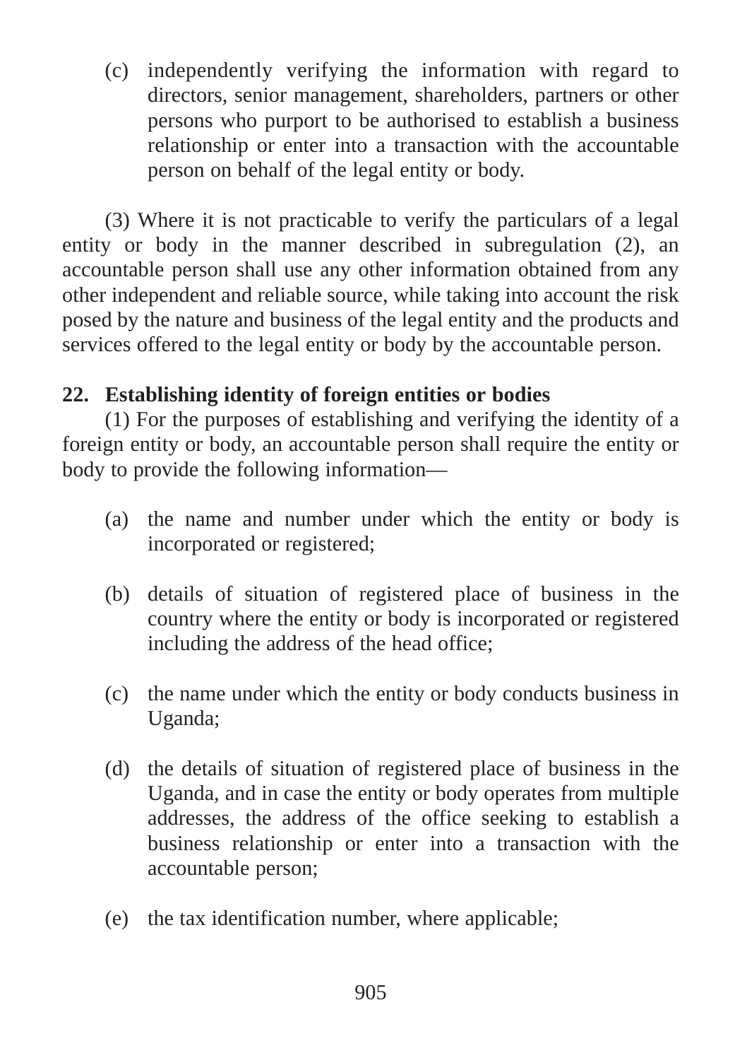(c) independently verifying the information with regard to directors, senior management, shareholders, partners or other persons who purport to be authorised to establish a business relationship or enter into a transaction with the accountable person on behalf of the legal entity or body.

(3) Where it is not practicable to verify the particulars of a legal entity or body in the manner described in subregulation (2), an accountable person shall use any other information obtained from any other independent and reliable source, while taking into account the risk posed by the nature and business of the legal entity and the products and services offered to the legal entity or body by the accountable person.

**22. Establishing identity of foreign entities or bodies**

(1) For the purposes of establishing and verifying the identity of a foreign entity or body, an accountable person shall require the entity or body to provide the following information—

(a) the name and number under which the entity or body is incorporated or registered;

(b) details of situation of registered place of business in the country where the entity or body is incorporated or registered including the address of the head office;

(c) the name under which the entity or body conducts business in Uganda;

(d) the details of situation of registered place of business in the Uganda, and in case the entity or body operates from multiple addresses, the address of the office seeking to establish a business relationship or enter into a transaction with the accountable person;

(e) the tax identification number, where applicable;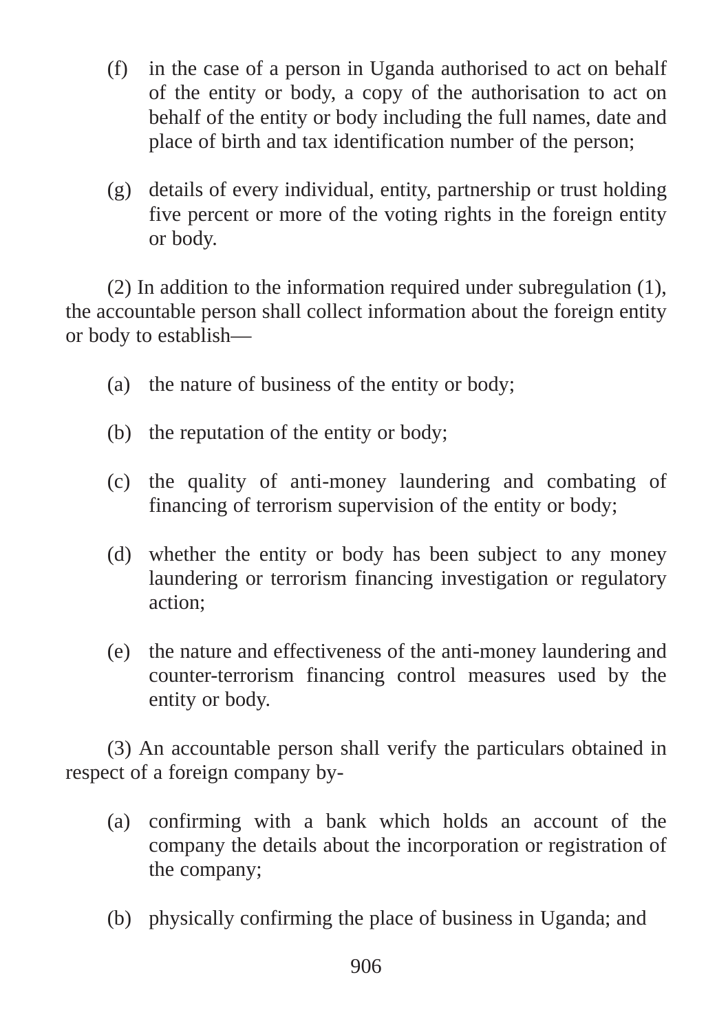(f) in the case of a person in Uganda authorised to act on behalf of the entity or body, a copy of the authorisation to act on behalf of the entity or body including the full names, date and place of birth and tax identification number of the person;

(g) details of every individual, entity, partnership or trust holding five percent or more of the voting rights in the foreign entity or body.

(2) In addition to the information required under subregulation (1), the accountable person shall collect information about the foreign entity or body to establish—

(a) the nature of business of the entity or body;

(b) the reputation of the entity or body;

(c) the quality of anti-money laundering and combating of financing of terrorism supervision of the entity or body;

(d) whether the entity or body has been subject to any money laundering or terrorism financing investigation or regulatory action;

(e) the nature and effectiveness of the anti-money laundering and counter-terrorism financing control measures used by the entity or body.

(3) An accountable person shall verify the particulars obtained in respect of a foreign company by-

(a) confirming with a bank which holds an account of the company the details about the incorporation or registration of the company;

(b) physically confirming the place of business in Uganda; and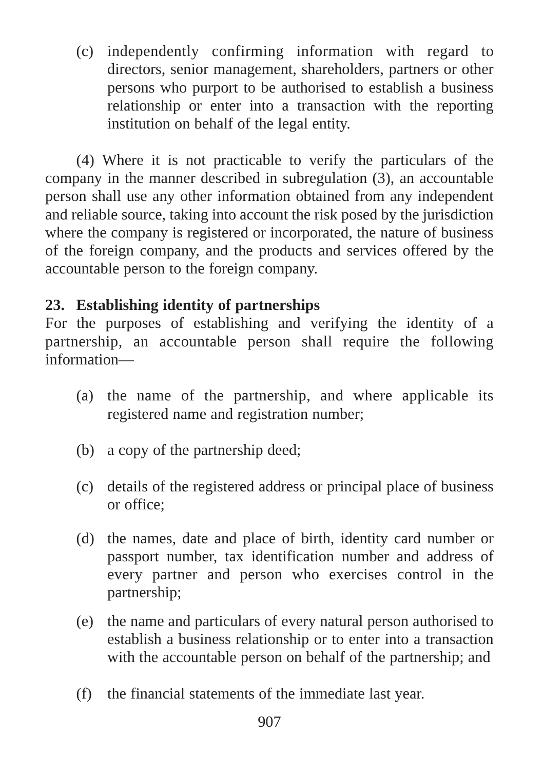(c) independently confirming information with regard to directors, senior management, shareholders, partners or other persons who purport to be authorised to establish a business relationship or enter into a transaction with the reporting institution on behalf of the legal entity.

(4) Where it is not practicable to verify the particulars of the company in the manner described in subregulation (3), an accountable person shall use any other information obtained from any independent and reliable source, taking into account the risk posed by the jurisdiction where the company is registered or incorporated, the nature of business of the foreign company, and the products and services offered by the accountable person to the foreign company.

**23. Establishing identity of partnerships**

For the purposes of establishing and verifying the identity of a partnership, an accountable person shall require the following information—

(a) the name of the partnership, and where applicable its registered name and registration number;

(b) a copy of the partnership deed;

(c) details of the registered address or principal place of business or office;

(d) the names, date and place of birth, identity card number or passport number, tax identification number and address of every partner and person who exercises control in the partnership;

(e) the name and particulars of every natural person authorised to establish a business relationship or to enter into a transaction with the accountable person on behalf of the partnership; and

(f) the financial statements of the immediate last year.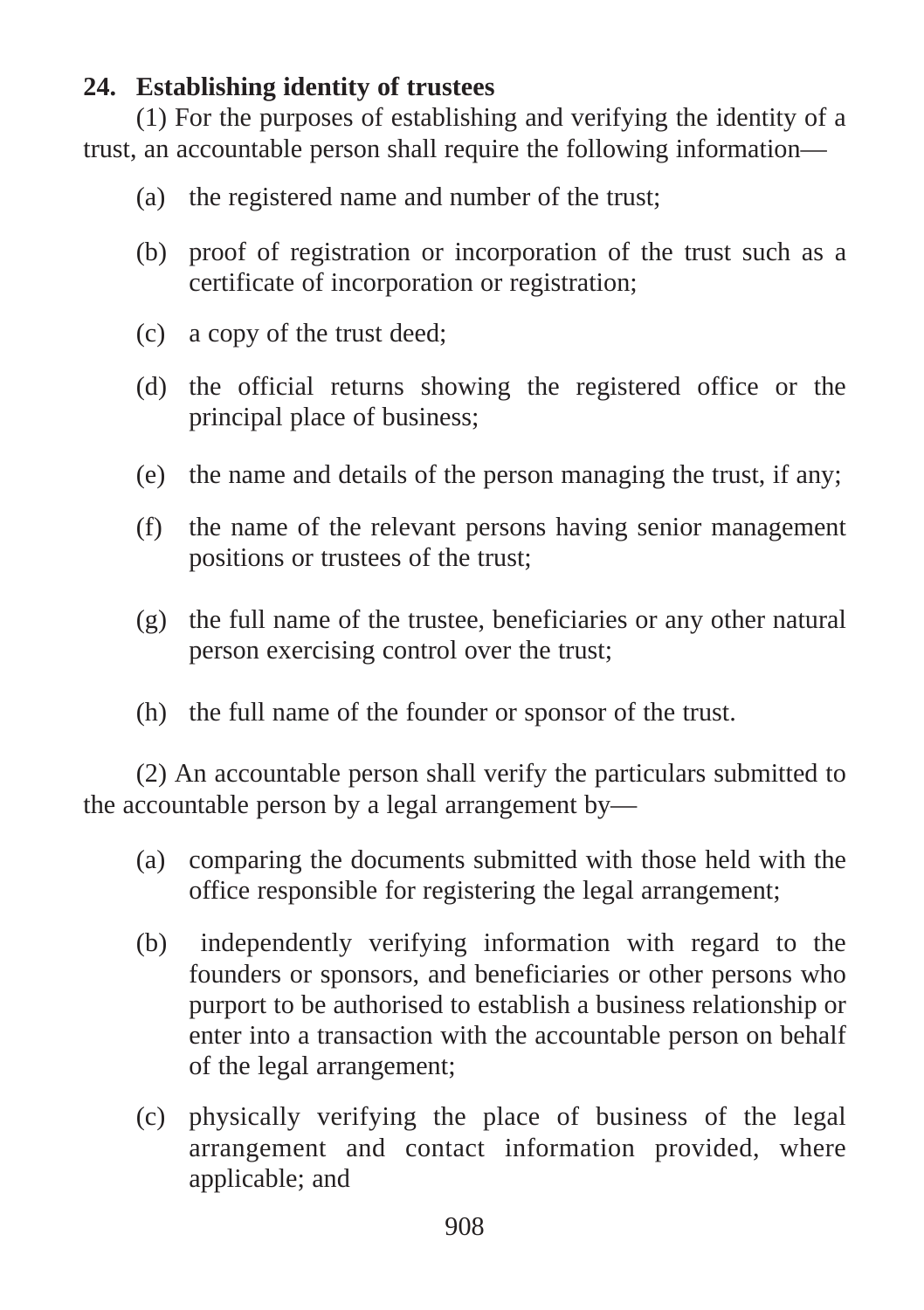**24. Establishing identity of trustees**

(1) For the purposes of establishing and verifying the identity of a trust, an accountable person shall require the following information—

(a) the registered name and number of the trust;

(b) proof of registration or incorporation of the trust such as a certificate of incorporation or registration;

(c) a copy of the trust deed;

(d) the official returns showing the registered office or the principal place of business;

(e) the name and details of the person managing the trust, if any;

(f) the name of the relevant persons having senior management positions or trustees of the trust;

(g) the full name of the trustee, beneficiaries or any other natural person exercising control over the trust;

(h) the full name of the founder or sponsor of the trust.

(2) An accountable person shall verify the particulars submitted to the accountable person by a legal arrangement by—

(a) comparing the documents submitted with those held with the office responsible for registering the legal arrangement;

(b) independently verifying information with regard to the founders or sponsors, and beneficiaries or other persons who purport to be authorised to establish a business relationship or enter into a transaction with the accountable person on behalf of the legal arrangement;

(c) physically verifying the place of business of the legal arrangement and contact information provided, where applicable; and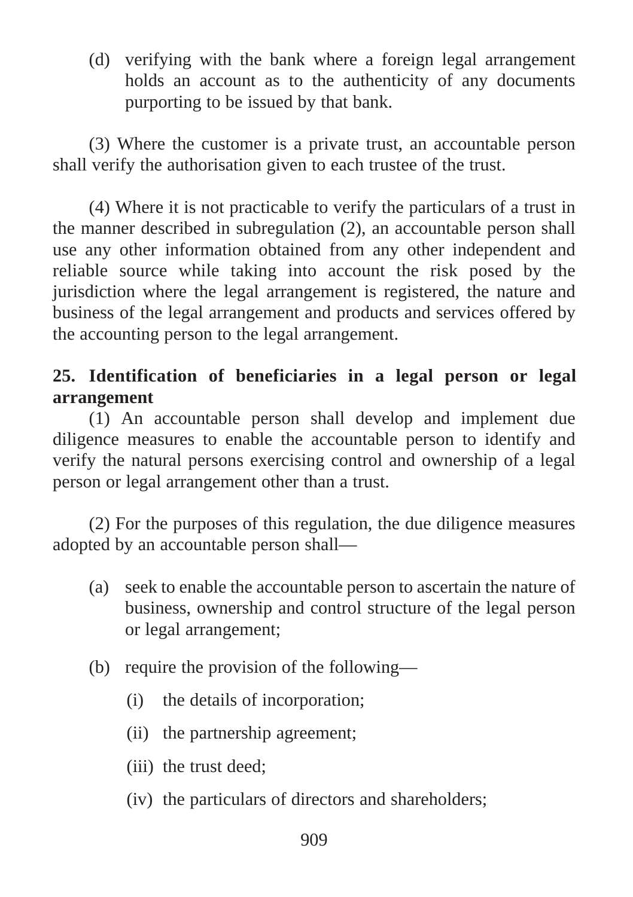(d) verifying with the bank where a foreign legal arrangement holds an account as to the authenticity of any documents purporting to be issued by that bank.

(3) Where the customer is a private trust, an accountable person shall verify the authorisation given to each trustee of the trust.

(4) Where it is not practicable to verify the particulars of a trust in the manner described in subregulation (2), an accountable person shall use any other information obtained from any other independent and reliable source while taking into account the risk posed by the jurisdiction where the legal arrangement is registered, the nature and business of the legal arrangement and products and services offered by the accounting person to the legal arrangement.

**25. Identification of beneficiaries in a legal person or legal arrangement**

(1) An accountable person shall develop and implement due diligence measures to enable the accountable person to identify and verify the natural persons exercising control and ownership of a legal person or legal arrangement other than a trust.

(2) For the purposes of this regulation, the due diligence measures adopted by an accountable person shall—

(a) seek to enable the accountable person to ascertain the nature of business, ownership and control structure of the legal person or legal arrangement;

(b) require the provision of the following—

(i) the details of incorporation;

(ii) the partnership agreement;

(iii) the trust deed;

(iv) the particulars of directors and shareholders;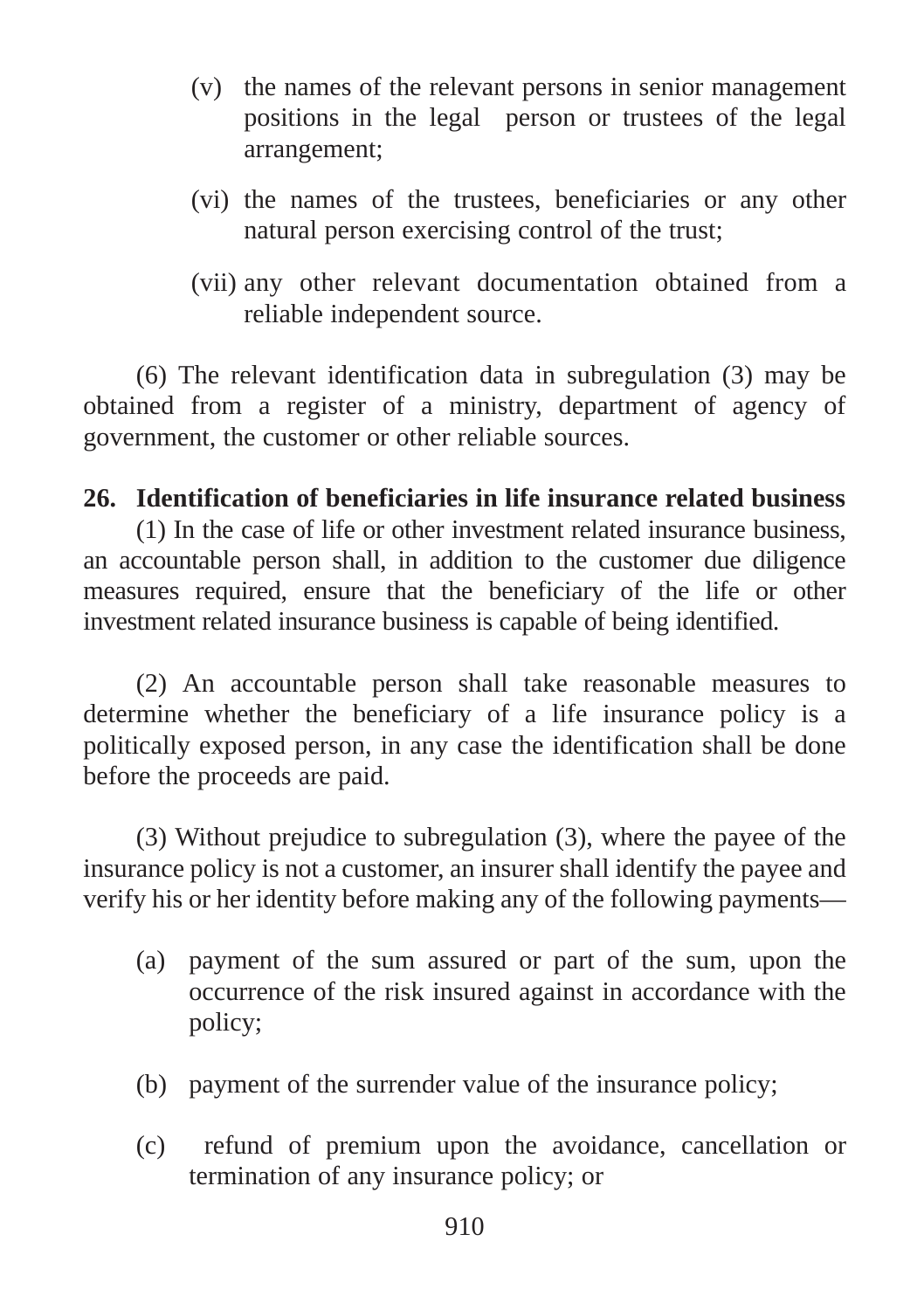(v) the names of the relevant persons in senior management positions in the legal person or trustees of the legal arrangement;

(vi) the names of the trustees, beneficiaries or any other natural person exercising control of the trust;

(vii) any other relevant documentation obtained from a reliable independent source.

(6) The relevant identification data in subregulation (3) may be obtained from a register of a ministry, department of agency of government, the customer or other reliable sources.

**26. Identification of beneficiaries in life insurance related business**

(1) In the case of life or other investment related insurance business, an accountable person shall, in addition to the customer due diligence measures required, ensure that the beneficiary of the life or other investment related insurance business is capable of being identified.

(2) An accountable person shall take reasonable measures to determine whether the beneficiary of a life insurance policy is a politically exposed person, in any case the identification shall be done before the proceeds are paid.

(3) Without prejudice to subregulation (3), where the payee of the insurance policy is not a customer, an insurer shall identify the payee and verify his or her identity before making any of the following payments—

(a) payment of the sum assured or part of the sum, upon the occurrence of the risk insured against in accordance with the policy;

(b) payment of the surrender value of the insurance policy;

(c) refund of premium upon the avoidance, cancellation or termination of any insurance policy; or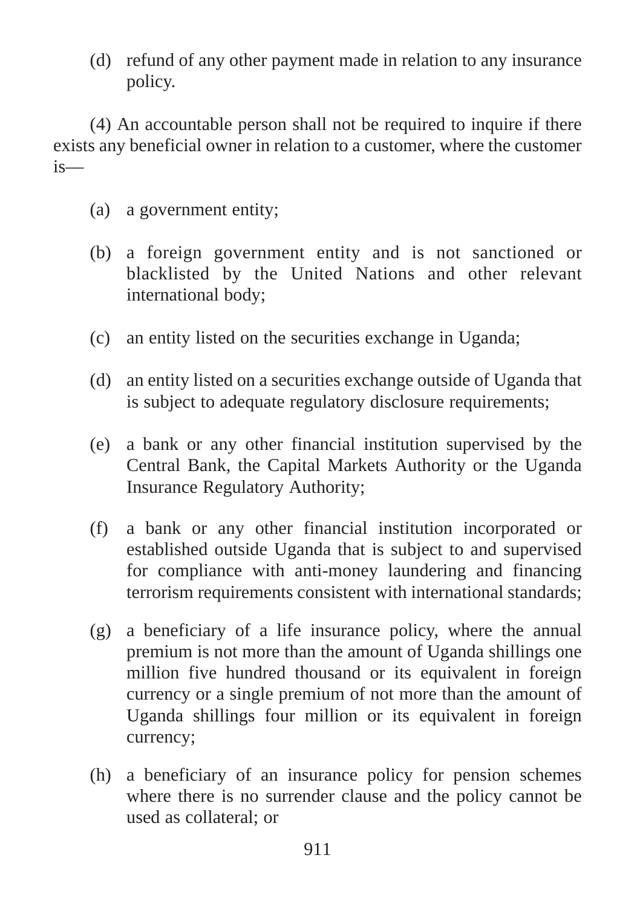(d) refund of any other payment made in relation to any insurance policy.

(4) An accountable person shall not be required to inquire if there exists any beneficial owner in relation to a customer, where the customer is—

(a) a government entity;

(b) a foreign government entity and is not sanctioned or blacklisted by the United Nations and other relevant international body;

(c) an entity listed on the securities exchange in Uganda;

(d) an entity listed on a securities exchange outside of Uganda that is subject to adequate regulatory disclosure requirements;

(e) a bank or any other financial institution supervised by the Central Bank, the Capital Markets Authority or the Uganda Insurance Regulatory Authority;

(f) a bank or any other financial institution incorporated or established outside Uganda that is subject to and supervised for compliance with anti-money laundering and financing terrorism requirements consistent with international standards;

(g) a beneficiary of a life insurance policy, where the annual premium is not more than the amount of Uganda shillings one million five hundred thousand or its equivalent in foreign currency or a single premium of not more than the amount of Uganda shillings four million or its equivalent in foreign currency;

(h) a beneficiary of an insurance policy for pension schemes where there is no surrender clause and the policy cannot be used as collateral; or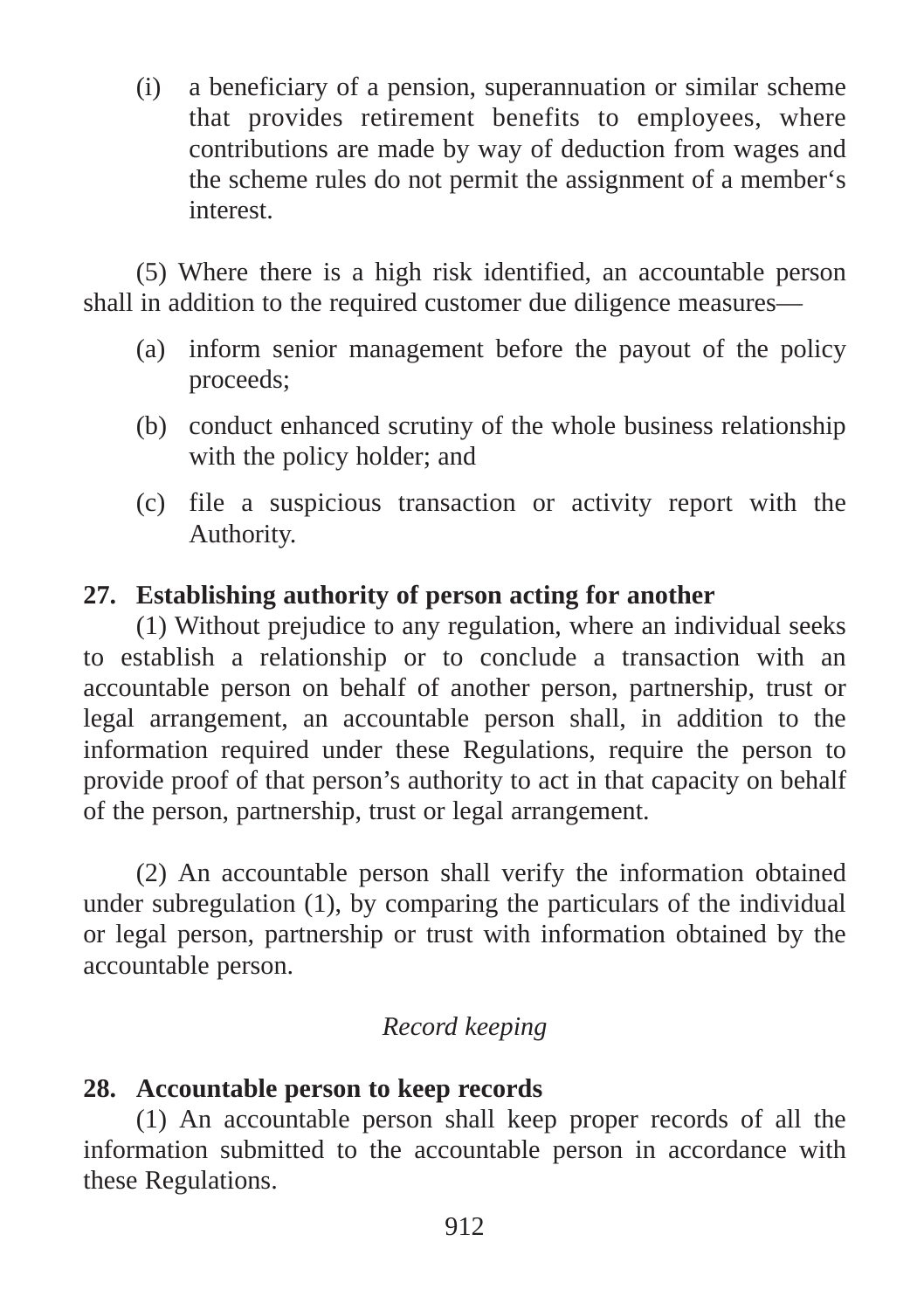(i) a beneficiary of a pension, superannuation or similar scheme that provides retirement benefits to employees, where contributions are made by way of deduction from wages and the scheme rules do not permit the assignment of a member‘s interest.

(5) Where there is a high risk identified, an accountable person shall in addition to the required customer due diligence measures—

(a) inform senior management before the payout of the policy proceeds;

(b) conduct enhanced scrutiny of the whole business relationship with the policy holder; and

(c) file a suspicious transaction or activity report with the Authority.

**27. Establishing authority of person acting for another**

(1) Without prejudice to any regulation, where an individual seeks to establish a relationship or to conclude a transaction with an accountable person on behalf of another person, partnership, trust or legal arrangement, an accountable person shall, in addition to the information required under these Regulations, require the person to provide proof of that person's authority to act in that capacity on behalf of the person, partnership, trust or legal arrangement.

(2) An accountable person shall verify the information obtained under subregulation (1), by comparing the particulars of the individual or legal person, partnership or trust with information obtained by the accountable person.

*Record keeping*

**28. Accountable person to keep records**

(1) An accountable person shall keep proper records of all the information submitted to the accountable person in accordance with these Regulations.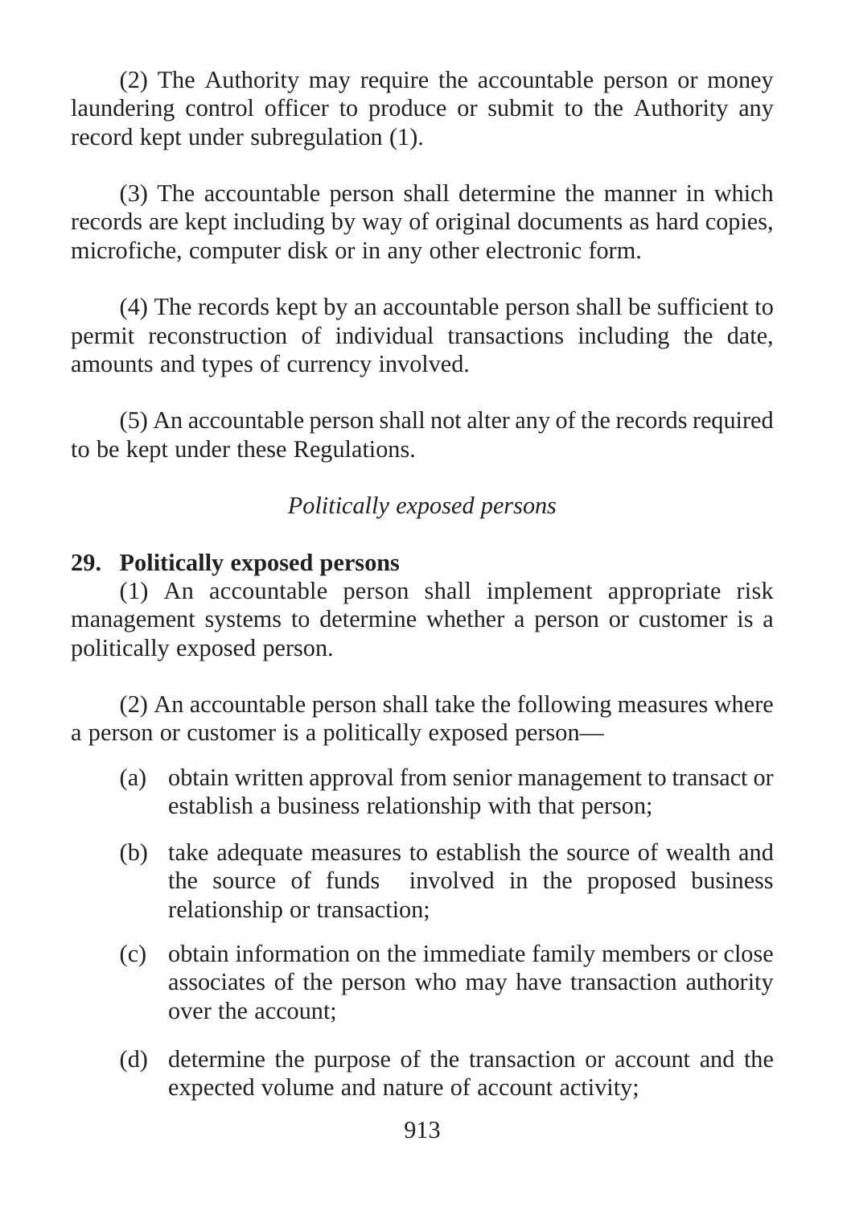(2) The Authority may require the accountable person or money laundering control officer to produce or submit to the Authority any record kept under subregulation (1).

(3) The accountable person shall determine the manner in which records are kept including by way of original documents as hard copies, microfiche, computer disk or in any other electronic form.

(4) The records kept by an accountable person shall be sufficient to permit reconstruction of individual transactions including the date, amounts and types of currency involved.

(5) An accountable person shall not alter any of the records required to be kept under these Regulations.

*Politically exposed persons*

**29. Politically exposed persons**

(1) An accountable person shall implement appropriate risk management systems to determine whether a person or customer is a politically exposed person.

(2) An accountable person shall take the following measures where a person or customer is a politically exposed person—

(a) obtain written approval from senior management to transact or establish a business relationship with that person;

(b) take adequate measures to establish the source of wealth and the source of funds involved in the proposed business relationship or transaction;

(c) obtain information on the immediate family members or close associates of the person who may have transaction authority over the account;

(d) determine the purpose of the transaction or account and the expected volume and nature of account activity;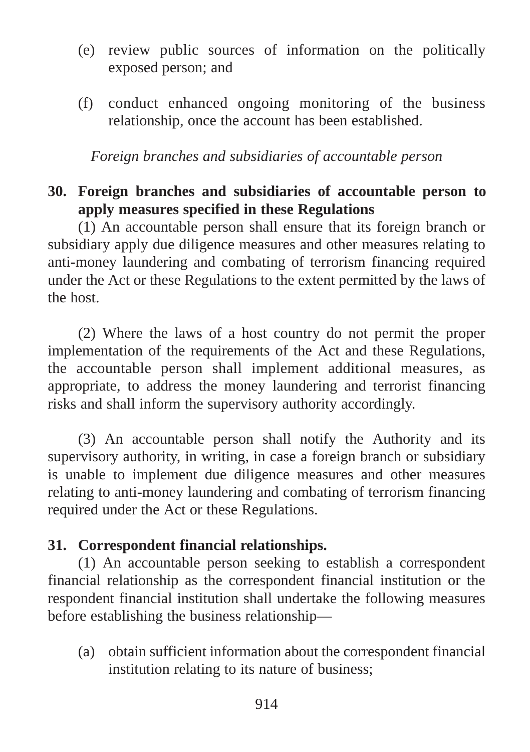(e) review public sources of information on the politically exposed person; and

(f) conduct enhanced ongoing monitoring of the business relationship, once the account has been established.

*Foreign branches and subsidiaries of accountable person*

**30. Foreign branches and subsidiaries of accountable person to apply measures specified in these Regulations**

(1) An accountable person shall ensure that its foreign branch or subsidiary apply due diligence measures and other measures relating to anti-money laundering and combating of terrorism financing required under the Act or these Regulations to the extent permitted by the laws of the host.

(2) Where the laws of a host country do not permit the proper implementation of the requirements of the Act and these Regulations, the accountable person shall implement additional measures, as appropriate, to address the money laundering and terrorist financing risks and shall inform the supervisory authority accordingly.

(3) An accountable person shall notify the Authority and its supervisory authority, in writing, in case a foreign branch or subsidiary is unable to implement due diligence measures and other measures relating to anti-money laundering and combating of terrorism financing required under the Act or these Regulations.

**31. Correspondent financial relationships.**

(1) An accountable person seeking to establish a correspondent financial relationship as the correspondent financial institution or the respondent financial institution shall undertake the following measures before establishing the business relationship—

(a) obtain sufficient information about the correspondent financial institution relating to its nature of business;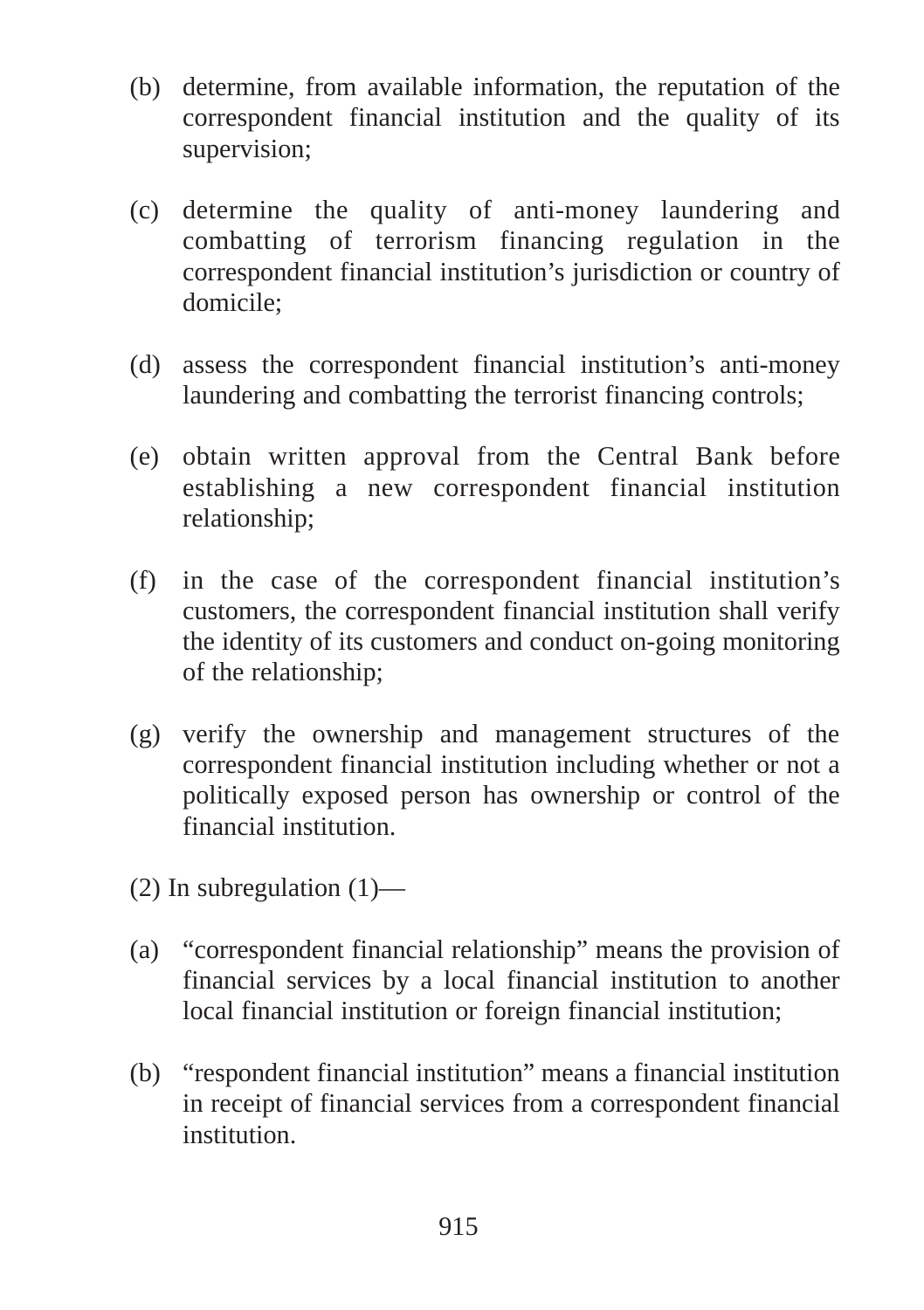(b) determine, from available information, the reputation of the correspondent financial institution and the quality of its supervision;

(c) determine the quality of anti-money laundering and combatting of terrorism financing regulation in the correspondent financial institution's jurisdiction or country of domicile;

(d) assess the correspondent financial institution's anti-money laundering and combatting the terrorist financing controls;

(e) obtain written approval from the Central Bank before establishing a new correspondent financial institution relationship;

(f) in the case of the correspondent financial institution's customers, the correspondent financial institution shall verify the identity of its customers and conduct on-going monitoring of the relationship;

(g) verify the ownership and management structures of the correspondent financial institution including whether or not a politically exposed person has ownership or control of the financial institution.

(2) In subregulation (1)—

(a) "correspondent financial relationship" means the provision of financial services by a local financial institution to another local financial institution or foreign financial institution;

(b) "respondent financial institution" means a financial institution in receipt of financial services from a correspondent financial institution.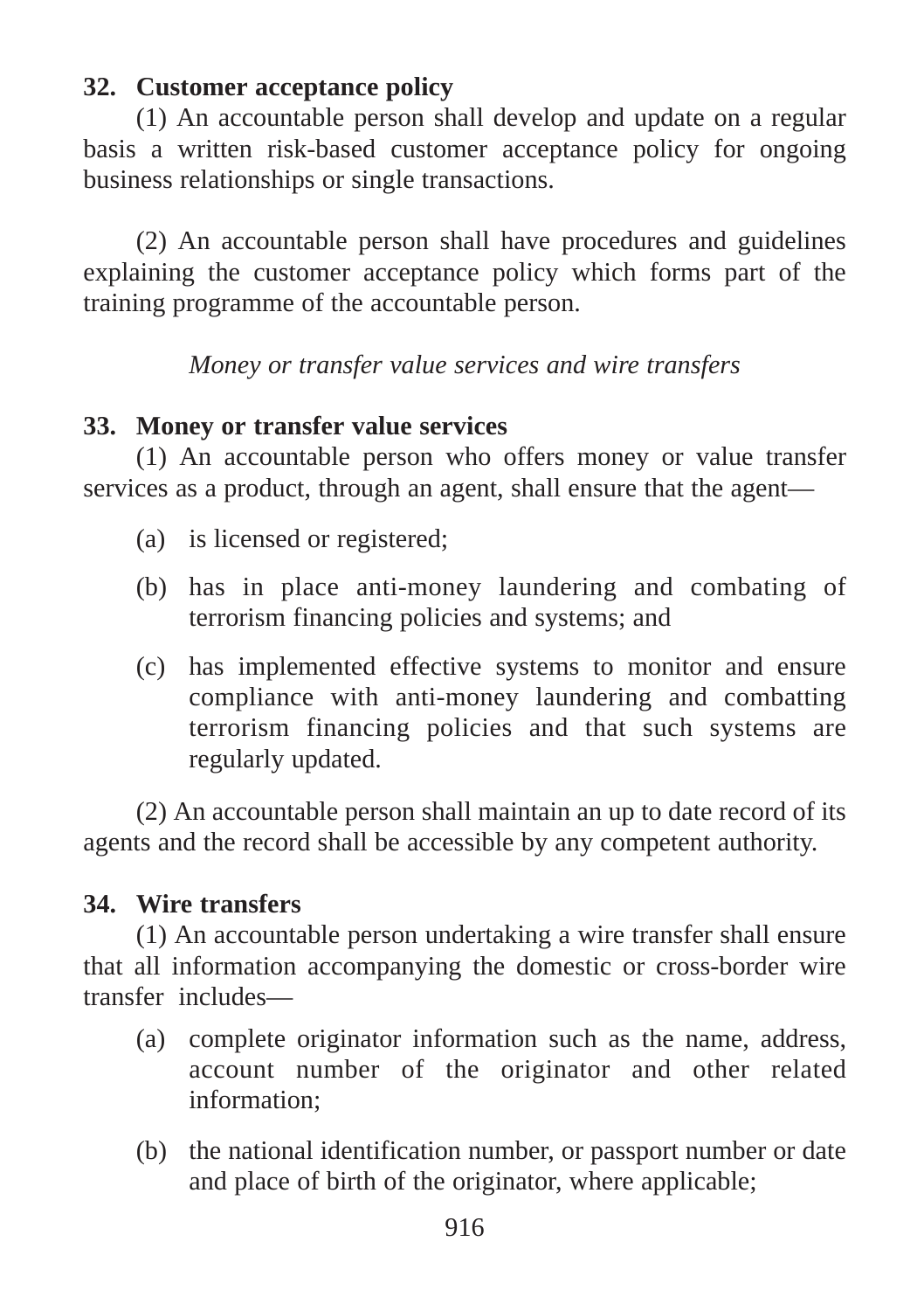**32. Customer acceptance policy**

(1) An accountable person shall develop and update on a regular basis a written risk-based customer acceptance policy for ongoing business relationships or single transactions.

(2) An accountable person shall have procedures and guidelines explaining the customer acceptance policy which forms part of the training programme of the accountable person.

*Money or transfer value services and wire transfers*

**33. Money or transfer value services**

(1) An accountable person who offers money or value transfer services as a product, through an agent, shall ensure that the agent—

(a) is licensed or registered;

(b) has in place anti-money laundering and combating of terrorism financing policies and systems; and

(c) has implemented effective systems to monitor and ensure compliance with anti-money laundering and combatting terrorism financing policies and that such systems are regularly updated.

(2) An accountable person shall maintain an up to date record of its agents and the record shall be accessible by any competent authority.

**34. Wire transfers**

(1) An accountable person undertaking a wire transfer shall ensure that all information accompanying the domestic or cross-border wire transfer includes—

(a) complete originator information such as the name, address, account number of the originator and other related information;

(b) the national identification number, or passport number or date and place of birth of the originator, where applicable;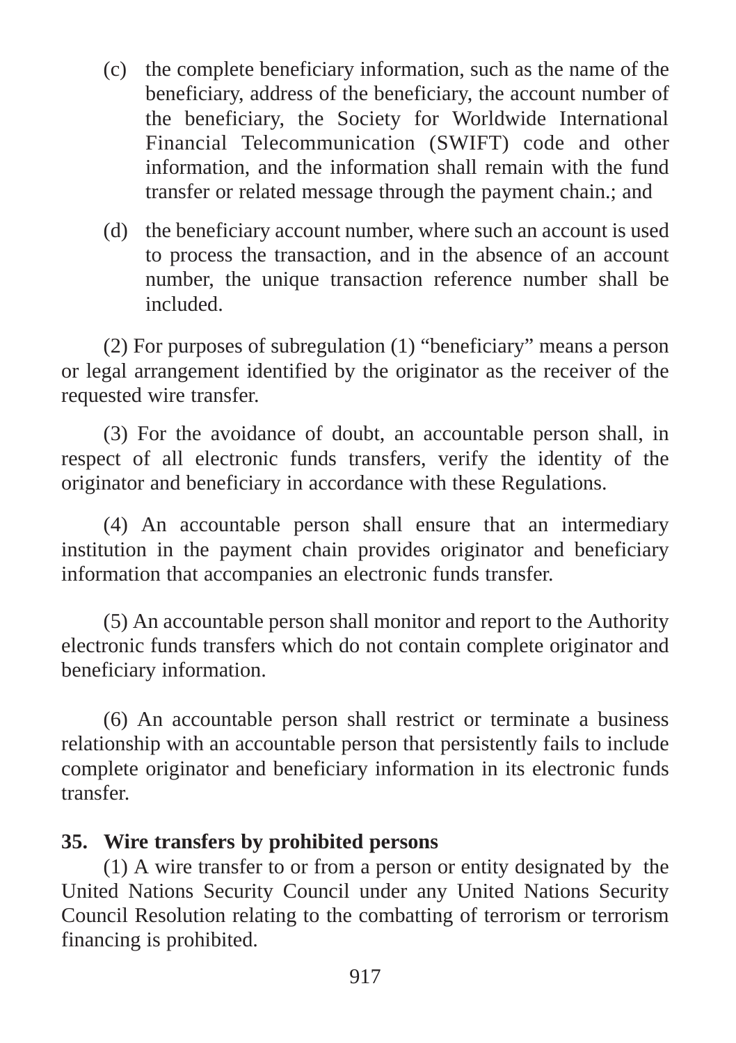(c) the complete beneficiary information, such as the name of the beneficiary, address of the beneficiary, the account number of the beneficiary, the Society for Worldwide International Financial Telecommunication (SWIFT) code and other information, and the information shall remain with the fund transfer or related message through the payment chain.; and

(d) the beneficiary account number, where such an account is used to process the transaction, and in the absence of an account number, the unique transaction reference number shall be included.

(2) For purposes of subregulation (1) "beneficiary" means a person or legal arrangement identified by the originator as the receiver of the requested wire transfer.

(3) For the avoidance of doubt, an accountable person shall, in respect of all electronic funds transfers, verify the identity of the originator and beneficiary in accordance with these Regulations.

(4) An accountable person shall ensure that an intermediary institution in the payment chain provides originator and beneficiary information that accompanies an electronic funds transfer.

(5) An accountable person shall monitor and report to the Authority electronic funds transfers which do not contain complete originator and beneficiary information.

(6) An accountable person shall restrict or terminate a business relationship with an accountable person that persistently fails to include complete originator and beneficiary information in its electronic funds transfer.

**35. Wire transfers by prohibited persons**

(1) A wire transfer to or from a person or entity designated by the United Nations Security Council under any United Nations Security Council Resolution relating to the combatting of terrorism or terrorism financing is prohibited.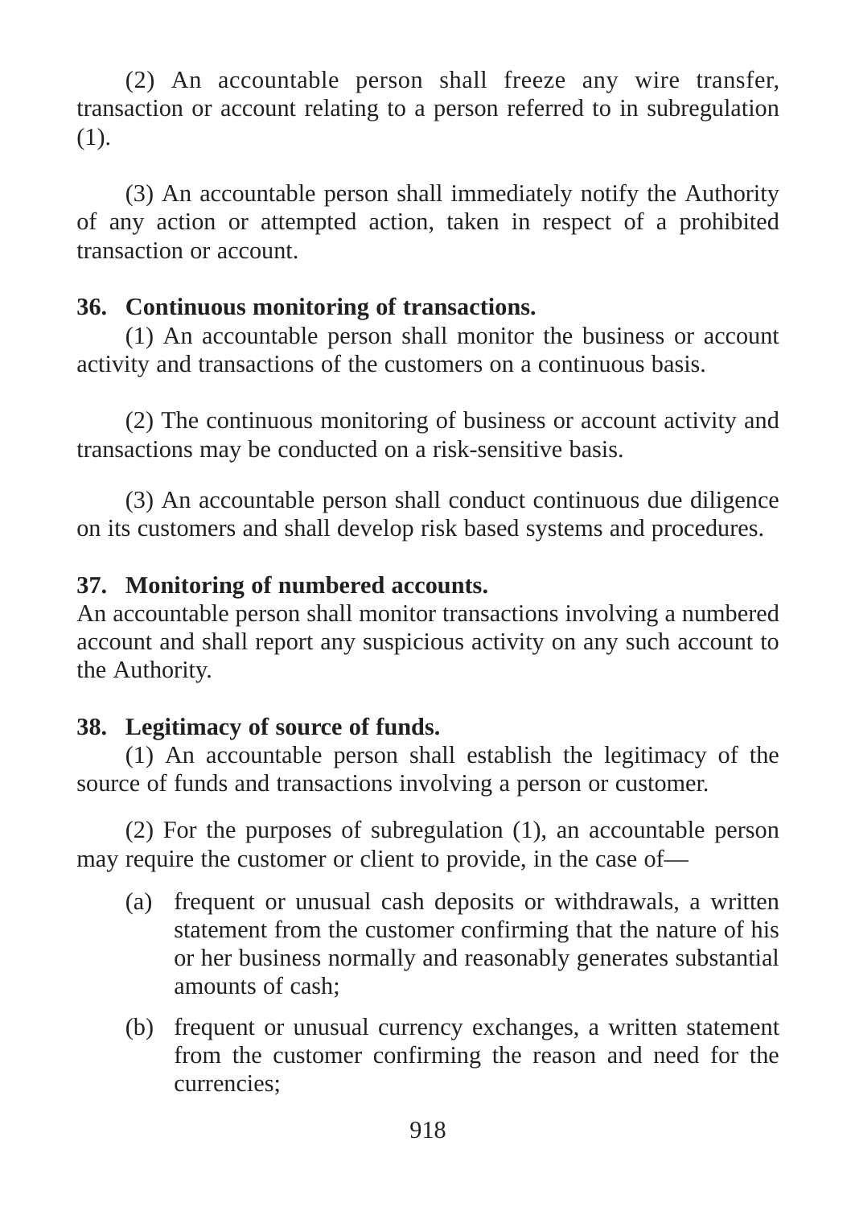(2) An accountable person shall freeze any wire transfer, transaction or account relating to a person referred to in subregulation (1).

(3) An accountable person shall immediately notify the Authority of any action or attempted action, taken in respect of a prohibited transaction or account.

**36. Continuous monitoring of transactions.**

(1) An accountable person shall monitor the business or account activity and transactions of the customers on a continuous basis.

(2) The continuous monitoring of business or account activity and transactions may be conducted on a risk-sensitive basis.

(3) An accountable person shall conduct continuous due diligence on its customers and shall develop risk based systems and procedures.

**37. Monitoring of numbered accounts.**

An accountable person shall monitor transactions involving a numbered account and shall report any suspicious activity on any such account to the Authority.

**38. Legitimacy of source of funds.**

(1) An accountable person shall establish the legitimacy of the source of funds and transactions involving a person or customer.

(2) For the purposes of subregulation (1), an accountable person may require the customer or client to provide, in the case of—

(a) frequent or unusual cash deposits or withdrawals, a written statement from the customer confirming that the nature of his or her business normally and reasonably generates substantial amounts of cash;

(b) frequent or unusual currency exchanges, a written statement from the customer confirming the reason and need for the currencies;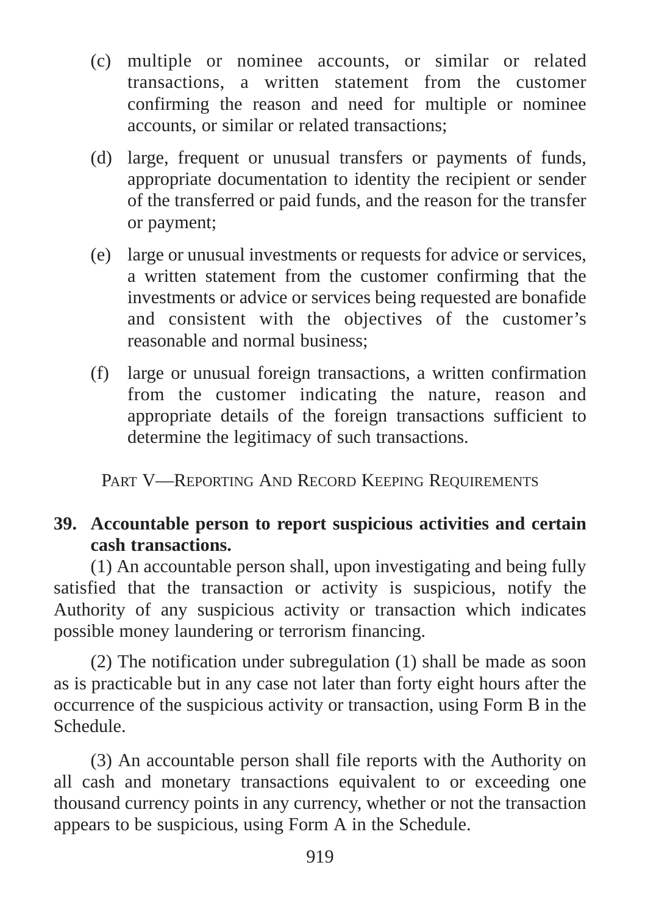(c) multiple or nominee accounts, or similar or related transactions, a written statement from the customer confirming the reason and need for multiple or nominee accounts, or similar or related transactions;

(d) large, frequent or unusual transfers or payments of funds, appropriate documentation to identity the recipient or sender of the transferred or paid funds, and the reason for the transfer or payment;

(e) large or unusual investments or requests for advice or services, a written statement from the customer confirming that the investments or advice or services being requested are bonafide and consistent with the objectives of the customer's reasonable and normal business;

(f) large or unusual foreign transactions, a written confirmation from the customer indicating the nature, reason and appropriate details of the foreign transactions sufficient to determine the legitimacy of such transactions.

## PART V—REPORTING AND RECORD KEEPING REQUIREMENTS

**39. Accountable person to report suspicious activities and certain cash transactions.**

(1) An accountable person shall, upon investigating and being fully satisfied that the transaction or activity is suspicious, notify the Authority of any suspicious activity or transaction which indicates possible money laundering or terrorism financing.

(2) The notification under subregulation (1) shall be made as soon as is practicable but in any case not later than forty eight hours after the occurrence of the suspicious activity or transaction, using Form B in the Schedule.

(3) An accountable person shall file reports with the Authority on all cash and monetary transactions equivalent to or exceeding one thousand currency points in any currency, whether or not the transaction appears to be suspicious, using Form A in the Schedule.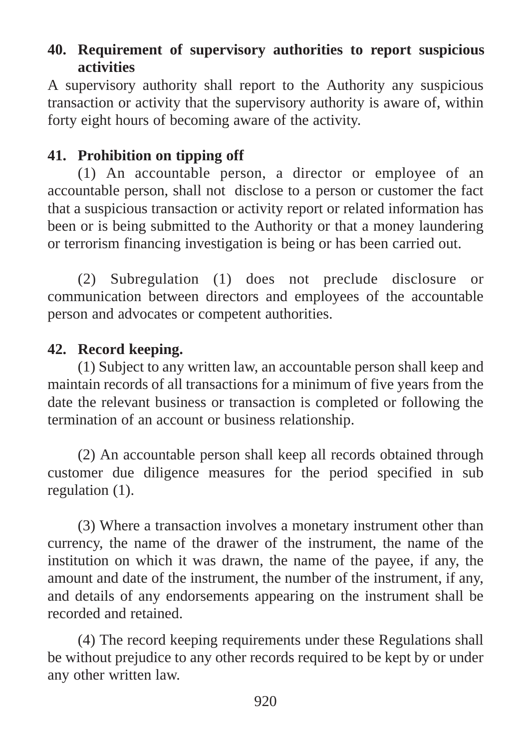**40. Requirement of supervisory authorities to report suspicious activities**

A supervisory authority shall report to the Authority any suspicious transaction or activity that the supervisory authority is aware of, within forty eight hours of becoming aware of the activity.

**41. Prohibition on tipping off**

(1) An accountable person, a director or employee of an accountable person, shall not disclose to a person or customer the fact that a suspicious transaction or activity report or related information has been or is being submitted to the Authority or that a money laundering or terrorism financing investigation is being or has been carried out.

(2) Subregulation (1) does not preclude disclosure or communication between directors and employees of the accountable person and advocates or competent authorities.

**42. Record keeping.**

(1) Subject to any written law, an accountable person shall keep and maintain records of all transactions for a minimum of five years from the date the relevant business or transaction is completed or following the termination of an account or business relationship.

(2) An accountable person shall keep all records obtained through customer due diligence measures for the period specified in sub regulation (1).

(3) Where a transaction involves a monetary instrument other than currency, the name of the drawer of the instrument, the name of the institution on which it was drawn, the name of the payee, if any, the amount and date of the instrument, the number of the instrument, if any, and details of any endorsements appearing on the instrument shall be recorded and retained.

(4) The record keeping requirements under these Regulations shall be without prejudice to any other records required to be kept by or under any other written law.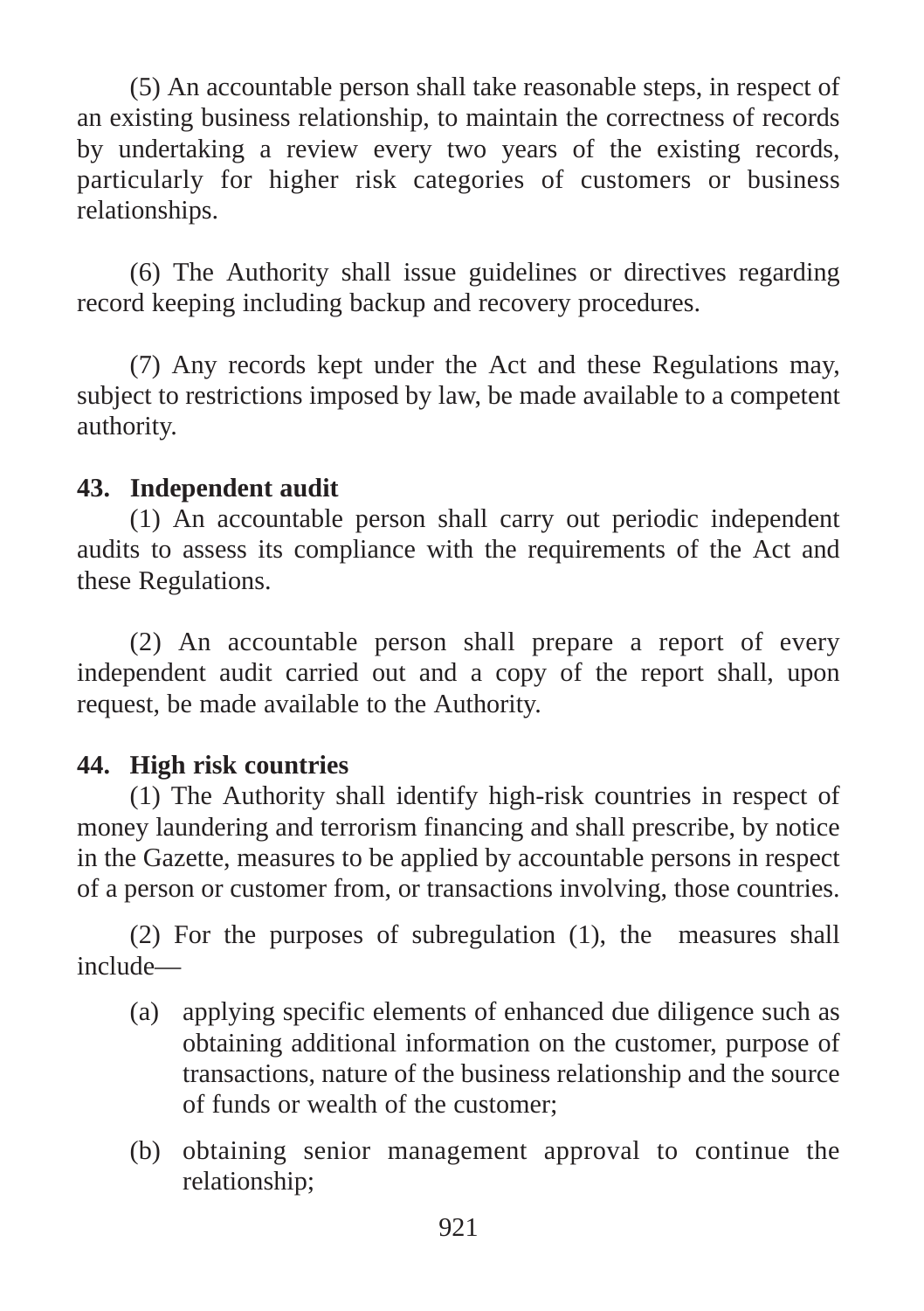(5) An accountable person shall take reasonable steps, in respect of an existing business relationship, to maintain the correctness of records by undertaking a review every two years of the existing records, particularly for higher risk categories of customers or business relationships.

(6) The Authority shall issue guidelines or directives regarding record keeping including backup and recovery procedures.

(7) Any records kept under the Act and these Regulations may, subject to restrictions imposed by law, be made available to a competent authority.

**43. Independent audit**

(1) An accountable person shall carry out periodic independent audits to assess its compliance with the requirements of the Act and these Regulations.

(2) An accountable person shall prepare a report of every independent audit carried out and a copy of the report shall, upon request, be made available to the Authority.

**44. High risk countries**

(1) The Authority shall identify high-risk countries in respect of money laundering and terrorism financing and shall prescribe, by notice in the Gazette, measures to be applied by accountable persons in respect of a person or customer from, or transactions involving, those countries.

(2) For the purposes of subregulation (1), the measures shall include—

(a) applying specific elements of enhanced due diligence such as obtaining additional information on the customer, purpose of transactions, nature of the business relationship and the source of funds or wealth of the customer;

(b) obtaining senior management approval to continue the relationship;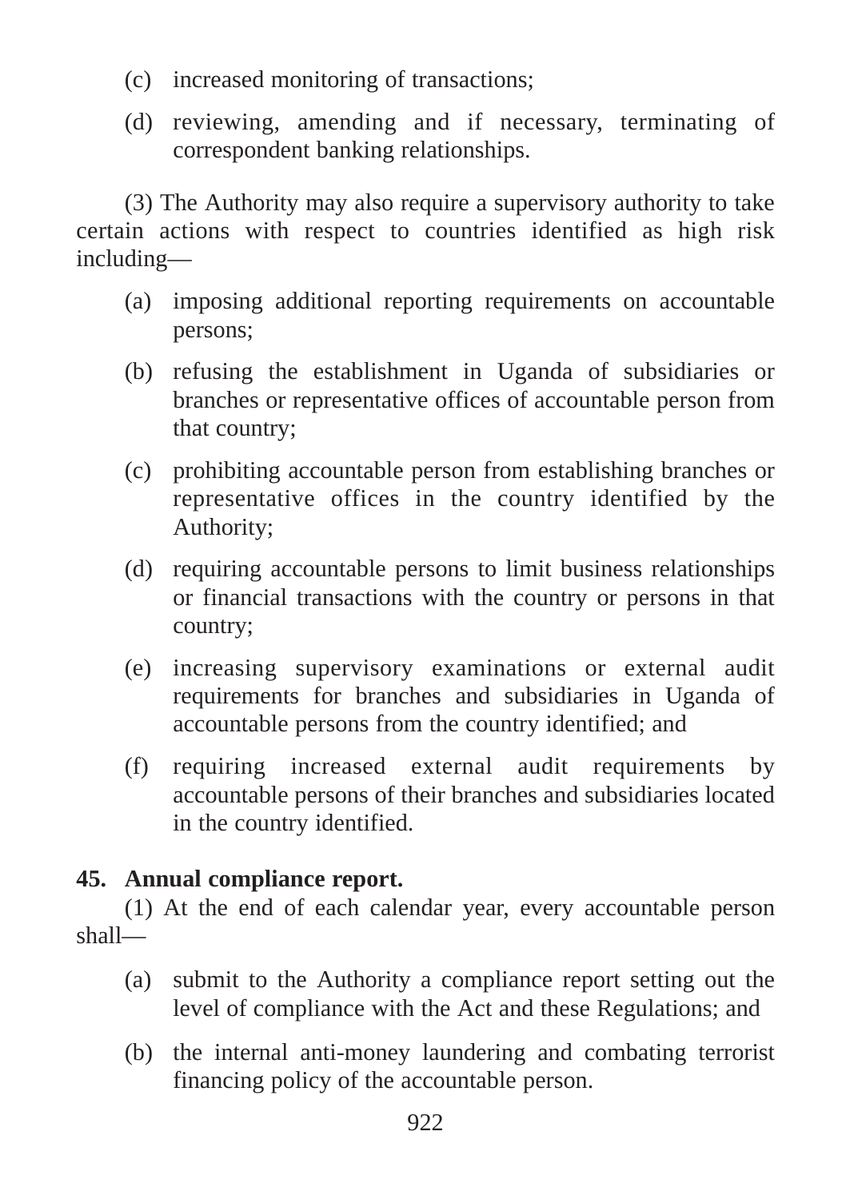(c) increased monitoring of transactions;

(d) reviewing, amending and if necessary, terminating of correspondent banking relationships.

(3) The Authority may also require a supervisory authority to take certain actions with respect to countries identified as high risk including—

(a) imposing additional reporting requirements on accountable persons;

(b) refusing the establishment in Uganda of subsidiaries or branches or representative offices of accountable person from that country;

(c) prohibiting accountable person from establishing branches or representative offices in the country identified by the Authority;

(d) requiring accountable persons to limit business relationships or financial transactions with the country or persons in that country;

(e) increasing supervisory examinations or external audit requirements for branches and subsidiaries in Uganda of accountable persons from the country identified; and

(f) requiring increased external audit requirements by accountable persons of their branches and subsidiaries located in the country identified.

**45. Annual compliance report.**

(1) At the end of each calendar year, every accountable person shall—

(a) submit to the Authority a compliance report setting out the level of compliance with the Act and these Regulations; and

(b) the internal anti-money laundering and combating terrorist financing policy of the accountable person.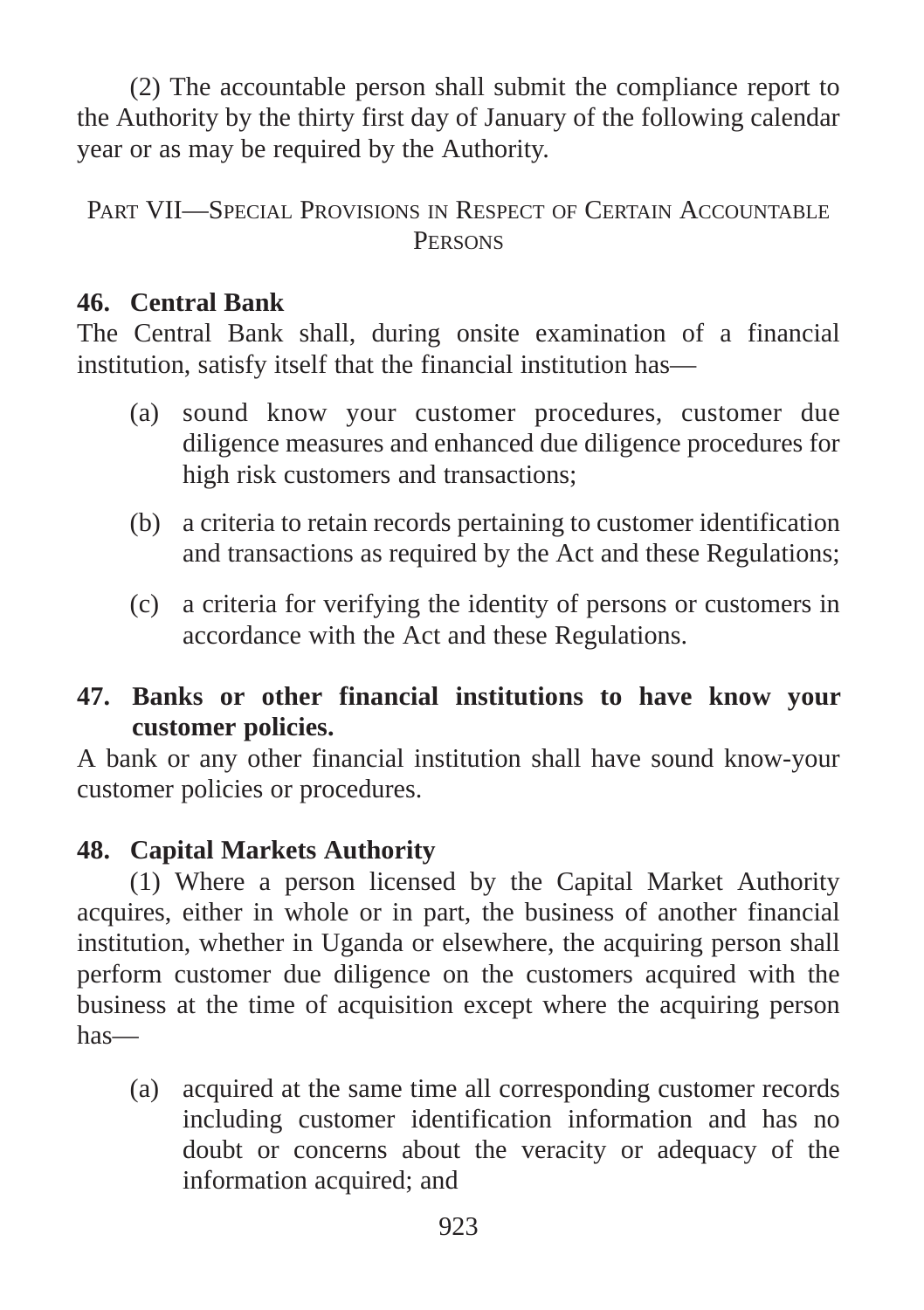(2) The accountable person shall submit the compliance report to the Authority by the thirty first day of January of the following calendar year or as may be required by the Authority.

## Part VII—Special Provisions in Respect of Certain Accountable Persons

### 46. Central Bank

The Central Bank shall, during onsite examination of a financial institution, satisfy itself that the financial institution has—

(a) sound know your customer procedures, customer due diligence measures and enhanced due diligence procedures for high risk customers and transactions;

(b) a criteria to retain records pertaining to customer identification and transactions as required by the Act and these Regulations;

(c) a criteria for verifying the identity of persons or customers in accordance with the Act and these Regulations.

### 47. Banks or other financial institutions to have know your customer policies.

A bank or any other financial institution shall have sound know-your customer policies or procedures.

### 48. Capital Markets Authority

(1) Where a person licensed by the Capital Market Authority acquires, either in whole or in part, the business of another financial institution, whether in Uganda or elsewhere, the acquiring person shall perform customer due diligence on the customers acquired with the business at the time of acquisition except where the acquiring person has—

(a) acquired at the same time all corresponding customer records including customer identification information and has no doubt or concerns about the veracity or adequacy of the information acquired; and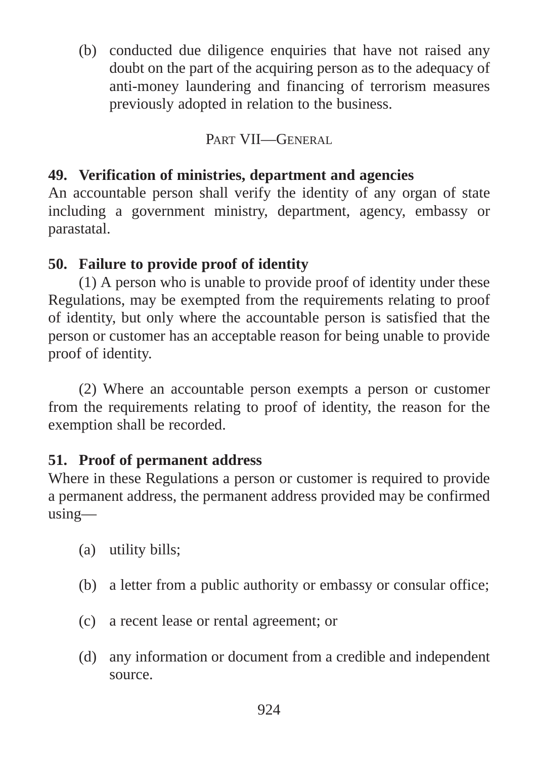(b) conducted due diligence enquiries that have not raised any doubt on the part of the acquiring person as to the adequacy of anti-money laundering and financing of terrorism measures previously adopted in relation to the business.

## PART VII—GENERAL

### 49. Verification of ministries, department and agencies

An accountable person shall verify the identity of any organ of state including a government ministry, department, agency, embassy or parastatal.

### 50. Failure to provide proof of identity

(1) A person who is unable to provide proof of identity under these Regulations, may be exempted from the requirements relating to proof of identity, but only where the accountable person is satisfied that the person or customer has an acceptable reason for being unable to provide proof of identity.

(2) Where an accountable person exempts a person or customer from the requirements relating to proof of identity, the reason for the exemption shall be recorded.

### 51. Proof of permanent address

Where in these Regulations a person or customer is required to provide a permanent address, the permanent address provided may be confirmed using—

(a) utility bills;

(b) a letter from a public authority or embassy or consular office;

(c) a recent lease or rental agreement; or

(d) any information or document from a credible and independent source.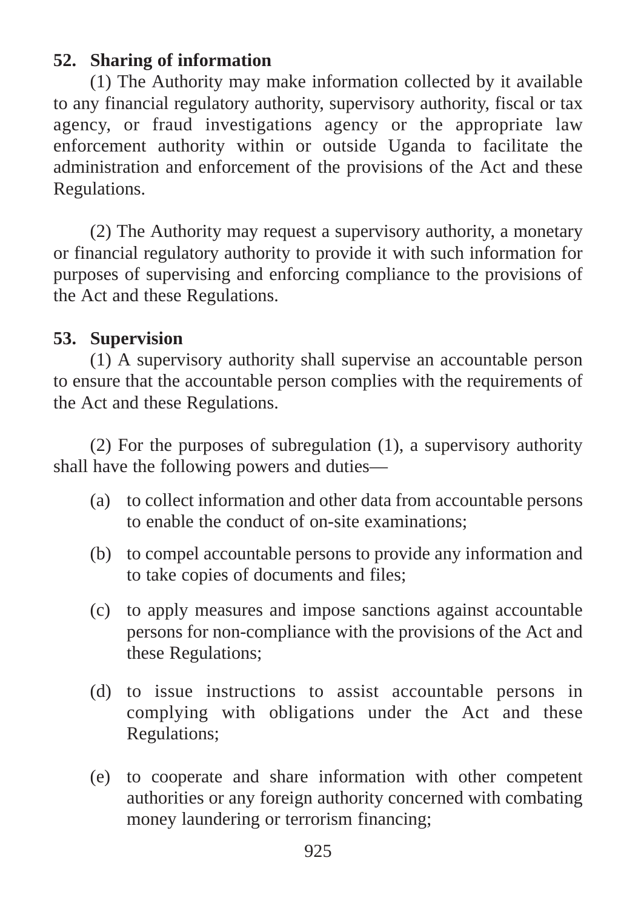**52. Sharing of information**

(1) The Authority may make information collected by it available to any financial regulatory authority, supervisory authority, fiscal or tax agency, or fraud investigations agency or the appropriate law enforcement authority within or outside Uganda to facilitate the administration and enforcement of the provisions of the Act and these Regulations.

(2) The Authority may request a supervisory authority, a monetary or financial regulatory authority to provide it with such information for purposes of supervising and enforcing compliance to the provisions of the Act and these Regulations.

**53. Supervision**

(1) A supervisory authority shall supervise an accountable person to ensure that the accountable person complies with the requirements of the Act and these Regulations.

(2) For the purposes of subregulation (1), a supervisory authority shall have the following powers and duties—

(a) to collect information and other data from accountable persons to enable the conduct of on-site examinations;

(b) to compel accountable persons to provide any information and to take copies of documents and files;

(c) to apply measures and impose sanctions against accountable persons for non-compliance with the provisions of the Act and these Regulations;

(d) to issue instructions to assist accountable persons in complying with obligations under the Act and these Regulations;

(e) to cooperate and share information with other competent authorities or any foreign authority concerned with combating money laundering or terrorism financing;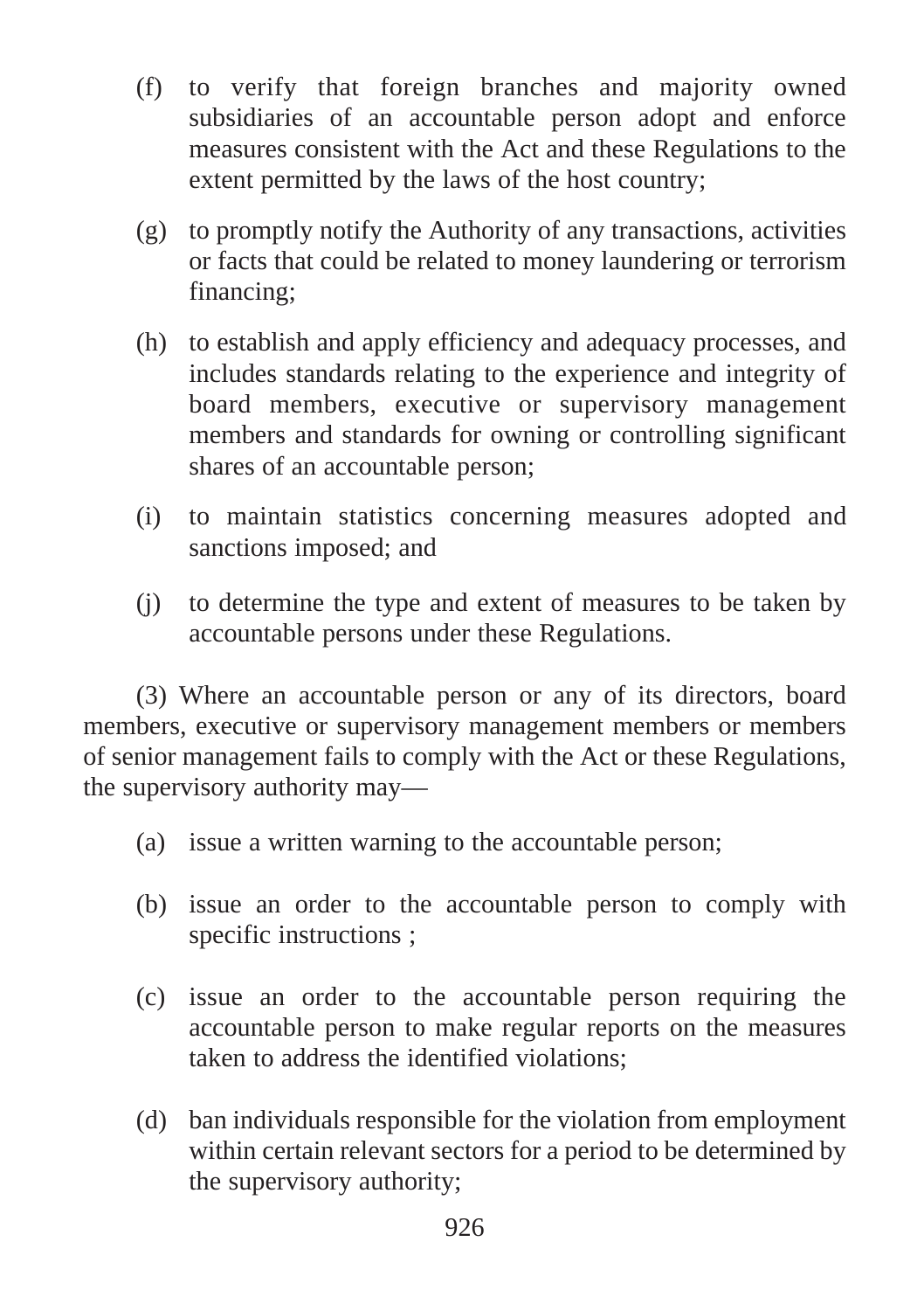(f) to verify that foreign branches and majority owned subsidiaries of an accountable person adopt and enforce measures consistent with the Act and these Regulations to the extent permitted by the laws of the host country;

(g) to promptly notify the Authority of any transactions, activities or facts that could be related to money laundering or terrorism financing;

(h) to establish and apply efficiency and adequacy processes, and includes standards relating to the experience and integrity of board members, executive or supervisory management members and standards for owning or controlling significant shares of an accountable person;

(i) to maintain statistics concerning measures adopted and sanctions imposed; and

(j) to determine the type and extent of measures to be taken by accountable persons under these Regulations.

(3) Where an accountable person or any of its directors, board members, executive or supervisory management members or members of senior management fails to comply with the Act or these Regulations, the supervisory authority may—

(a) issue a written warning to the accountable person;

(b) issue an order to the accountable person to comply with specific instructions ;

(c) issue an order to the accountable person requiring the accountable person to make regular reports on the measures taken to address the identified violations;

(d) ban individuals responsible for the violation from employment within certain relevant sectors for a period to be determined by the supervisory authority;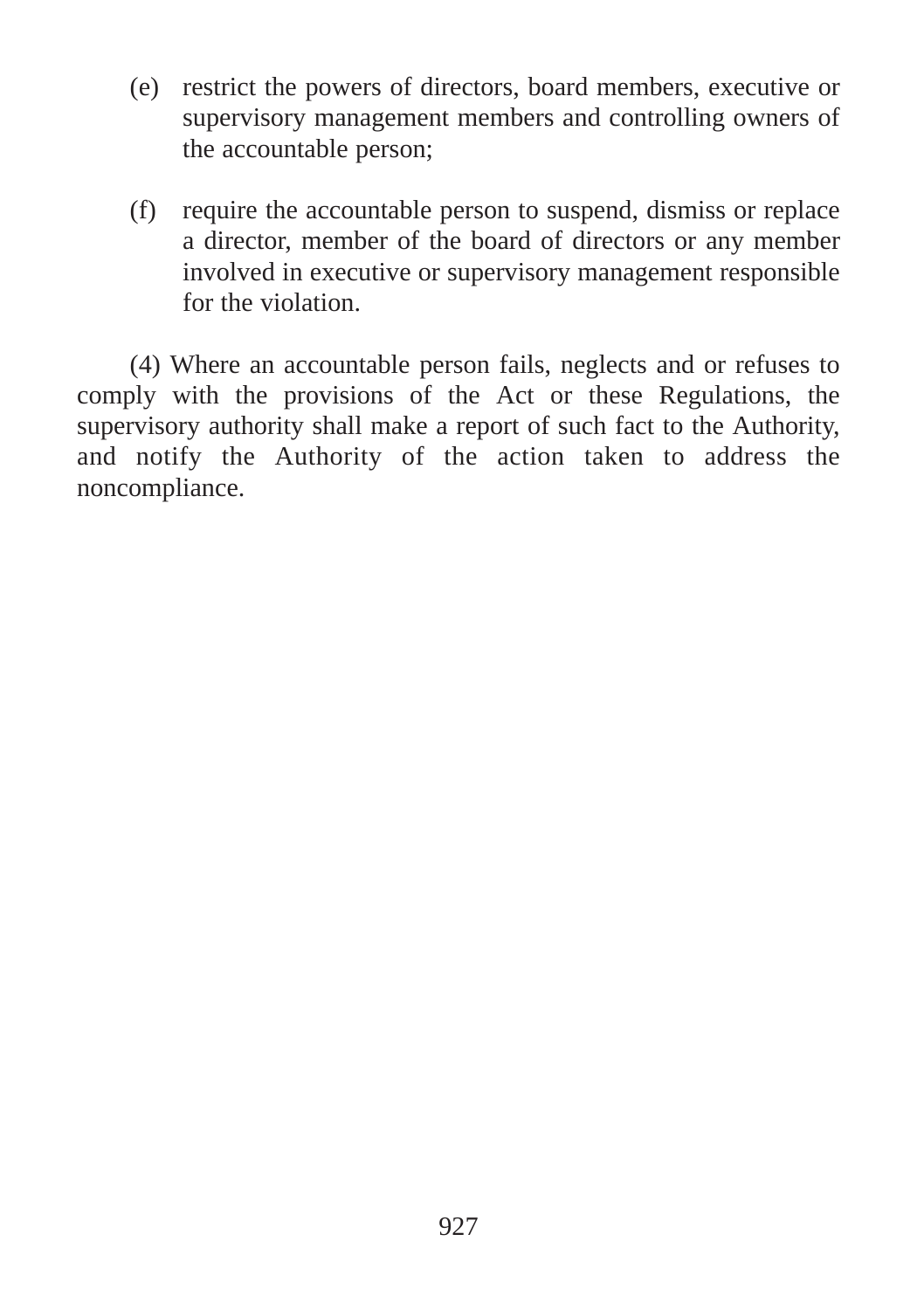(e) restrict the powers of directors, board members, executive or supervisory management members and controlling owners of the accountable person;

(f) require the accountable person to suspend, dismiss or replace a director, member of the board of directors or any member involved in executive or supervisory management responsible for the violation.

(4) Where an accountable person fails, neglects and or refuses to comply with the provisions of the Act or these Regulations, the supervisory authority shall make a report of such fact to the Authority, and notify the Authority of the action taken to address the noncompliance.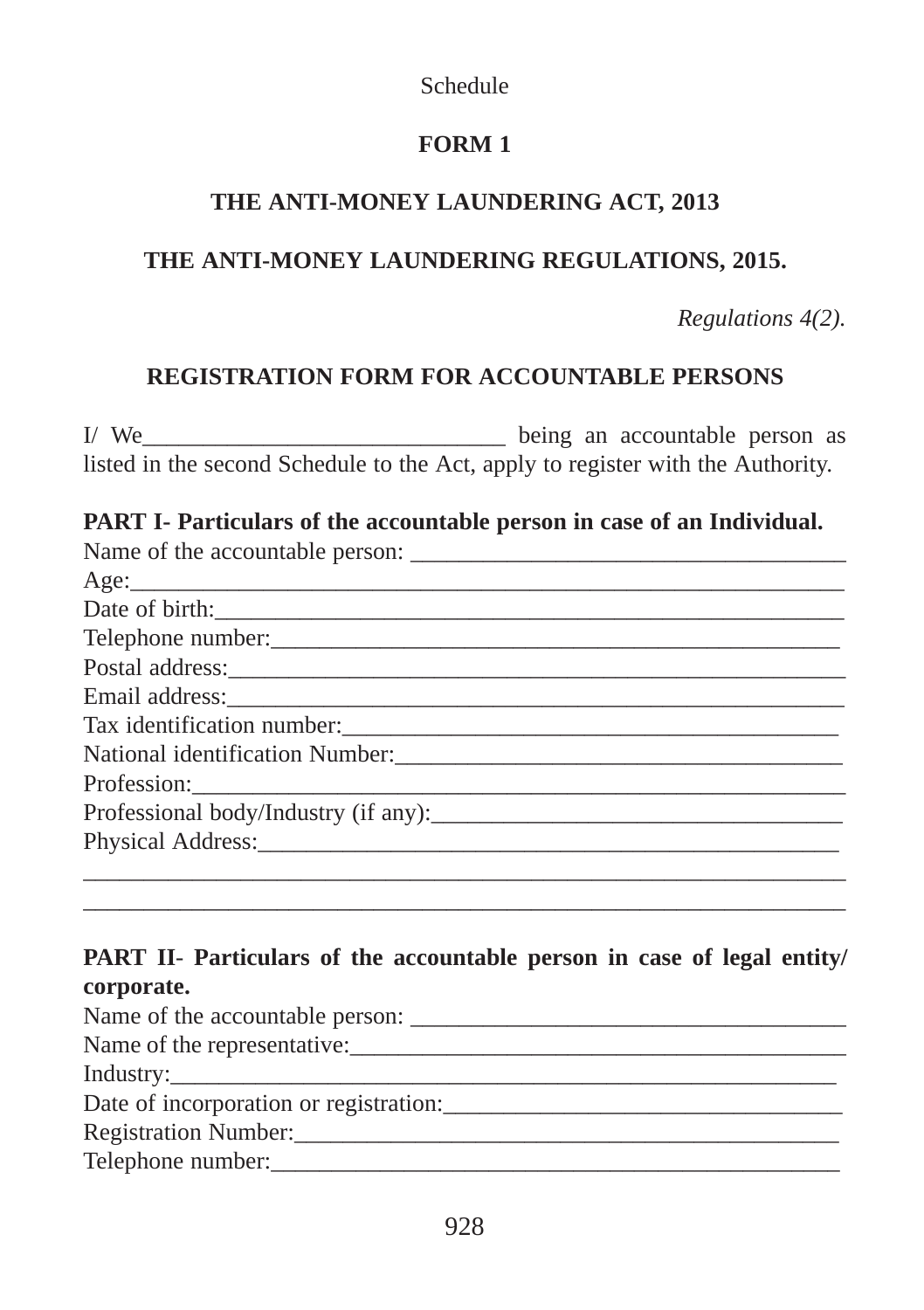Schedule

**FORM 1**

**THE ANTI-MONEY LAUNDERING ACT, 2013**

**THE ANTI-MONEY LAUNDERING REGULATIONS, 2015.**

*Regulations 4(2).*

**REGISTRATION FORM FOR ACCOUNTABLE PERSONS**

I/ We______________________________ being an accountable person as listed in the second Schedule to the Act, apply to register with the Authority.

**PART I- Particulars of the accountable person in case of an Individual.**

Name of the accountable person: ___________________________________

Age:___________________________________________________________

Date of birth:___________________________________________________

Telephone number:_______________________________________________

Postal address:__________________________________________________

Email address:__________________________________________________

Tax identification number:________________________________________

National identification Number:____________________________________

Profession:______________________________________________________

Professional body/Industry (if any):_________________________________

Physical Address:________________________________________________

_______________________________________________________________

_______________________________________________________________

**PART II- Particulars of the accountable person in case of legal entity/ corporate.**

Name of the accountable person: ___________________________________

Name of the representative:________________________________________

Industry:________________________________________________________

Date of incorporation or registration:________________________________

Registration Number:_____________________________________________

Telephone number:_______________________________________________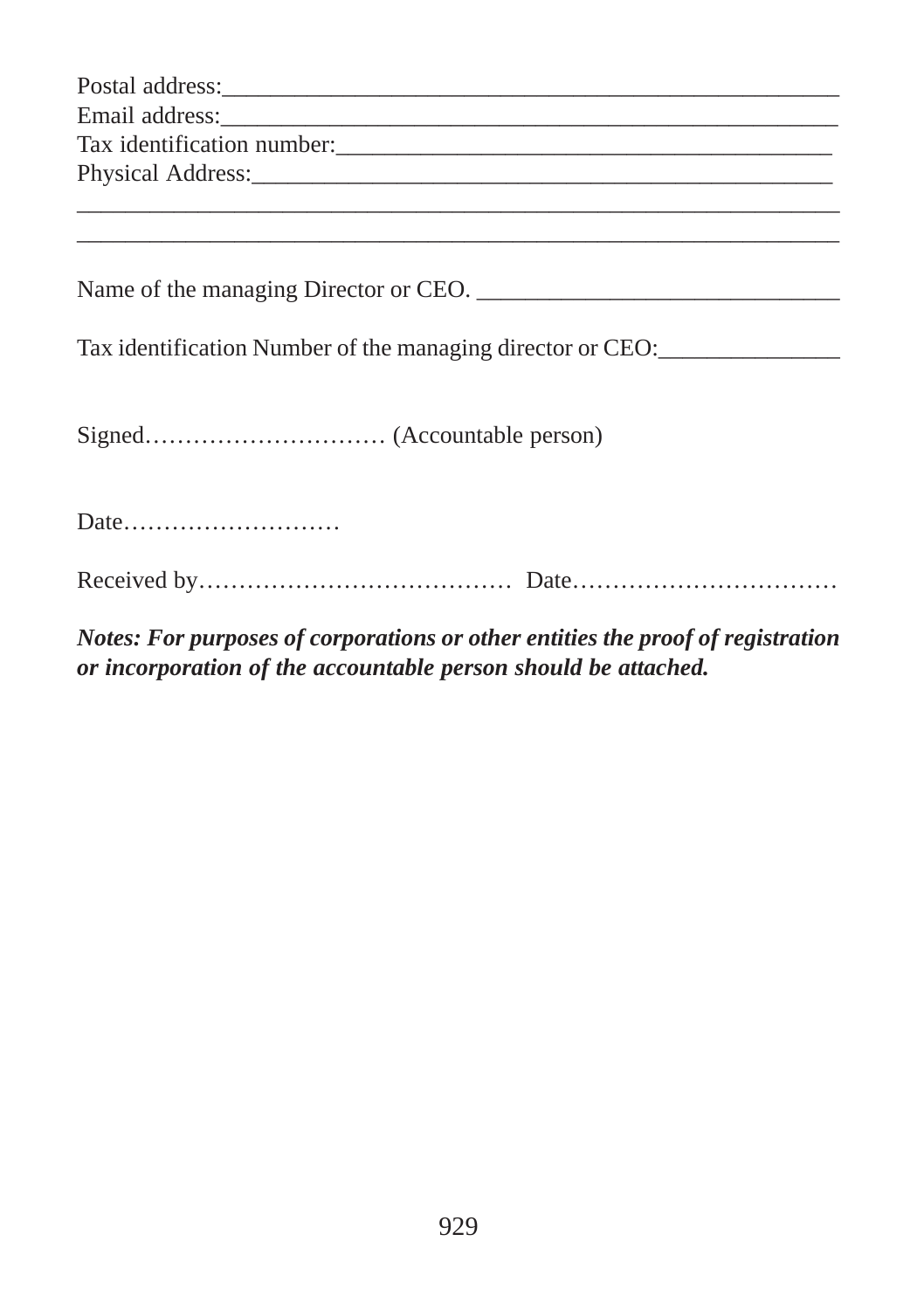Postal address:_____________________________________________________

Email address:_____________________________________________________

Tax identification number:_________________________________________

Physical Address:___________________________________________________

____________________________________________________________________

____________________________________________________________________

Name of the managing Director or CEO. ______________________________

Tax identification Number of the managing director or CEO:_______________

Signed………………………… (Accountable person)

Date………………………

Received by………………………………… Date……………………………

***Notes: For purposes of corporations or other entities the proof of registration or incorporation of the accountable person should be attached.***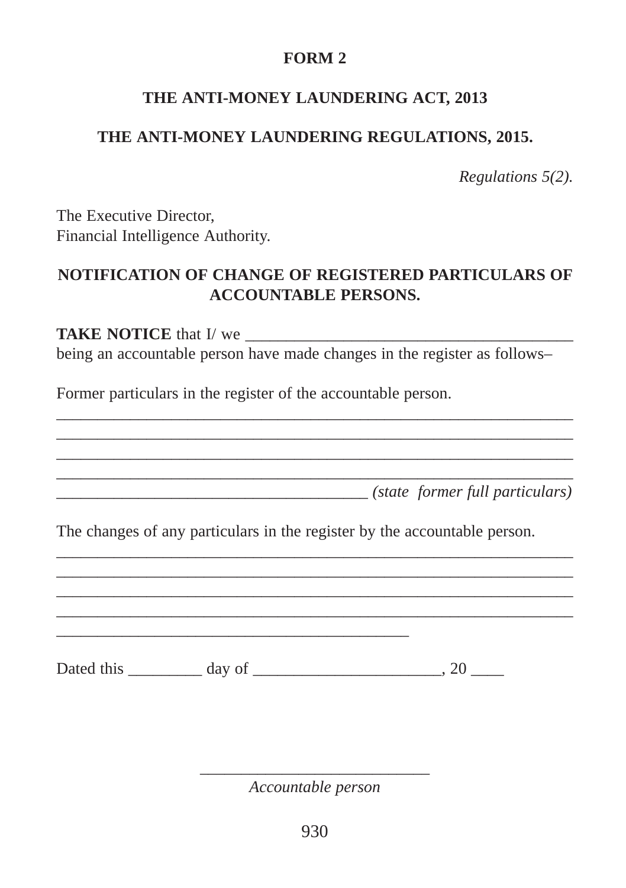**FORM 2**

**THE ANTI-MONEY LAUNDERING ACT, 2013**

**THE ANTI-MONEY LAUNDERING REGULATIONS, 2015.**

*Regulations 5(2).*

The Executive Director,
Financial Intelligence Authority.

**NOTIFICATION OF CHANGE OF REGISTERED PARTICULARS OF ACCOUNTABLE PERSONS.**

**TAKE NOTICE** that I/ we ________________________________________ being an accountable person have made changes in the register as follows–

Former particulars in the register of the accountable person.
_______________________________________________________________
_______________________________________________________________
_______________________________________________________________
_______________________________________________________________
______________________________________ *(state former full particulars)*

The changes of any particulars in the register by the accountable person.
_______________________________________________________________
_______________________________________________________________
_______________________________________________________________
_______________________________________________________________
___________________________________________

Dated this _________ day of ______________________, 20 ____

___________________________
*Accountable person*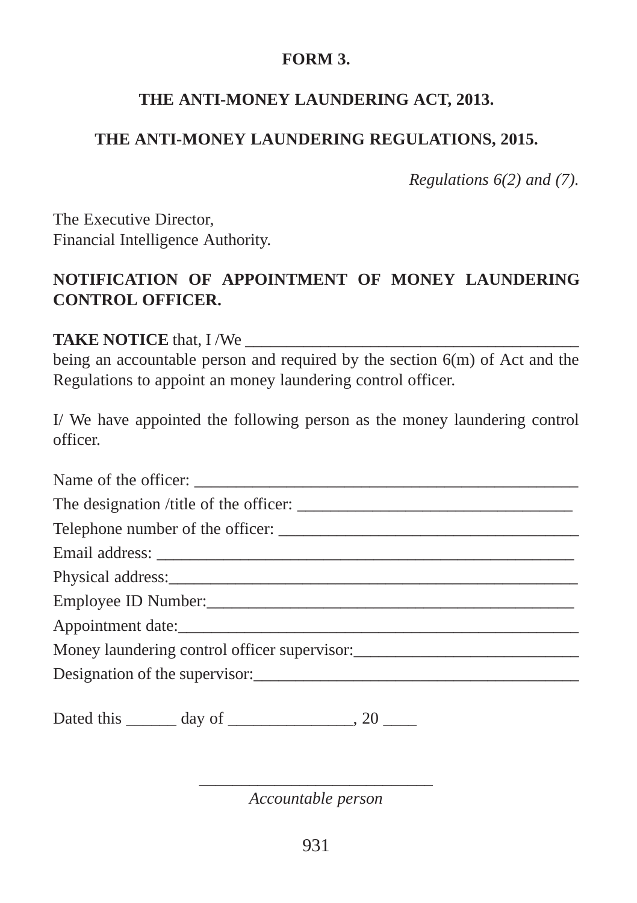**FORM 3.**

**THE ANTI-MONEY LAUNDERING ACT, 2013.**

**THE ANTI-MONEY LAUNDERING REGULATIONS, 2015.**

*Regulations 6(2) and (7).*

The Executive Director,
Financial Intelligence Authority.

**NOTIFICATION OF APPOINTMENT OF MONEY LAUNDERING CONTROL OFFICER.**

**TAKE NOTICE** that, I /We ________________________________________ being an accountable person and required by the section 6(m) of Act and the Regulations to appoint an money laundering control officer.

I/ We have appointed the following person as the money laundering control officer.

Name of the officer: _______________________________________________

The designation /title of the officer: ________________________________

Telephone number of the officer: __________________________________

Email address: ________________________________________________

Physical address:_______________________________________________

Employee ID Number:____________________________________________

Appointment date:_______________________________________________

Money laundering control officer supervisor:__________________________

Designation of the supervisor:_____________________________________

Dated this ______ day of ______________, 20 ____

___________________________
*Accountable person*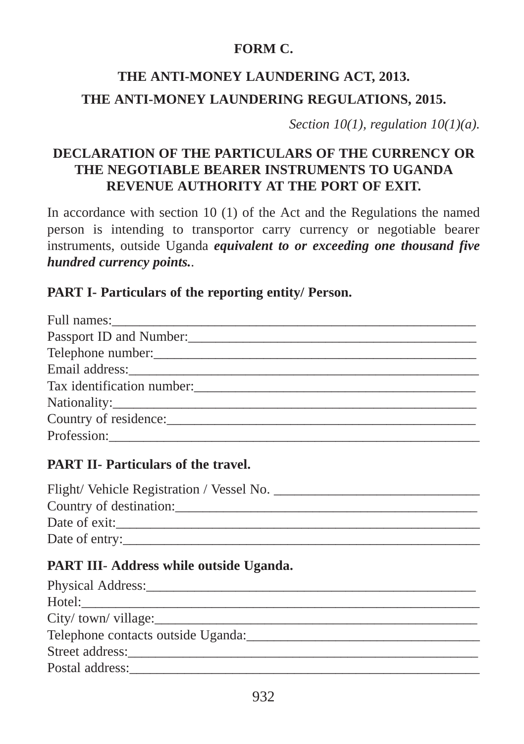**FORM C.**

**THE ANTI-MONEY LAUNDERING ACT, 2013.**

**THE ANTI-MONEY LAUNDERING REGULATIONS, 2015.**

*Section 10(1), regulation 10(1)(a).*

**DECLARATION OF THE PARTICULARS OF THE CURRENCY OR THE NEGOTIABLE BEARER INSTRUMENTS TO UGANDA REVENUE AUTHORITY AT THE PORT OF EXIT.**

In accordance with section 10 (1) of the Act and the Regulations the named person is intending to transportor carry currency or negotiable bearer instruments, outside Uganda ***equivalent to or exceeding one thousand five hundred currency points.***.

**PART I- Particulars of the reporting entity/ Person.**

Full names:\_\_\_\_\_\_\_\_\_\_\_\_\_\_\_\_\_\_\_\_\_\_\_\_\_\_\_\_\_\_\_\_\_\_\_\_\_\_\_\_\_\_\_\_\_\_\_\_\_\_\_\_
Passport ID and Number:\_\_\_\_\_\_\_\_\_\_\_\_\_\_\_\_\_\_\_\_\_\_\_\_\_\_\_\_\_\_\_\_\_\_\_\_\_\_\_\_\_\_
Telephone number:\_\_\_\_\_\_\_\_\_\_\_\_\_\_\_\_\_\_\_\_\_\_\_\_\_\_\_\_\_\_\_\_\_\_\_\_\_\_\_\_\_\_\_\_\_\_
Email address:\_\_\_\_\_\_\_\_\_\_\_\_\_\_\_\_\_\_\_\_\_\_\_\_\_\_\_\_\_\_\_\_\_\_\_\_\_\_\_\_\_\_\_\_\_\_\_\_\_\_
Tax identification number:\_\_\_\_\_\_\_\_\_\_\_\_\_\_\_\_\_\_\_\_\_\_\_\_\_\_\_\_\_\_\_\_\_\_\_\_\_\_\_\_
Nationality:\_\_\_\_\_\_\_\_\_\_\_\_\_\_\_\_\_\_\_\_\_\_\_\_\_\_\_\_\_\_\_\_\_\_\_\_\_\_\_\_\_\_\_\_\_\_\_\_\_\_\_\_
Country of residence:\_\_\_\_\_\_\_\_\_\_\_\_\_\_\_\_\_\_\_\_\_\_\_\_\_\_\_\_\_\_\_\_\_\_\_\_\_\_\_\_\_\_\_\_
Profession:\_\_\_\_\_\_\_\_\_\_\_\_\_\_\_\_\_\_\_\_\_\_\_\_\_\_\_\_\_\_\_\_\_\_\_\_\_\_\_\_\_\_\_\_\_\_\_\_\_\_\_\_\_\_

**PART II- Particulars of the travel.**

Flight/ Vehicle Registration / Vessel No. \_\_\_\_\_\_\_\_\_\_\_\_\_\_\_\_\_\_\_\_\_\_\_\_\_\_\_\_\_\_
Country of destination:\_\_\_\_\_\_\_\_\_\_\_\_\_\_\_\_\_\_\_\_\_\_\_\_\_\_\_\_\_\_\_\_\_\_\_\_\_\_\_\_\_\_\_\_
Date of exit:\_\_\_\_\_\_\_\_\_\_\_\_\_\_\_\_\_\_\_\_\_\_\_\_\_\_\_\_\_\_\_\_\_\_\_\_\_\_\_\_\_\_\_\_\_\_\_\_\_\_\_\_\_
Date of entry:\_\_\_\_\_\_\_\_\_\_\_\_\_\_\_\_\_\_\_\_\_\_\_\_\_\_\_\_\_\_\_\_\_\_\_\_\_\_\_\_\_\_\_\_\_\_\_\_\_\_\_\_

**PART III- Address while outside Uganda.**

Physical Address:\_\_\_\_\_\_\_\_\_\_\_\_\_\_\_\_\_\_\_\_\_\_\_\_\_\_\_\_\_\_\_\_\_\_\_\_\_\_\_\_\_\_\_\_\_\_\_\_
Hotel:\_\_\_\_\_\_\_\_\_\_\_\_\_\_\_\_\_\_\_\_\_\_\_\_\_\_\_\_\_\_\_\_\_\_\_\_\_\_\_\_\_\_\_\_\_\_\_\_\_\_\_\_\_\_\_\_\_\_
City/ town/ village:\_\_\_\_\_\_\_\_\_\_\_\_\_\_\_\_\_\_\_\_\_\_\_\_\_\_\_\_\_\_\_\_\_\_\_\_\_\_\_\_\_\_\_\_\_\_\_
Telephone contacts outside Uganda:\_\_\_\_\_\_\_\_\_\_\_\_\_\_\_\_\_\_\_\_\_\_\_\_\_\_\_\_\_\_\_\_\_\_
Street address:\_\_\_\_\_\_\_\_\_\_\_\_\_\_\_\_\_\_\_\_\_\_\_\_\_\_\_\_\_\_\_\_\_\_\_\_\_\_\_\_\_\_\_\_\_\_\_\_\_\_
Postal address:\_\_\_\_\_\_\_\_\_\_\_\_\_\_\_\_\_\_\_\_\_\_\_\_\_\_\_\_\_\_\_\_\_\_\_\_\_\_\_\_\_\_\_\_\_\_\_\_\_\_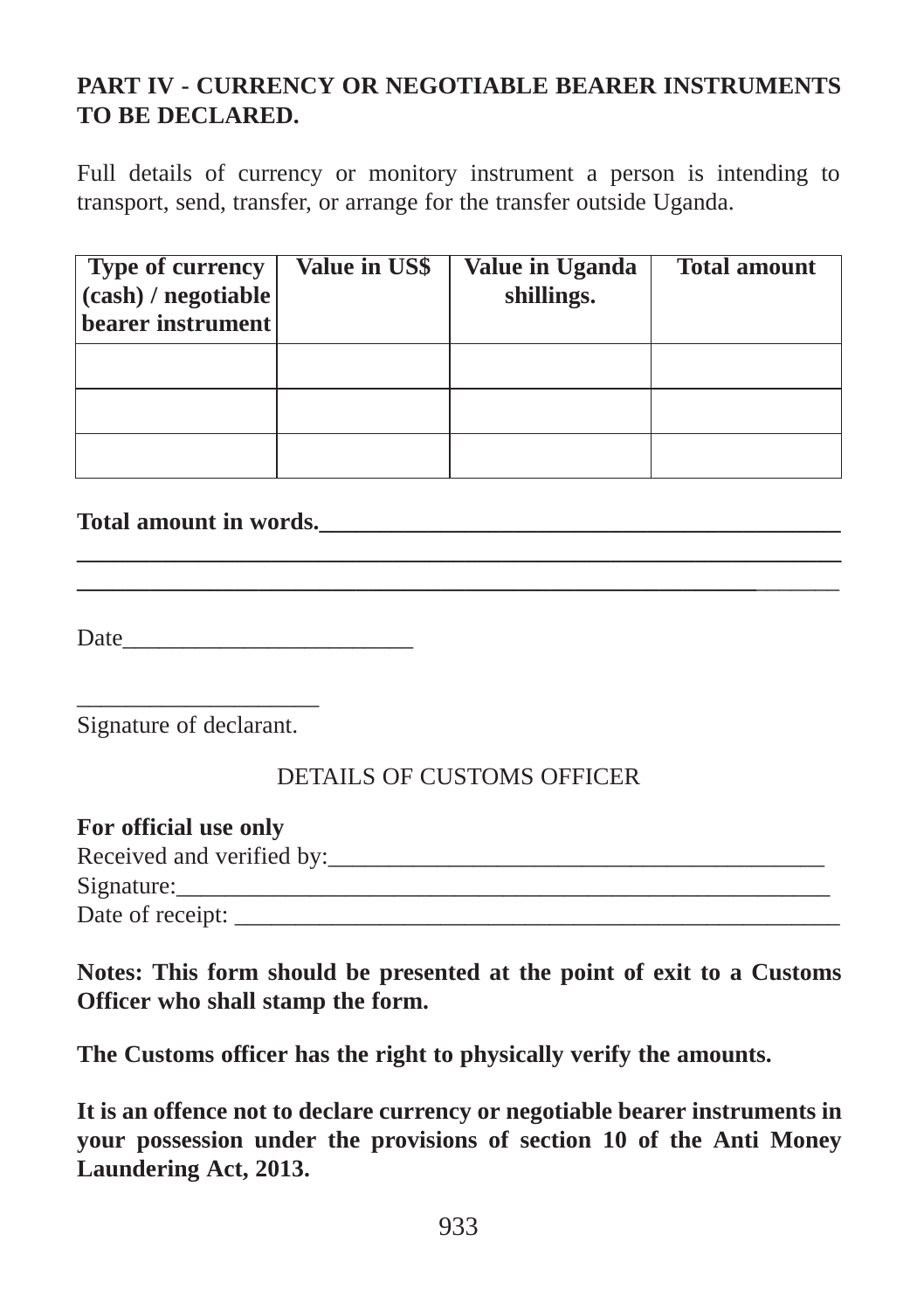**PART IV - CURRENCY OR NEGOTIABLE BEARER INSTRUMENTS TO BE DECLARED.**

Full details of currency or monitory instrument a person is intending to transport, send, transfer, or arrange for the transfer outside Uganda.

| Type of currency (cash) / negotiable bearer instrument | Value in US$ | Value in Uganda shillings. | Total amount |
|---|---|---|---|
| | | | |
| | | | |
| | | | |

**Total amount in words.**______________________________________________
____________________________________________________________
____________________________________________________________

Date________________________

____________________
Signature of declarant.

DETAILS OF CUSTOMS OFFICER

**For official use only**
Received and verified by:_________________________________________
Signature:_________________________________________________________
Date of receipt: ____________________________________________________

**Notes: This form should be presented at the point of exit to a Customs Officer who shall stamp the form.**

**The Customs officer has the right to physically verify the amounts.**

**It is an offence not to declare currency or negotiable bearer instruments in your possession under the provisions of section 10 of the Anti Money Laundering Act, 2013.**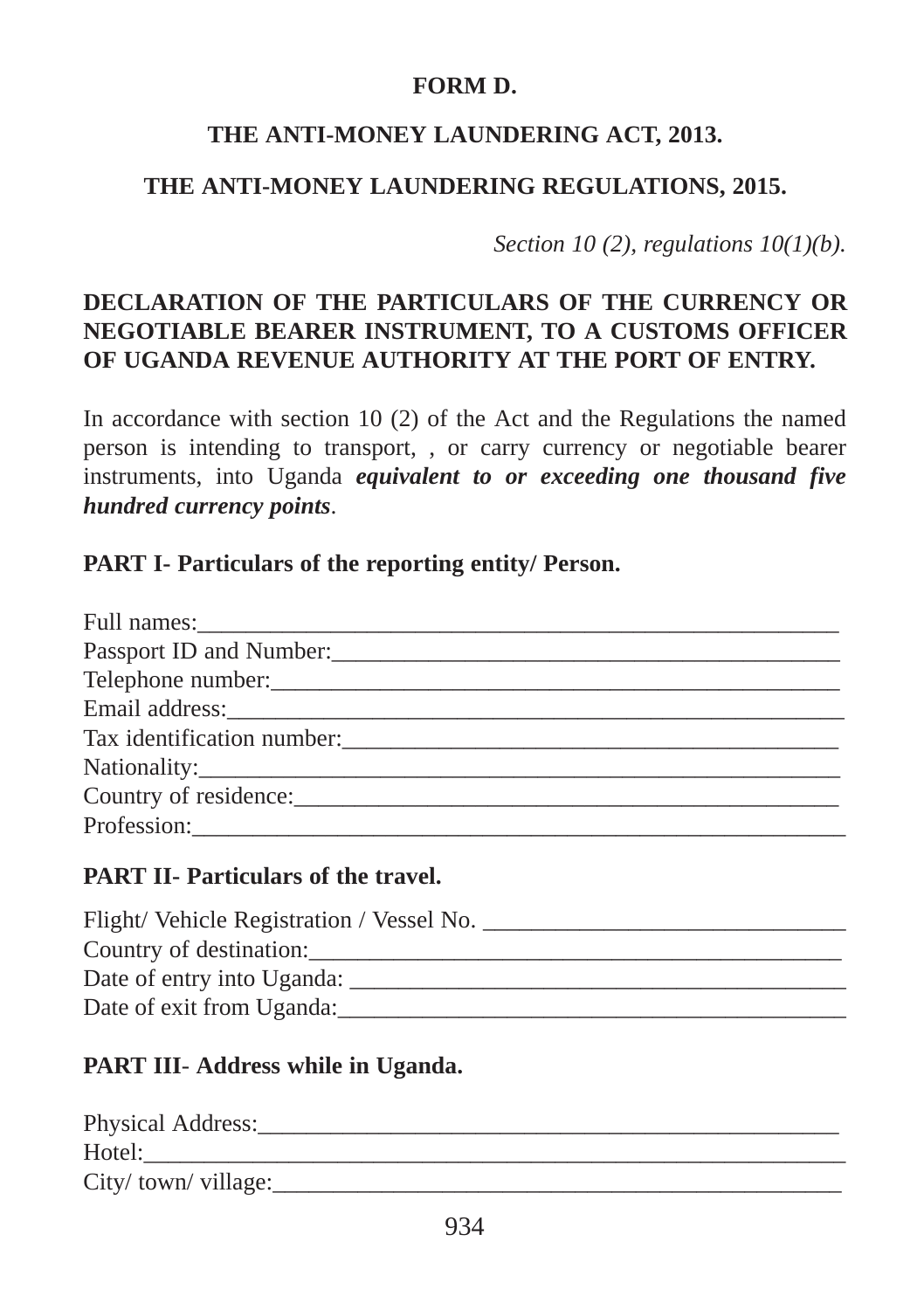**FORM D.**

**THE ANTI-MONEY LAUNDERING ACT, 2013.**

**THE ANTI-MONEY LAUNDERING REGULATIONS, 2015.**

*Section 10 (2), regulations 10(1)(b).*

**DECLARATION OF THE PARTICULARS OF THE CURRENCY OR NEGOTIABLE BEARER INSTRUMENT, TO A CUSTOMS OFFICER OF UGANDA REVENUE AUTHORITY AT THE PORT OF ENTRY.**

In accordance with section 10 (2) of the Act and the Regulations the named person is intending to transport, , or carry currency or negotiable bearer instruments, into Uganda ***equivalent to or exceeding one thousand five hundred currency points***.

**PART I- Particulars of the reporting entity/ Person.**

Full names:_______________________________________________________

Passport ID and Number:____________________________________________

Telephone number:_________________________________________________

Email address:_____________________________________________________

Tax identification number:___________________________________________

Nationality:_______________________________________________________

Country of residence:_______________________________________________

Profession:________________________________________________________

**PART II- Particulars of the travel.**

Flight/ Vehicle Registration / Vessel No. ______________________________

Country of destination:______________________________________________

Date of entry into Uganda: ___________________________________________

Date of exit from Uganda:____________________________________________

**PART III- Address while in Uganda.**

Physical Address:__________________________________________________

Hotel:____________________________________________________________

City/ town/ village:_________________________________________________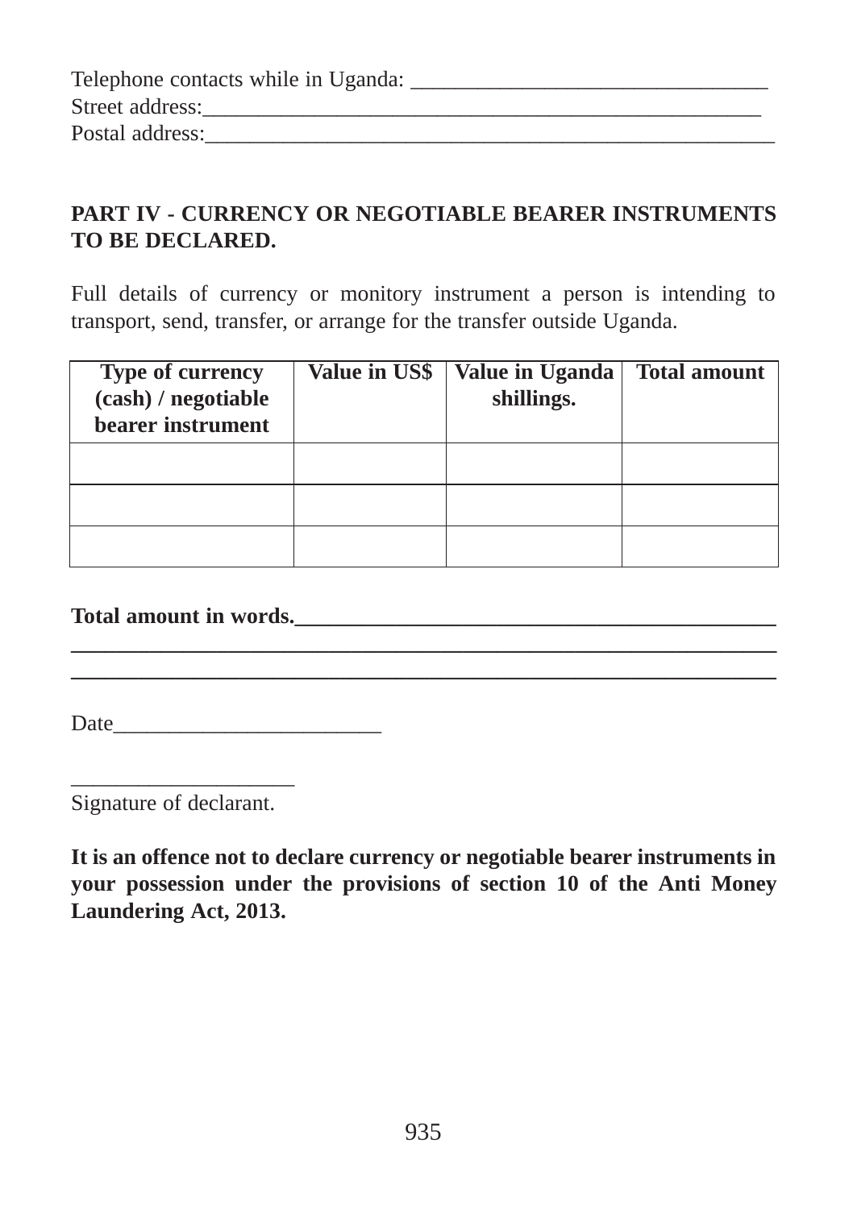Telephone contacts while in Uganda: ________________________________

Street address:___________________________________________________

Postal address:___________________________________________________

**PART IV - CURRENCY OR NEGOTIABLE BEARER INSTRUMENTS TO BE DECLARED.**

Full details of currency or monitory instrument a person is intending to transport, send, transfer, or arrange for the transfer outside Uganda.

| Type of currency (cash) / negotiable bearer instrument | Value in US$ | Value in Uganda shillings. | Total amount |
|---|---|---|---|
| | | | |
| | | | |
| | | | |

**Total amount in words.___________________________________________**

**___________________________________________________________**

**___________________________________________________________**

Date________________________

____________________

Signature of declarant.

**It is an offence not to declare currency or negotiable bearer instruments in your possession under the provisions of section 10 of the Anti Money Laundering Act, 2013.**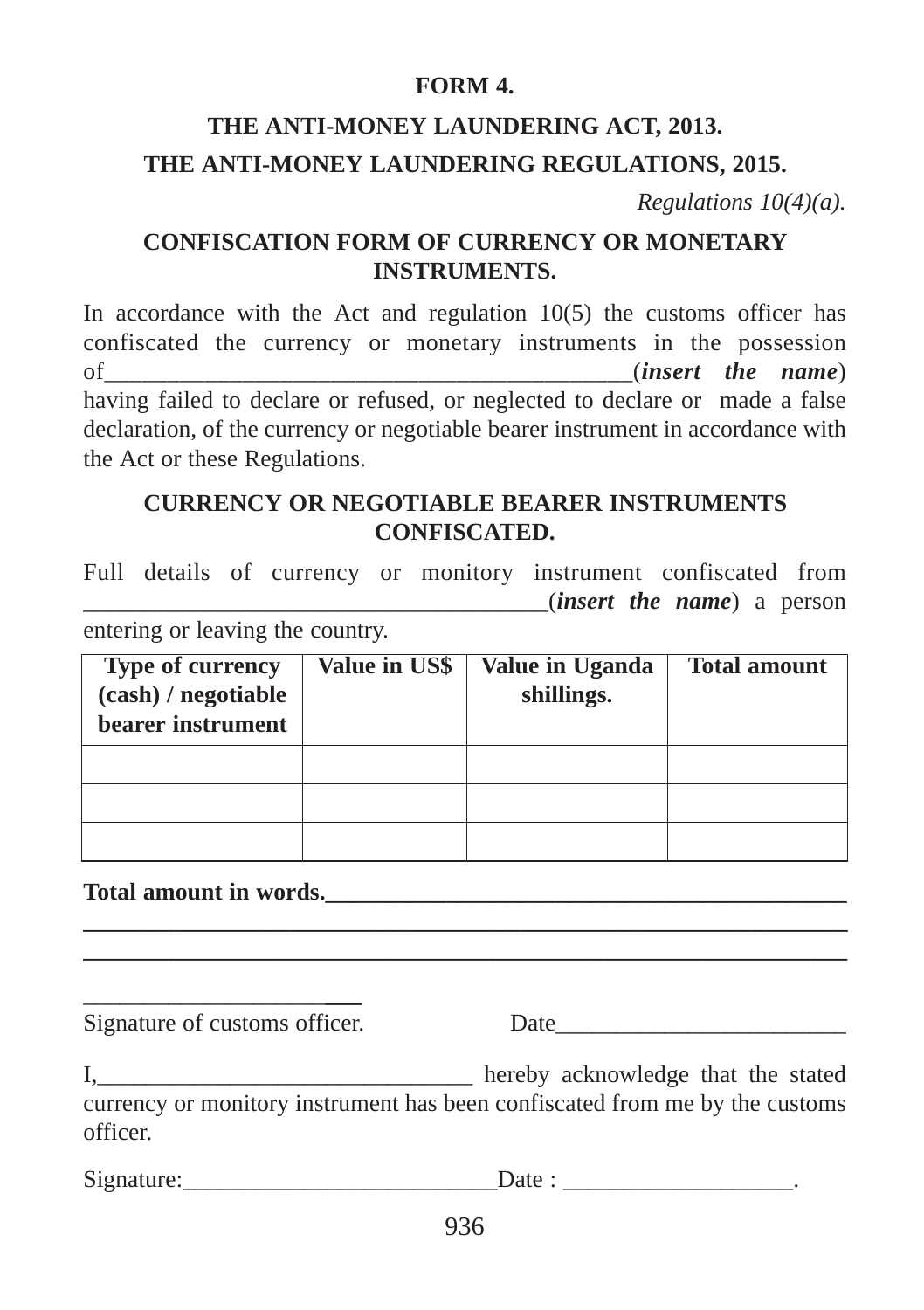**FORM 4.**

**THE ANTI-MONEY LAUNDERING ACT, 2013.**

**THE ANTI-MONEY LAUNDERING REGULATIONS, 2015.**

*Regulations 10(4)(a).*

**CONFISCATION FORM OF CURRENCY OR MONETARY INSTRUMENTS.**

In accordance with the Act and regulation 10(5) the customs officer has confiscated the currency or monetary instruments in the possession of__________________________________________(***insert the name***) having failed to declare or refused, or neglected to declare or made a false declaration, of the currency or negotiable bearer instrument in accordance with the Act or these Regulations.

**CURRENCY OR NEGOTIABLE BEARER INSTRUMENTS CONFISCATED.**

Full details of currency or monitory instrument confiscated from ______________________________________(***insert the name***) a person entering or leaving the country.

| Type of currency (cash) / negotiable bearer instrument | Value in US$ | Value in Uganda shillings. | Total amount |
|---|---|---|---|
| | | | |
| | | | |
| | | | |

**Total amount in words.**_____________________________________________
________________________________________________________________
________________________________________________________________

________________________
Signature of customs officer. Date________________________

I,_______________________________ hereby acknowledge that the stated currency or monitory instrument has been confiscated from me by the customs officer.

Signature:__________________________Date : ___________________.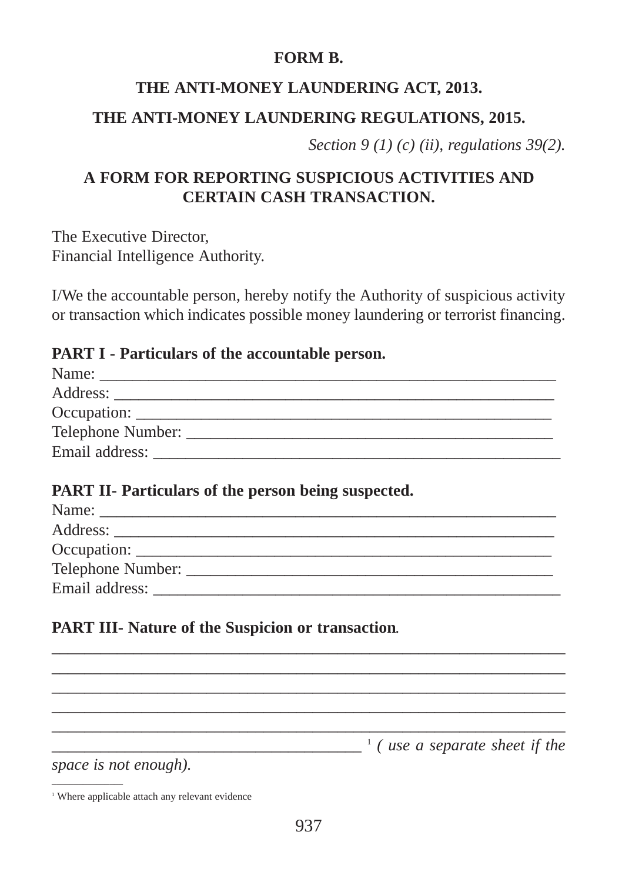**FORM B.**

**THE ANTI-MONEY LAUNDERING ACT, 2013.**

**THE ANTI-MONEY LAUNDERING REGULATIONS, 2015.**

*Section 9 (1) (c) (ii), regulations 39(2).*

**A FORM FOR REPORTING SUSPICIOUS ACTIVITIES AND CERTAIN CASH TRANSACTION.**

The Executive Director,  
Financial Intelligence Authority.

I/We the accountable person, hereby notify the Authority of suspicious activity or transaction which indicates possible money laundering or terrorist financing.

**PART I - Particulars of the accountable person.**

Name: ________________________________________________________

Address: ______________________________________________________

Occupation: ___________________________________________________

Telephone Number: _____________________________________________

Email address: _________________________________________________

**PART II- Particulars of the person being suspected.**

Name: ________________________________________________________

Address: ______________________________________________________

Occupation: ___________________________________________________

Telephone Number: _____________________________________________

Email address: _________________________________________________

**PART III- Nature of the Suspicion or transaction.**

_______________________________________________________________

_______________________________________________________________

_______________________________________________________________

_______________________________________________________________

_______________________________________________________________

______________________________________ [1] *( use a separate sheet if the space is not enough).*

---

[1] Where applicable attach any relevant evidence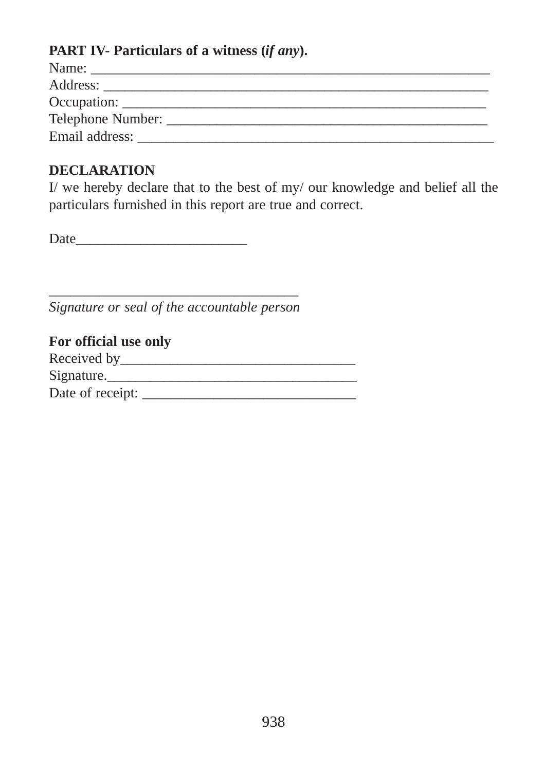**PART IV- Particulars of a witness (*if any*).**

Name: ____________________________________________________

Address: __________________________________________________

Occupation: _______________________________________________

Telephone Number: _________________________________________

Email address: ____________________________________________

**DECLARATION**

I/ we hereby declare that to the best of my/ our knowledge and belief all the particulars furnished in this report are true and correct.

Date________________________

___________________________________

*Signature or seal of the accountable person*

**For official use only**

Received by_________________________________

Signature.__________________________________

Date of receipt: ____________________________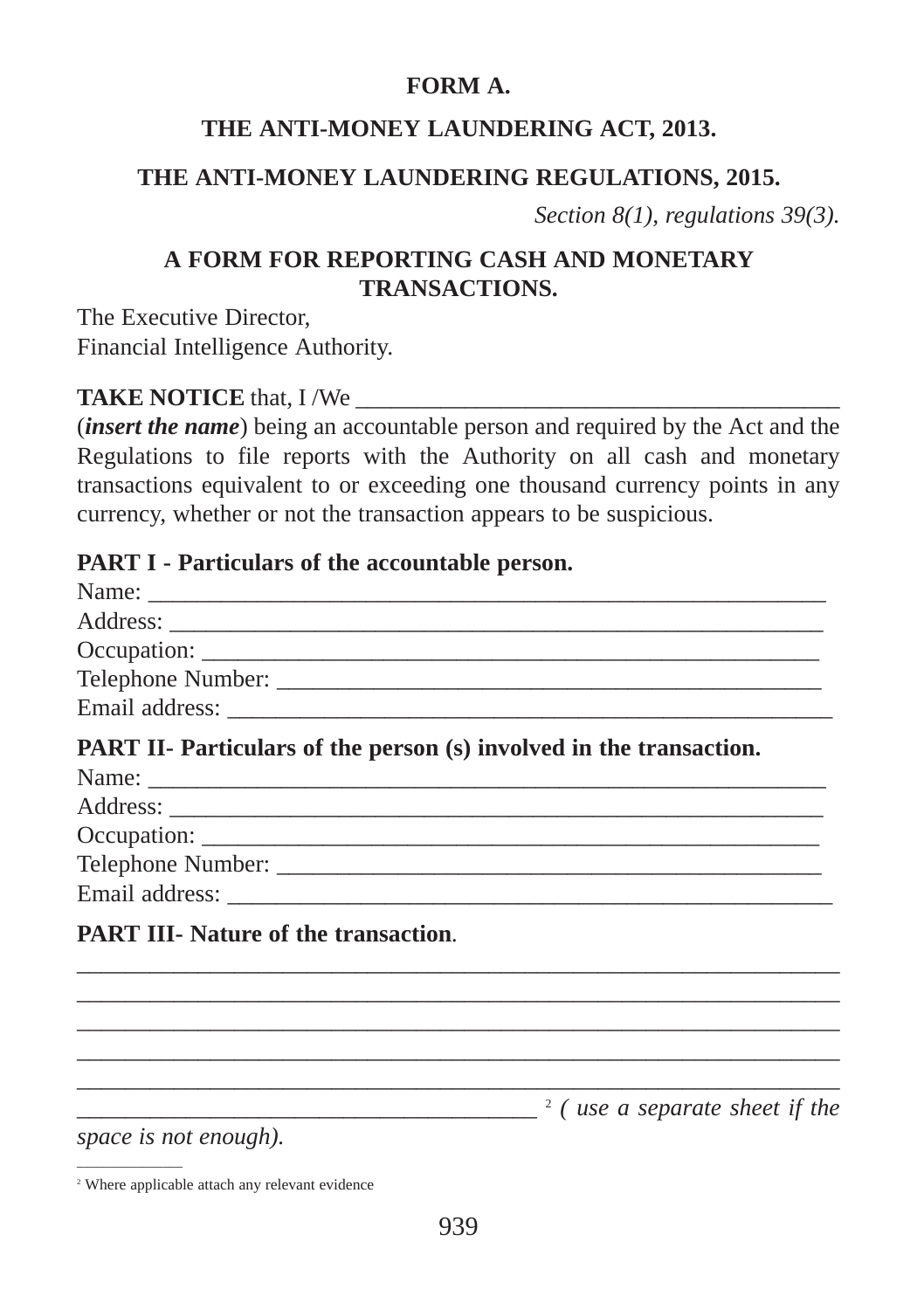**FORM A.**

**THE ANTI-MONEY LAUNDERING ACT, 2013.**

**THE ANTI-MONEY LAUNDERING REGULATIONS, 2015.**

*Section 8(1), regulations 39(3).*

**A FORM FOR REPORTING CASH AND MONETARY TRANSACTIONS.**

The Executive Director,
Financial Intelligence Authority.

**TAKE NOTICE** that, I /We ________________________________________ (***insert the name***) being an accountable person and required by the Act and the Regulations to file reports with the Authority on all cash and monetary transactions equivalent to or exceeding one thousand currency points in any currency, whether or not the transaction appears to be suspicious.

**PART I - Particulars of the accountable person.**

Name: ____________________________________________________________
Address: __________________________________________________________
Occupation: ________________________________________________________
Telephone Number: __________________________________________________
Email address: ______________________________________________________

**PART II- Particulars of the person (s) involved in the transaction.**

Name: ____________________________________________________________
Address: __________________________________________________________
Occupation: ________________________________________________________
Telephone Number: __________________________________________________
Email address: ______________________________________________________

**PART III- Nature of the transaction.**

__________________________________________________________________
__________________________________________________________________
__________________________________________________________________
__________________________________________________________________
__________________________________________________________________
________________________________________ [2] *( use a separate sheet if the space is not enough).*

---

[2] Where applicable attach any relevant evidence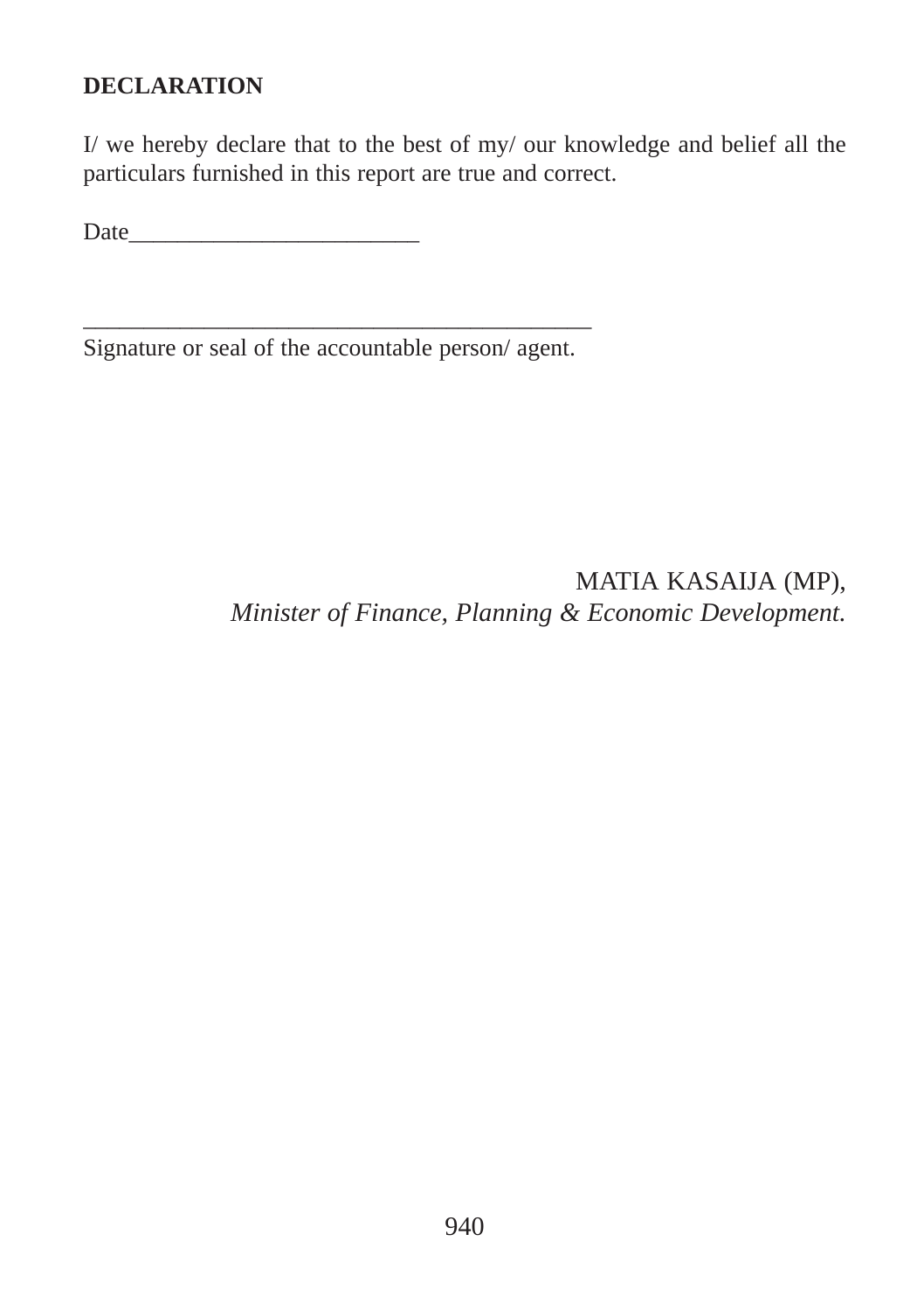**DECLARATION**

I/ we hereby declare that to the best of my/ our knowledge and belief all the particulars furnished in this report are true and correct.

Date________________________

___________________________________________
Signature or seal of the accountable person/ agent.

MATIA KASAIJA (MP),
*Minister of Finance, Planning & Economic Development.*